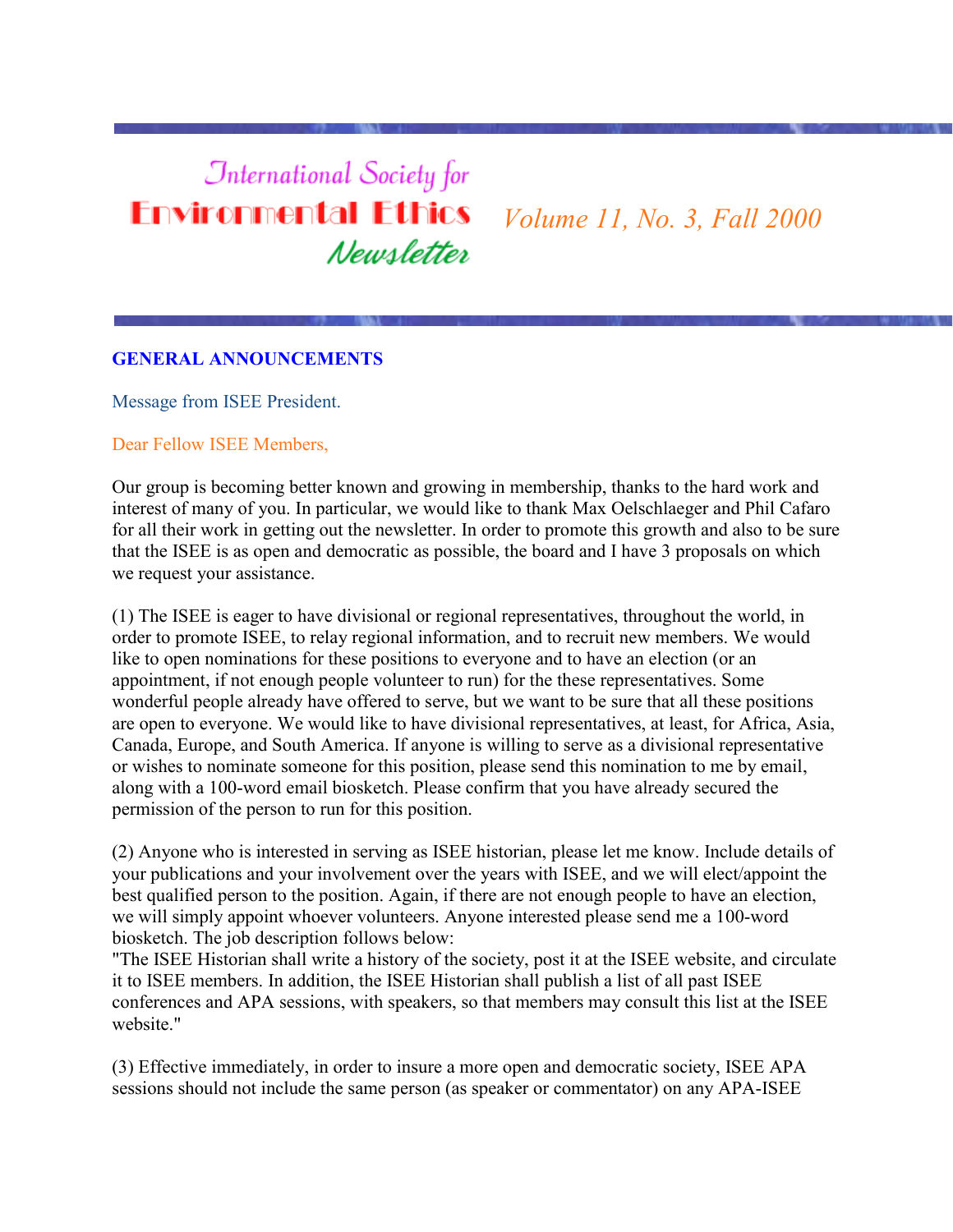# International Society for Environmental Ethics Newsletter

*Volume 11, No. 3, Fall 2000*

## GENERAL ANNOUNCEMENTS

### Message from ISEE President.

Dear Fellow ISEE Members,

Our group is becoming better known and growing in membership, thanks to the hard work and interest of many of you. In particular, we would like to thank Max Oelschlaeger and Phil Cafaro for all their work in getting out the newsletter. In order to promote this growth and also to be sure that the ISEE is as open and democratic as possible, the board and I have 3 proposals on which we request your assistance.

(1) The ISEE is eager to have divisional or regional representatives, throughout the world, in order to promote ISEE, to relay regional information, and to recruit new members. We would like to open nominations for these positions to everyone and to have an election (or an appointment, if not enough people volunteer to run) for the these representatives. Some wonderful people already have offered to serve, but we want to be sure that all these positions are open to everyone. We would like to have divisional representatives, at least, for Africa, Asia, Canada, Europe, and South America. If anyone is willing to serve as a divisional representative or wishes to nominate someone for this position, please send this nomination to me by email, along with a 100-word email biosketch. Please confirm that you have already secured the permission of the person to run for this position.

(2) Anyone who is interested in serving as ISEE historian, please let me know. Include details of your publications and your involvement over the years with ISEE, and we will elect/appoint the best qualified person to the position. Again, if there are not enough people to have an election, we will simply appoint whoever volunteers. Anyone interested please send me a 100-word biosketch. The job description follows below:
"The ISEE Historian shall write a history of the society, post it at the ISEE website, and circulate it to ISEE members. In addition, the ISEE Historian shall publish a list of all past ISEE conferences and APA sessions, with speakers, so that members may consult this list at the ISEE website."

(3) Effective immediately, in order to insure a more open and democratic society, ISEE APA sessions should not include the same person (as speaker or commentator) on any APA-ISEE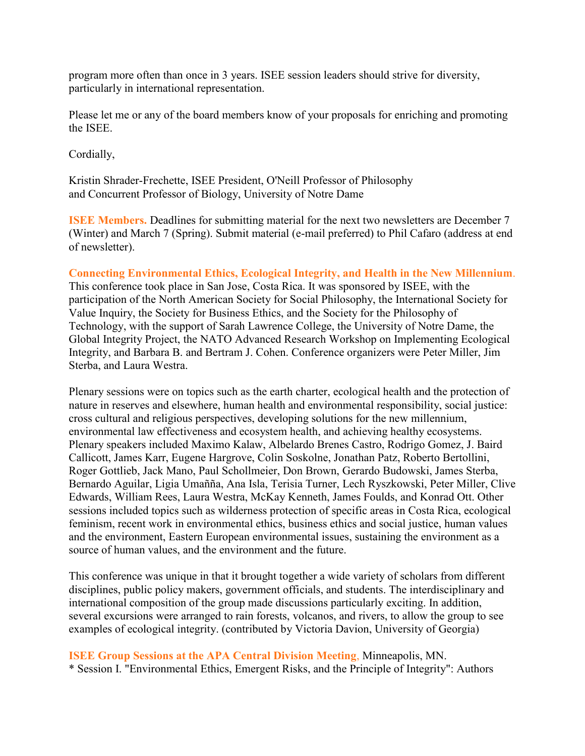program more often than once in 3 years. ISEE session leaders should strive for diversity, particularly in international representation.

Please let me or any of the board members know of your proposals for enriching and promoting the ISEE.

Cordially,

Kristin Shrader-Frechette, ISEE President, O'Neill Professor of Philosophy
and Concurrent Professor of Biology, University of Notre Dame

**ISEE Members.** Deadlines for submitting material for the next two newsletters are December 7 (Winter) and March 7 (Spring). Submit material (e-mail preferred) to Phil Cafaro (address at end of newsletter).

**Connecting Environmental Ethics, Ecological Integrity, and Health in the New Millennium.** This conference took place in San Jose, Costa Rica. It was sponsored by ISEE, with the participation of the North American Society for Social Philosophy, the International Society for Value Inquiry, the Society for Business Ethics, and the Society for the Philosophy of Technology, with the support of Sarah Lawrence College, the University of Notre Dame, the Global Integrity Project, the NATO Advanced Research Workshop on Implementing Ecological Integrity, and Barbara B. and Bertram J. Cohen. Conference organizers were Peter Miller, Jim Sterba, and Laura Westra.

Plenary sessions were on topics such as the earth charter, ecological health and the protection of nature in reserves and elsewhere, human health and environmental responsibility, social justice: cross cultural and religious perspectives, developing solutions for the new millennium, environmental law effectiveness and ecosystem health, and achieving healthy ecosystems. Plenary speakers included Maximo Kalaw, Albelardo Brenes Castro, Rodrigo Gomez, J. Baird Callicott, James Karr, Eugene Hargrove, Colin Soskolne, Jonathan Patz, Roberto Bertollini, Roger Gottlieb, Jack Mano, Paul Schollmeier, Don Brown, Gerardo Budowski, James Sterba, Bernardo Aguilar, Ligia Umaññа, Ana Isla, Terisia Turner, Lech Ryszkowski, Peter Miller, Clive Edwards, William Rees, Laura Westra, McKay Kenneth, James Foulds, and Konrad Ott. Other sessions included topics such as wilderness protection of specific areas in Costa Rica, ecological feminism, recent work in environmental ethics, business ethics and social justice, human values and the environment, Eastern European environmental issues, sustaining the environment as a source of human values, and the environment and the future.

This conference was unique in that it brought together a wide variety of scholars from different disciplines, public policy makers, government officials, and students. The interdisciplinary and international composition of the group made discussions particularly exciting. In addition, several excursions were arranged to rain forests, volcanos, and rivers, to allow the group to see examples of ecological integrity. (contributed by Victoria Davion, University of Georgia)

**ISEE Group Sessions at the APA Central Division Meeting,** Minneapolis, MN.
* Session I. "Environmental Ethics, Emergent Risks, and the Principle of Integrity": Authors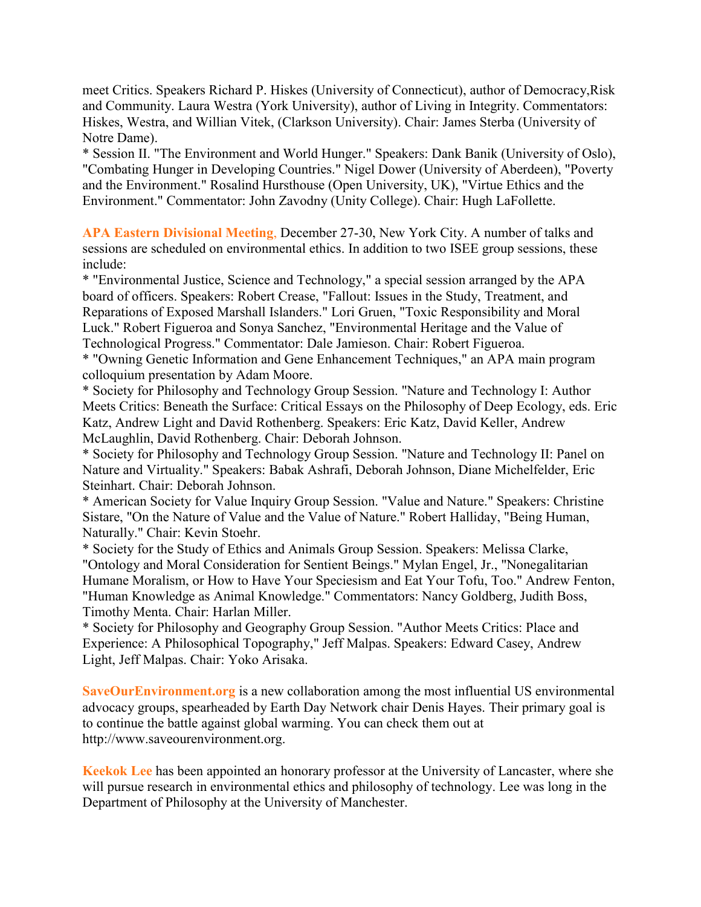meet Critics. Speakers Richard P. Hiskes (University of Connecticut), author of Democracy,Risk and Community. Laura Westra (York University), author of Living in Integrity. Commentators: Hiskes, Westra, and Willian Vitek, (Clarkson University). Chair: James Sterba (University of Notre Dame).
* Session II. "The Environment and World Hunger." Speakers: Dank Banik (University of Oslo), "Combating Hunger in Developing Countries." Nigel Dower (University of Aberdeen), "Poverty and the Environment." Rosalind Hursthouse (Open University, UK), "Virtue Ethics and the Environment." Commentator: John Zavodny (Unity College). Chair: Hugh LaFollette.

**APA Eastern Divisional Meeting**, December 27-30, New York City. A number of talks and sessions are scheduled on environmental ethics. In addition to two ISEE group sessions, these include:
* "Environmental Justice, Science and Technology," a special session arranged by the APA board of officers. Speakers: Robert Crease, "Fallout: Issues in the Study, Treatment, and Reparations of Exposed Marshall Islanders." Lori Gruen, "Toxic Responsibility and Moral Luck." Robert Figueroa and Sonya Sanchez, "Environmental Heritage and the Value of Technological Progress." Commentator: Dale Jamieson. Chair: Robert Figueroa.
* "Owning Genetic Information and Gene Enhancement Techniques," an APA main program colloquium presentation by Adam Moore.
* Society for Philosophy and Technology Group Session. "Nature and Technology I: Author Meets Critics: Beneath the Surface: Critical Essays on the Philosophy of Deep Ecology, eds. Eric Katz, Andrew Light and David Rothenberg. Speakers: Eric Katz, David Keller, Andrew McLaughlin, David Rothenberg. Chair: Deborah Johnson.
* Society for Philosophy and Technology Group Session. "Nature and Technology II: Panel on Nature and Virtuality." Speakers: Babak Ashrafi, Deborah Johnson, Diane Michelfelder, Eric Steinhart. Chair: Deborah Johnson.
* American Society for Value Inquiry Group Session. "Value and Nature." Speakers: Christine Sistare, "On the Nature of Value and the Value of Nature." Robert Halliday, "Being Human, Naturally." Chair: Kevin Stoehr.
* Society for the Study of Ethics and Animals Group Session. Speakers: Melissa Clarke, "Ontology and Moral Consideration for Sentient Beings." Mylan Engel, Jr., "Nonegalitarian Humane Moralism, or How to Have Your Speciesism and Eat Your Tofu, Too." Andrew Fenton, "Human Knowledge as Animal Knowledge." Commentators: Nancy Goldberg, Judith Boss, Timothy Menta. Chair: Harlan Miller.
* Society for Philosophy and Geography Group Session. "Author Meets Critics: Place and Experience: A Philosophical Topography," Jeff Malpas. Speakers: Edward Casey, Andrew Light, Jeff Malpas. Chair: Yoko Arisaka.

**SaveOurEnvironment.org** is a new collaboration among the most influential US environmental advocacy groups, spearheaded by Earth Day Network chair Denis Hayes. Their primary goal is to continue the battle against global warming. You can check them out at http://www.saveourenvironment.org.

**Keekok Lee** has been appointed an honorary professor at the University of Lancaster, where she will pursue research in environmental ethics and philosophy of technology. Lee was long in the Department of Philosophy at the University of Manchester.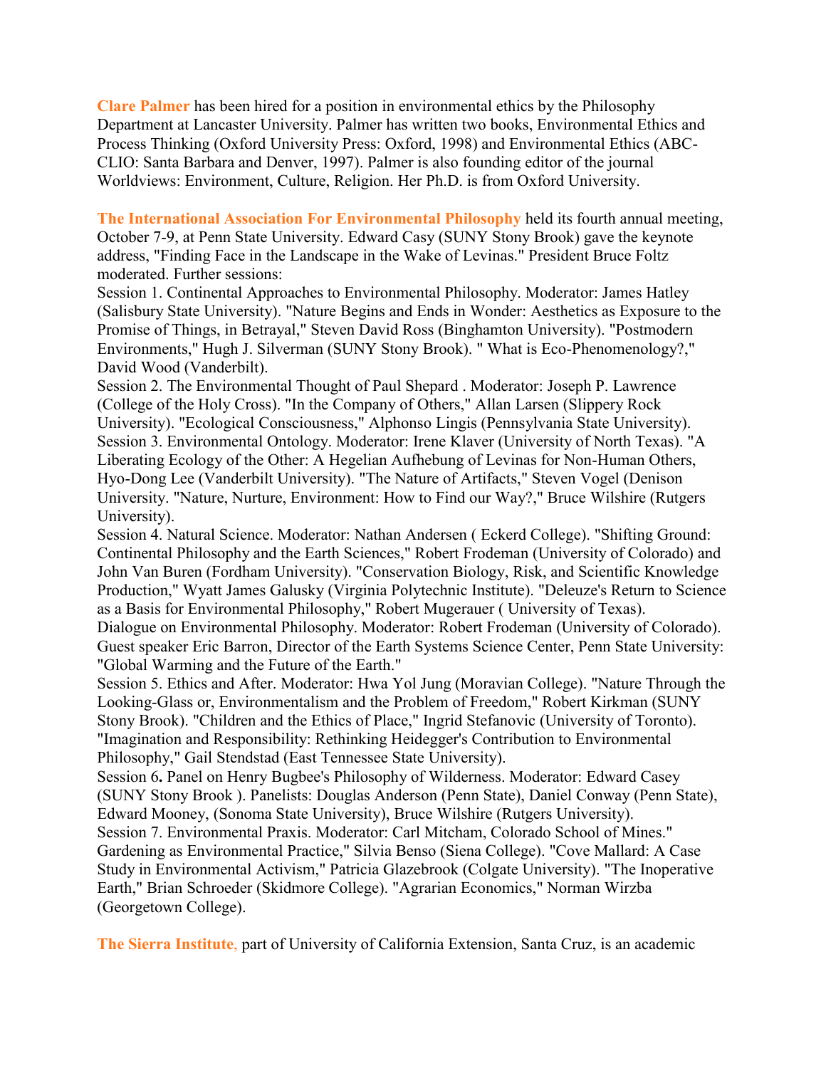**Clare Palmer** has been hired for a position in environmental ethics by the Philosophy Department at Lancaster University. Palmer has written two books, Environmental Ethics and Process Thinking (Oxford University Press: Oxford, 1998) and Environmental Ethics (ABC-CLIO: Santa Barbara and Denver, 1997). Palmer is also founding editor of the journal Worldviews: Environment, Culture, Religion. Her Ph.D. is from Oxford University.

**The International Association For Environmental Philosophy** held its fourth annual meeting, October 7-9, at Penn State University. Edward Casy (SUNY Stony Brook) gave the keynote address, "Finding Face in the Landscape in the Wake of Levinas." President Bruce Foltz moderated. Further sessions:

Session 1. Continental Approaches to Environmental Philosophy. Moderator: James Hatley (Salisbury State University). "Nature Begins and Ends in Wonder: Aesthetics as Exposure to the Promise of Things, in Betrayal," Steven David Ross (Binghamton University). "Postmodern Environments," Hugh J. Silverman (SUNY Stony Brook). " What is Eco-Phenomenology?," David Wood (Vanderbilt).

Session 2. The Environmental Thought of Paul Shepard . Moderator: Joseph P. Lawrence (College of the Holy Cross). "In the Company of Others," Allan Larsen (Slippery Rock University). "Ecological Consciousness," Alphonso Lingis (Pennsylvania State University).

Session 3. Environmental Ontology. Moderator: Irene Klaver (University of North Texas). "A Liberating Ecology of the Other: A Hegelian Aufhebung of Levinas for Non-Human Others, Hyo-Dong Lee (Vanderbilt University). "The Nature of Artifacts," Steven Vogel (Denison University. "Nature, Nurture, Environment: How to Find our Way?," Bruce Wilshire (Rutgers University).

Session 4. Natural Science. Moderator: Nathan Andersen ( Eckerd College). "Shifting Ground: Continental Philosophy and the Earth Sciences," Robert Frodeman (University of Colorado) and John Van Buren (Fordham University). "Conservation Biology, Risk, and Scientific Knowledge Production," Wyatt James Galusky (Virginia Polytechnic Institute). "Deleuze's Return to Science as a Basis for Environmental Philosophy," Robert Mugerauer ( University of Texas).

Dialogue on Environmental Philosophy. Moderator: Robert Frodeman (University of Colorado). Guest speaker Eric Barron, Director of the Earth Systems Science Center, Penn State University: "Global Warming and the Future of the Earth."

Session 5. Ethics and After. Moderator: Hwa Yol Jung (Moravian College). "Nature Through the Looking-Glass or, Environmentalism and the Problem of Freedom," Robert Kirkman (SUNY Stony Brook). "Children and the Ethics of Place," Ingrid Stefanovic (University of Toronto). "Imagination and Responsibility: Rethinking Heidegger's Contribution to Environmental Philosophy," Gail Stendstad (East Tennessee State University).

Session 6**.** Panel on Henry Bugbee's Philosophy of Wilderness. Moderator: Edward Casey (SUNY Stony Brook ). Panelists: Douglas Anderson (Penn State), Daniel Conway (Penn State), Edward Mooney, (Sonoma State University), Bruce Wilshire (Rutgers University).

Session 7. Environmental Praxis. Moderator: Carl Mitcham, Colorado School of Mines." Gardening as Environmental Practice," Silvia Benso (Siena College). "Cove Mallard: A Case Study in Environmental Activism," Patricia Glazebrook (Colgate University). "The Inoperative Earth," Brian Schroeder (Skidmore College). "Agrarian Economics," Norman Wirzba (Georgetown College).

**The Sierra Institute,** part of University of California Extension, Santa Cruz, is an academic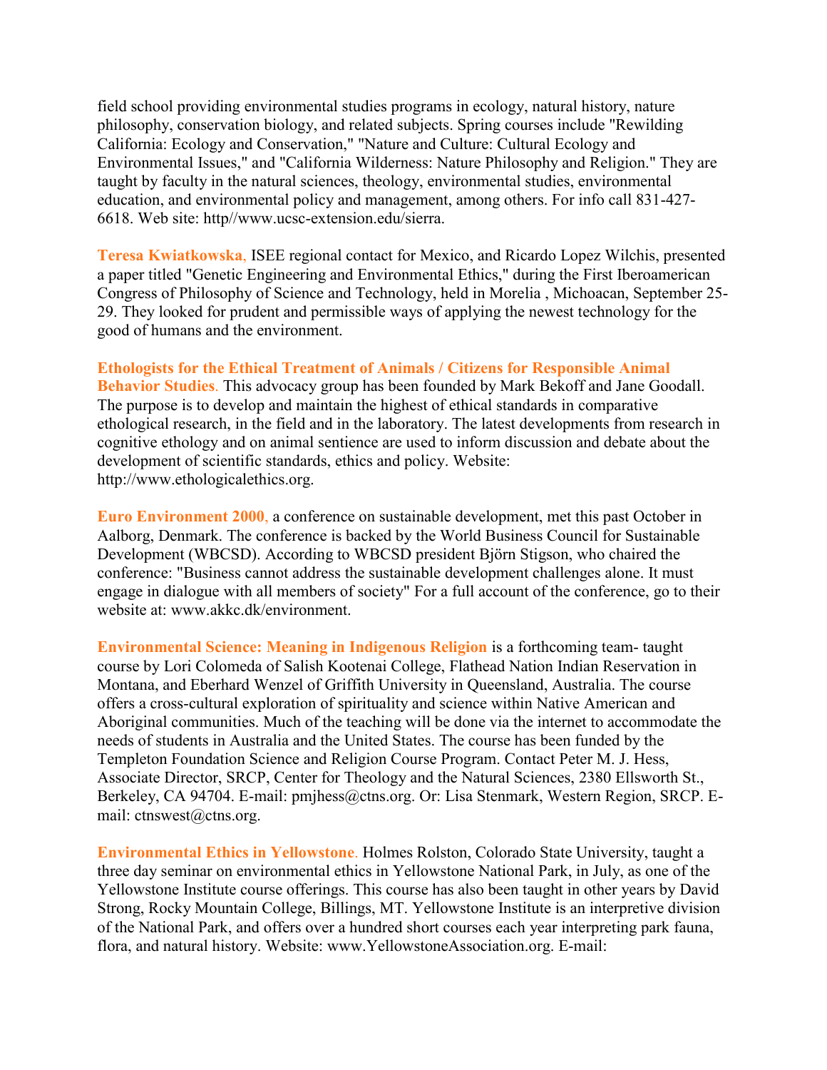field school providing environmental studies programs in ecology, natural history, nature philosophy, conservation biology, and related subjects. Spring courses include "Rewilding California: Ecology and Conservation," "Nature and Culture: Cultural Ecology and Environmental Issues," and "California Wilderness: Nature Philosophy and Religion." They are taught by faculty in the natural sciences, theology, environmental studies, environmental education, and environmental policy and management, among others. For info call 831-427-6618. Web site: http//www.ucsc-extension.edu/sierra.

**Teresa Kwiatkowska**, ISEE regional contact for Mexico, and Ricardo Lopez Wilchis, presented a paper titled "Genetic Engineering and Environmental Ethics," during the First Iberoamerican Congress of Philosophy of Science and Technology, held in Morelia , Michoacan, September 25-29. They looked for prudent and permissible ways of applying the newest technology for the good of humans and the environment.

**Ethologists for the Ethical Treatment of Animals / Citizens for Responsible Animal Behavior Studies**. This advocacy group has been founded by Mark Bekoff and Jane Goodall. The purpose is to develop and maintain the highest of ethical standards in comparative ethological research, in the field and in the laboratory. The latest developments from research in cognitive ethology and on animal sentience are used to inform discussion and debate about the development of scientific standards, ethics and policy. Website: http://www.ethologicalethics.org.

**Euro Environment 2000**, a conference on sustainable development, met this past October in Aalborg, Denmark. The conference is backed by the World Business Council for Sustainable Development (WBCSD). According to WBCSD president Björn Stigson, who chaired the conference: "Business cannot address the sustainable development challenges alone. It must engage in dialogue with all members of society" For a full account of the conference, go to their website at: www.akkc.dk/environment.

**Environmental Science: Meaning in Indigenous Religion** is a forthcoming team- taught course by Lori Colomeda of Salish Kootenai College, Flathead Nation Indian Reservation in Montana, and Eberhard Wenzel of Griffith University in Queensland, Australia. The course offers a cross-cultural exploration of spirituality and science within Native American and Aboriginal communities. Much of the teaching will be done via the internet to accommodate the needs of students in Australia and the United States. The course has been funded by the Templeton Foundation Science and Religion Course Program. Contact Peter M. J. Hess, Associate Director, SRCP, Center for Theology and the Natural Sciences, 2380 Ellsworth St., Berkeley, CA 94704. E-mail: pmjhess@ctns.org. Or: Lisa Stenmark, Western Region, SRCP. E-mail: ctnswest@ctns.org.

**Environmental Ethics in Yellowstone**. Holmes Rolston, Colorado State University, taught a three day seminar on environmental ethics in Yellowstone National Park, in July, as one of the Yellowstone Institute course offerings. This course has also been taught in other years by David Strong, Rocky Mountain College, Billings, MT. Yellowstone Institute is an interpretive division of the National Park, and offers over a hundred short courses each year interpreting park fauna, flora, and natural history. Website: www.YellowstoneAssociation.org. E-mail: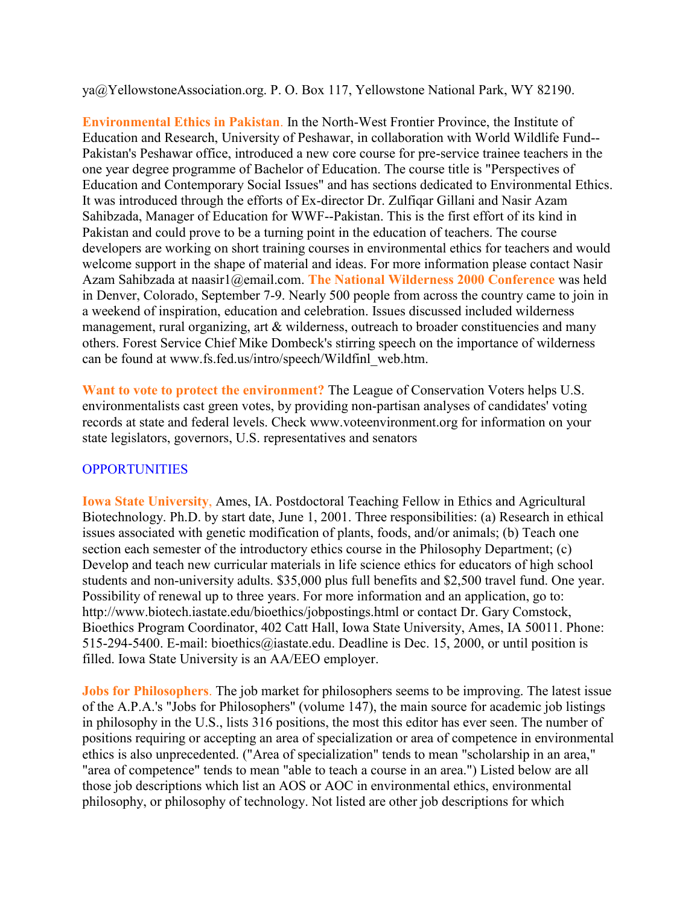ya@YellowstoneAssociation.org. P. O. Box 117, Yellowstone National Park, WY 82190.

**Environmental Ethics in Pakistan.** In the North-West Frontier Province, the Institute of Education and Research, University of Peshawar, in collaboration with World Wildlife Fund--Pakistan's Peshawar office, introduced a new core course for pre-service trainee teachers in the one year degree programme of Bachelor of Education. The course title is "Perspectives of Education and Contemporary Social Issues" and has sections dedicated to Environmental Ethics. It was introduced through the efforts of Ex-director Dr. Zulfiqar Gillani and Nasir Azam Sahibzada, Manager of Education for WWF--Pakistan. This is the first effort of its kind in Pakistan and could prove to be a turning point in the education of teachers. The course developers are working on short training courses in environmental ethics for teachers and would welcome support in the shape of material and ideas. For more information please contact Nasir Azam Sahibzada at naasir1@email.com. **The National Wilderness 2000 Conference** was held in Denver, Colorado, September 7-9. Nearly 500 people from across the country came to join in a weekend of inspiration, education and celebration. Issues discussed included wilderness management, rural organizing, art & wilderness, outreach to broader constituencies and many others. Forest Service Chief Mike Dombeck's stirring speech on the importance of wilderness can be found at www.fs.fed.us/intro/speech/Wildfinl_web.htm.

**Want to vote to protect the environment?** The League of Conservation Voters helps U.S. environmentalists cast green votes, by providing non-partisan analyses of candidates' voting records at state and federal levels. Check www.voteenvironment.org for information on your state legislators, governors, U.S. representatives and senators

## OPPORTUNITIES

**Iowa State University**, Ames, IA. Postdoctoral Teaching Fellow in Ethics and Agricultural Biotechnology. Ph.D. by start date, June 1, 2001. Three responsibilities: (a) Research in ethical issues associated with genetic modification of plants, foods, and/or animals; (b) Teach one section each semester of the introductory ethics course in the Philosophy Department; (c) Develop and teach new curricular materials in life science ethics for educators of high school students and non-university adults. $35,000 plus full benefits and $2,500 travel fund. One year. Possibility of renewal up to three years. For more information and an application, go to: http://www.biotech.iastate.edu/bioethics/jobpostings.html or contact Dr. Gary Comstock, Bioethics Program Coordinator, 402 Catt Hall, Iowa State University, Ames, IA 50011. Phone: 515-294-5400. E-mail: bioethics@iastate.edu. Deadline is Dec. 15, 2000, or until position is filled. Iowa State University is an AA/EEO employer.

**Jobs for Philosophers.** The job market for philosophers seems to be improving. The latest issue of the A.P.A.'s "Jobs for Philosophers" (volume 147), the main source for academic job listings in philosophy in the U.S., lists 316 positions, the most this editor has ever seen. The number of positions requiring or accepting an area of specialization or area of competence in environmental ethics is also unprecedented. ("Area of specialization" tends to mean "scholarship in an area," "area of competence" tends to mean "able to teach a course in an area.") Listed below are all those job descriptions which list an AOS or AOC in environmental ethics, environmental philosophy, or philosophy of technology. Not listed are other job descriptions for which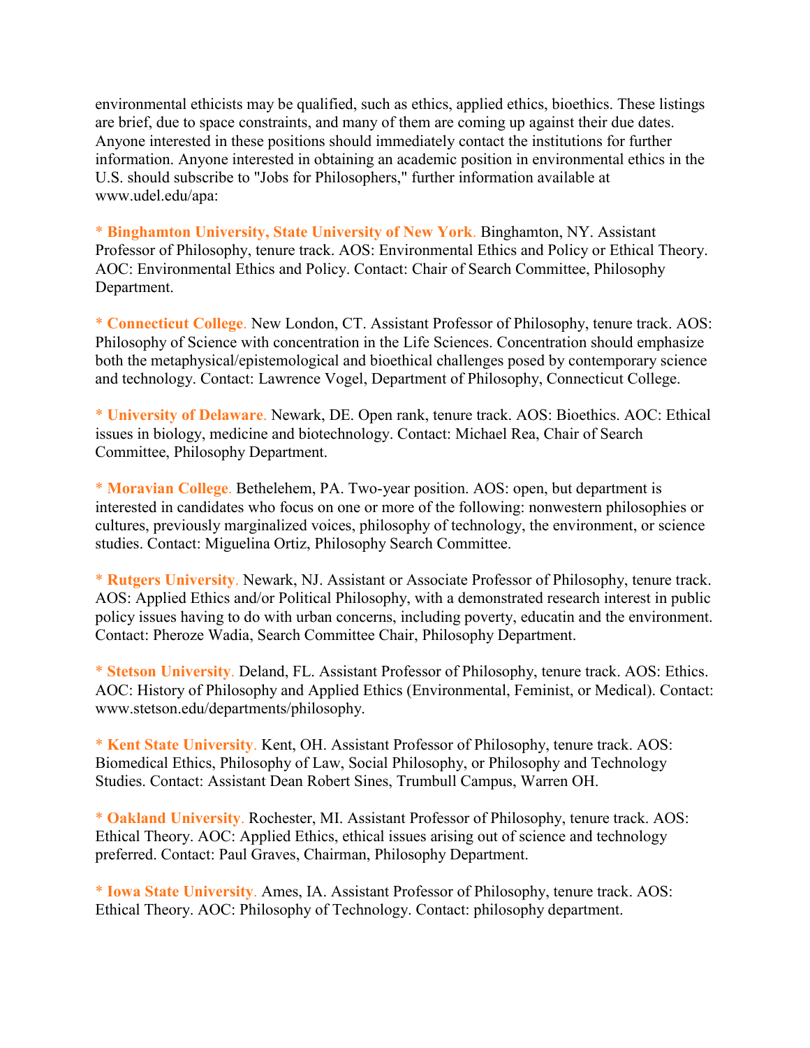environmental ethicists may be qualified, such as ethics, applied ethics, bioethics. These listings are brief, due to space constraints, and many of them are coming up against their due dates. Anyone interested in these positions should immediately contact the institutions for further information. Anyone interested in obtaining an academic position in environmental ethics in the U.S. should subscribe to "Jobs for Philosophers," further information available at www.udel.edu/apa:

* **Binghamton University, State University of New York**. Binghamton, NY. Assistant Professor of Philosophy, tenure track. AOS: Environmental Ethics and Policy or Ethical Theory. AOC: Environmental Ethics and Policy. Contact: Chair of Search Committee, Philosophy Department.

* **Connecticut College**. New London, CT. Assistant Professor of Philosophy, tenure track. AOS: Philosophy of Science with concentration in the Life Sciences. Concentration should emphasize both the metaphysical/epistemological and bioethical challenges posed by contemporary science and technology. Contact: Lawrence Vogel, Department of Philosophy, Connecticut College.

* **University of Delaware**. Newark, DE. Open rank, tenure track. AOS: Bioethics. AOC: Ethical issues in biology, medicine and biotechnology. Contact: Michael Rea, Chair of Search Committee, Philosophy Department.

* **Moravian College**. Bethelehem, PA. Two-year position. AOS: open, but department is interested in candidates who focus on one or more of the following: nonwestern philosophies or cultures, previously marginalized voices, philosophy of technology, the environment, or science studies. Contact: Miguelina Ortiz, Philosophy Search Committee.

* **Rutgers University**. Newark, NJ. Assistant or Associate Professor of Philosophy, tenure track. AOS: Applied Ethics and/or Political Philosophy, with a demonstrated research interest in public policy issues having to do with urban concerns, including poverty, educatin and the environment. Contact: Pheroze Wadia, Search Committee Chair, Philosophy Department.

* **Stetson University**. Deland, FL. Assistant Professor of Philosophy, tenure track. AOS: Ethics. AOC: History of Philosophy and Applied Ethics (Environmental, Feminist, or Medical). Contact: www.stetson.edu/departments/philosophy.

* **Kent State University**. Kent, OH. Assistant Professor of Philosophy, tenure track. AOS: Biomedical Ethics, Philosophy of Law, Social Philosophy, or Philosophy and Technology Studies. Contact: Assistant Dean Robert Sines, Trumbull Campus, Warren OH.

* **Oakland University**. Rochester, MI. Assistant Professor of Philosophy, tenure track. AOS: Ethical Theory. AOC: Applied Ethics, ethical issues arising out of science and technology preferred. Contact: Paul Graves, Chairman, Philosophy Department.

* **Iowa State University**. Ames, IA. Assistant Professor of Philosophy, tenure track. AOS: Ethical Theory. AOC: Philosophy of Technology. Contact: philosophy department.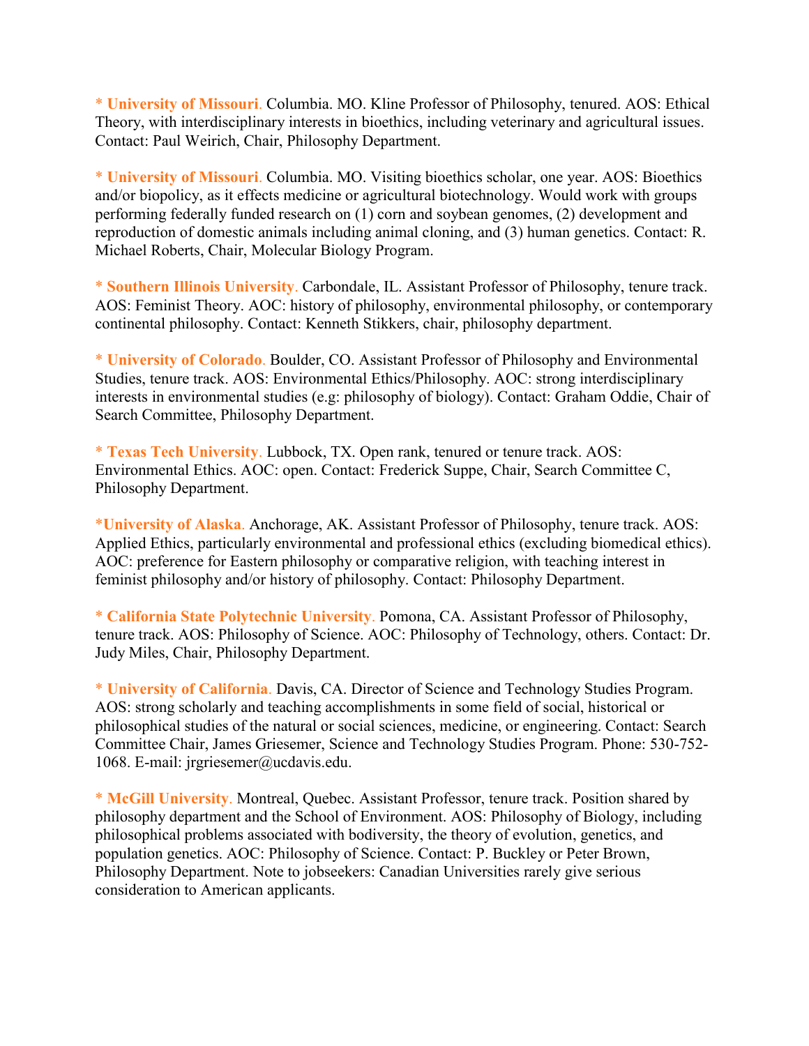* **University of Missouri**. Columbia. MO. Kline Professor of Philosophy, tenured. AOS: Ethical Theory, with interdisciplinary interests in bioethics, including veterinary and agricultural issues. Contact: Paul Weirich, Chair, Philosophy Department.

* **University of Missouri**. Columbia. MO. Visiting bioethics scholar, one year. AOS: Bioethics and/or biopolicy, as it effects medicine or agricultural biotechnology. Would work with groups performing federally funded research on (1) corn and soybean genomes, (2) development and reproduction of domestic animals including animal cloning, and (3) human genetics. Contact: R. Michael Roberts, Chair, Molecular Biology Program.

* **Southern Illinois University**. Carbondale, IL. Assistant Professor of Philosophy, tenure track. AOS: Feminist Theory. AOC: history of philosophy, environmental philosophy, or contemporary continental philosophy. Contact: Kenneth Stikkers, chair, philosophy department.

* **University of Colorado**. Boulder, CO. Assistant Professor of Philosophy and Environmental Studies, tenure track. AOS: Environmental Ethics/Philosophy. AOC: strong interdisciplinary interests in environmental studies (e.g: philosophy of biology). Contact: Graham Oddie, Chair of Search Committee, Philosophy Department.

* **Texas Tech University**. Lubbock, TX. Open rank, tenured or tenure track. AOS: Environmental Ethics. AOC: open. Contact: Frederick Suppe, Chair, Search Committee C, Philosophy Department.

***University of Alaska**. Anchorage, AK. Assistant Professor of Philosophy, tenure track. AOS: Applied Ethics, particularly environmental and professional ethics (excluding biomedical ethics). AOC: preference for Eastern philosophy or comparative religion, with teaching interest in feminist philosophy and/or history of philosophy. Contact: Philosophy Department.

* **California State Polytechnic University**. Pomona, CA. Assistant Professor of Philosophy, tenure track. AOS: Philosophy of Science. AOC: Philosophy of Technology, others. Contact: Dr. Judy Miles, Chair, Philosophy Department.

* **University of California**. Davis, CA. Director of Science and Technology Studies Program. AOS: strong scholarly and teaching accomplishments in some field of social, historical or philosophical studies of the natural or social sciences, medicine, or engineering. Contact: Search Committee Chair, James Griesemer, Science and Technology Studies Program. Phone: 530-752-1068. E-mail: jrgriesemer@ucdavis.edu.

* **McGill University**. Montreal, Quebec. Assistant Professor, tenure track. Position shared by philosophy department and the School of Environment. AOS: Philosophy of Biology, including philosophical problems associated with bodiversity, the theory of evolution, genetics, and population genetics. AOC: Philosophy of Science. Contact: P. Buckley or Peter Brown, Philosophy Department. Note to jobseekers: Canadian Universities rarely give serious consideration to American applicants.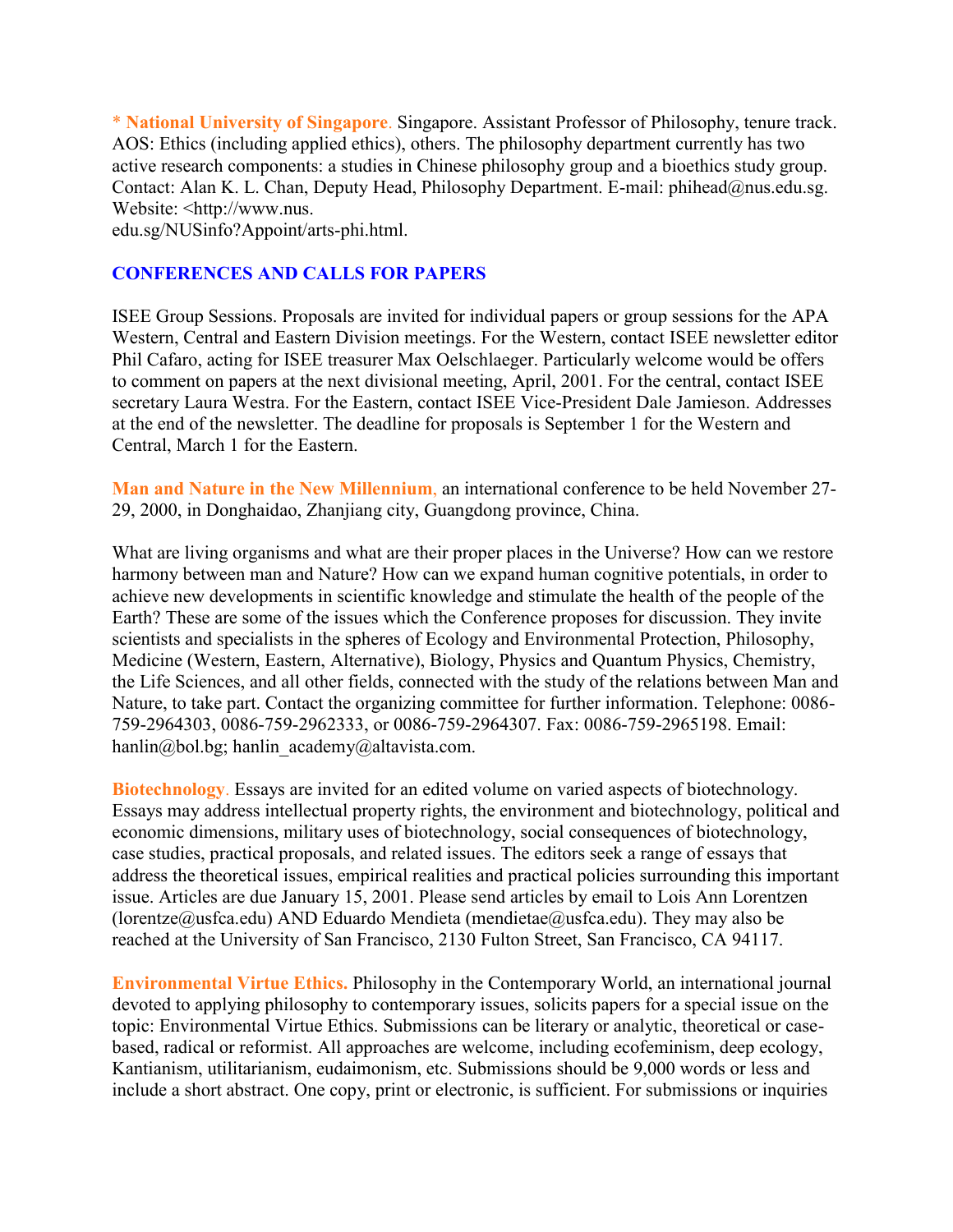* **National University of Singapore**. Singapore. Assistant Professor of Philosophy, tenure track. AOS: Ethics (including applied ethics), others. The philosophy department currently has two active research components: a studies in Chinese philosophy group and a bioethics study group. Contact: Alan K. L. Chan, Deputy Head, Philosophy Department. E-mail: phihead@nus.edu.sg. Website: <http://www.nus.edu.sg/NUSinfo?Appoint/arts-phi.html.

## CONFERENCES AND CALLS FOR PAPERS

ISEE Group Sessions. Proposals are invited for individual papers or group sessions for the APA Western, Central and Eastern Division meetings. For the Western, contact ISEE newsletter editor Phil Cafaro, acting for ISEE treasurer Max Oelschlaeger. Particularly welcome would be offers to comment on papers at the next divisional meeting, April, 2001. For the central, contact ISEE secretary Laura Westra. For the Eastern, contact ISEE Vice-President Dale Jamieson. Addresses at the end of the newsletter. The deadline for proposals is September 1 for the Western and Central, March 1 for the Eastern.

**Man and Nature in the New Millennium**, an international conference to be held November 27-29, 2000, in Donghaidao, Zhanjiang city, Guangdong province, China.

What are living organisms and what are their proper places in the Universe? How can we restore harmony between man and Nature? How can we expand human cognitive potentials, in order to achieve new developments in scientific knowledge and stimulate the health of the people of the Earth? These are some of the issues which the Conference proposes for discussion. They invite scientists and specialists in the spheres of Ecology and Environmental Protection, Philosophy, Medicine (Western, Eastern, Alternative), Biology, Physics and Quantum Physics, Chemistry, the Life Sciences, and all other fields, connected with the study of the relations between Man and Nature, to take part. Contact the organizing committee for further information. Telephone: 0086-759-2964303, 0086-759-2962333, or 0086-759-2964307. Fax: 0086-759-2965198. Email: hanlin@bol.bg; hanlin_academy@altavista.com.

**Biotechnology**. Essays are invited for an edited volume on varied aspects of biotechnology. Essays may address intellectual property rights, the environment and biotechnology, political and economic dimensions, military uses of biotechnology, social consequences of biotechnology, case studies, practical proposals, and related issues. The editors seek a range of essays that address the theoretical issues, empirical realities and practical policies surrounding this important issue. Articles are due January 15, 2001. Please send articles by email to Lois Ann Lorentzen (lorentze@usfca.edu) AND Eduardo Mendieta (mendietae@usfca.edu). They may also be reached at the University of San Francisco, 2130 Fulton Street, San Francisco, CA 94117.

**Environmental Virtue Ethics.** Philosophy in the Contemporary World, an international journal devoted to applying philosophy to contemporary issues, solicits papers for a special issue on the topic: Environmental Virtue Ethics. Submissions can be literary or analytic, theoretical or case-based, radical or reformist. All approaches are welcome, including ecofeminism, deep ecology, Kantianism, utilitarianism, eudaimonism, etc. Submissions should be 9,000 words or less and include a short abstract. One copy, print or electronic, is sufficient. For submissions or inquiries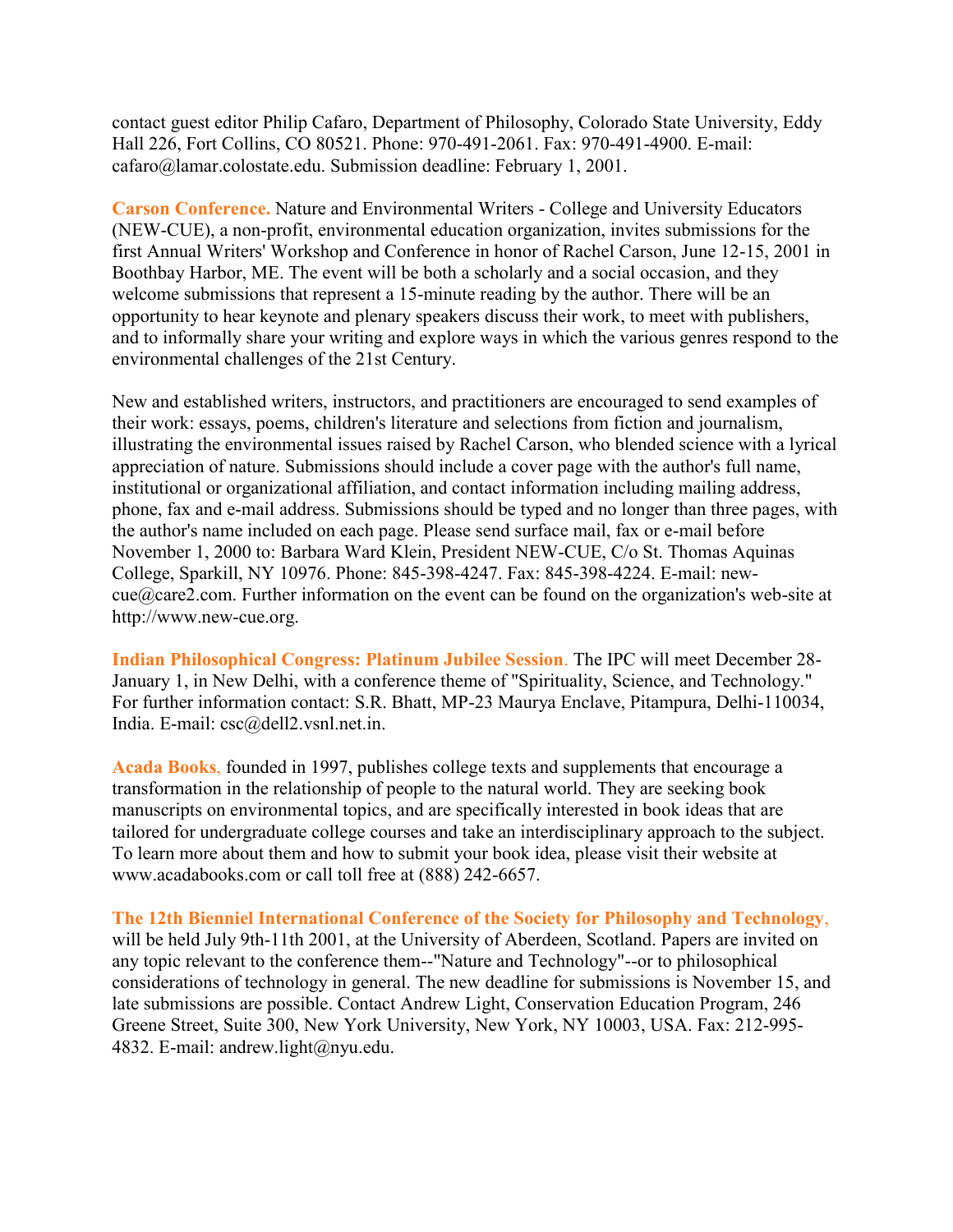contact guest editor Philip Cafaro, Department of Philosophy, Colorado State University, Eddy Hall 226, Fort Collins, CO 80521. Phone: 970-491-2061. Fax: 970-491-4900. E-mail: cafaro@lamar.colostate.edu. Submission deadline: February 1, 2001.

**Carson Conference.** Nature and Environmental Writers - College and University Educators (NEW-CUE), a non-profit, environmental education organization, invites submissions for the first Annual Writers' Workshop and Conference in honor of Rachel Carson, June 12-15, 2001 in Boothbay Harbor, ME. The event will be both a scholarly and a social occasion, and they welcome submissions that represent a 15-minute reading by the author. There will be an opportunity to hear keynote and plenary speakers discuss their work, to meet with publishers, and to informally share your writing and explore ways in which the various genres respond to the environmental challenges of the 21st Century.

New and established writers, instructors, and practitioners are encouraged to send examples of their work: essays, poems, children's literature and selections from fiction and journalism, illustrating the environmental issues raised by Rachel Carson, who blended science with a lyrical appreciation of nature. Submissions should include a cover page with the author's full name, institutional or organizational affiliation, and contact information including mailing address, phone, fax and e-mail address. Submissions should be typed and no longer than three pages, with the author's name included on each page. Please send surface mail, fax or e-mail before November 1, 2000 to: Barbara Ward Klein, President NEW-CUE, C/o St. Thomas Aquinas College, Sparkill, NY 10976. Phone: 845-398-4247. Fax: 845-398-4224. E-mail: new-cue@care2.com. Further information on the event can be found on the organization's web-site at http://www.new-cue.org.

**Indian Philosophical Congress: Platinum Jubilee Session.** The IPC will meet December 28-January 1, in New Delhi, with a conference theme of "Spirituality, Science, and Technology." For further information contact: S.R. Bhatt, MP-23 Maurya Enclave, Pitampura, Delhi-110034, India. E-mail: csc@dell2.vsnl.net.in.

**Acada Books,** founded in 1997, publishes college texts and supplements that encourage a transformation in the relationship of people to the natural world. They are seeking book manuscripts on environmental topics, and are specifically interested in book ideas that are tailored for undergraduate college courses and take an interdisciplinary approach to the subject. To learn more about them and how to submit your book idea, please visit their website at www.acadabooks.com or call toll free at (888) 242-6657.

**The 12th Bienniel International Conference of the Society for Philosophy and Technology,** will be held July 9th-11th 2001, at the University of Aberdeen, Scotland. Papers are invited on any topic relevant to the conference them--"Nature and Technology"--or to philosophical considerations of technology in general. The new deadline for submissions is November 15, and late submissions are possible. Contact Andrew Light, Conservation Education Program, 246 Greene Street, Suite 300, New York University, New York, NY 10003, USA. Fax: 212-995-4832. E-mail: andrew.light@nyu.edu.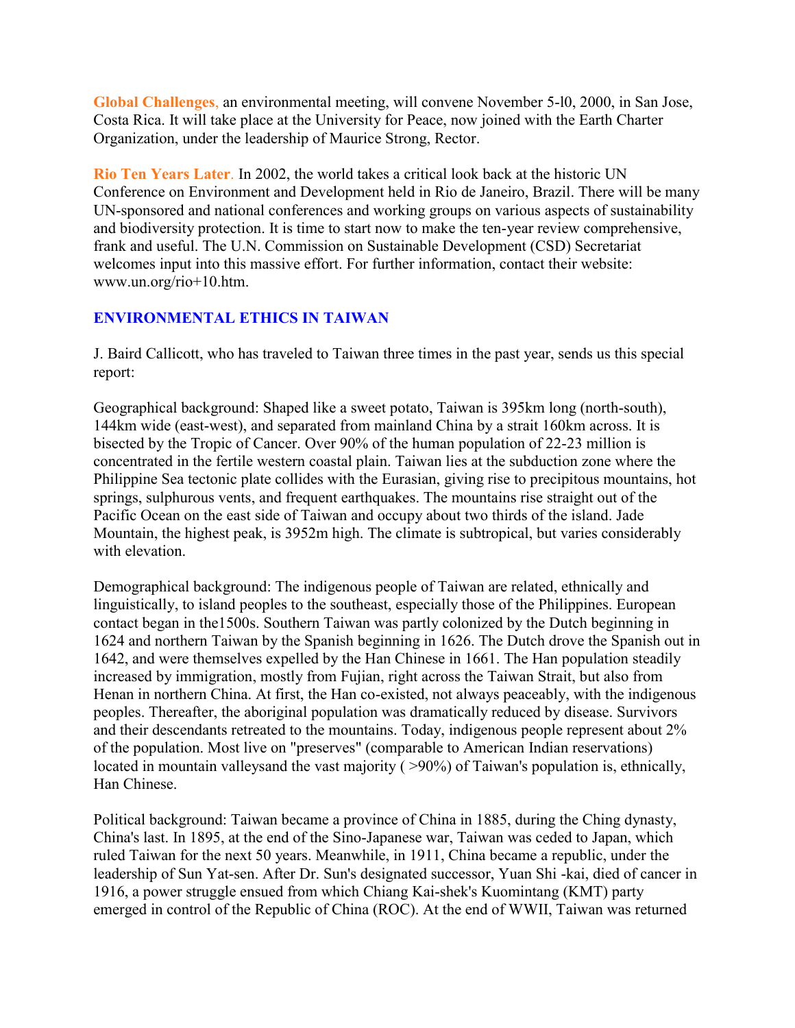**Global Challenges**, an environmental meeting, will convene November 5-l0, 2000, in San Jose, Costa Rica. It will take place at the University for Peace, now joined with the Earth Charter Organization, under the leadership of Maurice Strong, Rector.

**Rio Ten Years Later**. In 2002, the world takes a critical look back at the historic UN Conference on Environment and Development held in Rio de Janeiro, Brazil. There will be many UN-sponsored and national conferences and working groups on various aspects of sustainability and biodiversity protection. It is time to start now to make the ten-year review comprehensive, frank and useful. The U.N. Commission on Sustainable Development (CSD) Secretariat welcomes input into this massive effort. For further information, contact their website: www.un.org/rio+10.htm.

## ENVIRONMENTAL ETHICS IN TAIWAN

J. Baird Callicott, who has traveled to Taiwan three times in the past year, sends us this special report:

Geographical background: Shaped like a sweet potato, Taiwan is 395km long (north-south), 144km wide (east-west), and separated from mainland China by a strait 160km across. It is bisected by the Tropic of Cancer. Over 90% of the human population of 22-23 million is concentrated in the fertile western coastal plain. Taiwan lies at the subduction zone where the Philippine Sea tectonic plate collides with the Eurasian, giving rise to precipitous mountains, hot springs, sulphurous vents, and frequent earthquakes. The mountains rise straight out of the Pacific Ocean on the east side of Taiwan and occupy about two thirds of the island. Jade Mountain, the highest peak, is 3952m high. The climate is subtropical, but varies considerably with elevation.

Demographical background: The indigenous people of Taiwan are related, ethnically and linguistically, to island peoples to the southeast, especially those of the Philippines. European contact began in the1500s. Southern Taiwan was partly colonized by the Dutch beginning in 1624 and northern Taiwan by the Spanish beginning in 1626. The Dutch drove the Spanish out in 1642, and were themselves expelled by the Han Chinese in 1661. The Han population steadily increased by immigration, mostly from Fujian, right across the Taiwan Strait, but also from Henan in northern China. At first, the Han co-existed, not always peaceably, with the indigenous peoples. Thereafter, the aboriginal population was dramatically reduced by disease. Survivors and their descendants retreated to the mountains. Today, indigenous people represent about 2% of the population. Most live on "preserves" (comparable to American Indian reservations) located in mountain valleysand the vast majority ( >90%) of Taiwan's population is, ethnically, Han Chinese.

Political background: Taiwan became a province of China in 1885, during the Ching dynasty, China's last. In 1895, at the end of the Sino-Japanese war, Taiwan was ceded to Japan, which ruled Taiwan for the next 50 years. Meanwhile, in 1911, China became a republic, under the leadership of Sun Yat-sen. After Dr. Sun's designated successor, Yuan Shi -kai, died of cancer in 1916, a power struggle ensued from which Chiang Kai-shek's Kuomintang (KMT) party emerged in control of the Republic of China (ROC). At the end of WWII, Taiwan was returned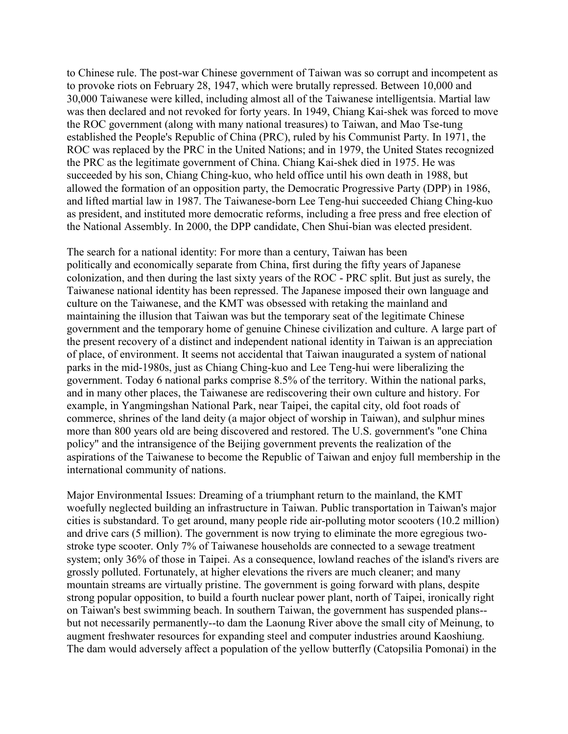to Chinese rule. The post-war Chinese government of Taiwan was so corrupt and incompetent as to provoke riots on February 28, 1947, which were brutally repressed. Between 10,000 and 30,000 Taiwanese were killed, including almost all of the Taiwanese intelligentsia. Martial law was then declared and not revoked for forty years. In 1949, Chiang Kai-shek was forced to move the ROC government (along with many national treasures) to Taiwan, and Mao Tse-tung established the People's Republic of China (PRC), ruled by his Communist Party. In 1971, the ROC was replaced by the PRC in the United Nations; and in 1979, the United States recognized the PRC as the legitimate government of China. Chiang Kai-shek died in 1975. He was succeeded by his son, Chiang Ching-kuo, who held office until his own death in 1988, but allowed the formation of an opposition party, the Democratic Progressive Party (DPP) in 1986, and lifted martial law in 1987. The Taiwanese-born Lee Teng-hui succeeded Chiang Ching-kuo as president, and instituted more democratic reforms, including a free press and free election of the National Assembly. In 2000, the DPP candidate, Chen Shui-bian was elected president.

The search for a national identity: For more than a century, Taiwan has been politically and economically separate from China, first during the fifty years of Japanese colonization, and then during the last sixty years of the ROC - PRC split. But just as surely, the Taiwanese national identity has been repressed. The Japanese imposed their own language and culture on the Taiwanese, and the KMT was obsessed with retaking the mainland and maintaining the illusion that Taiwan was but the temporary seat of the legitimate Chinese government and the temporary home of genuine Chinese civilization and culture. A large part of the present recovery of a distinct and independent national identity in Taiwan is an appreciation of place, of environment. It seems not accidental that Taiwan inaugurated a system of national parks in the mid-1980s, just as Chiang Ching-kuo and Lee Teng-hui were liberalizing the government. Today 6 national parks comprise 8.5% of the territory. Within the national parks, and in many other places, the Taiwanese are rediscovering their own culture and history. For example, in Yangmingshan National Park, near Taipei, the capital city, old foot roads of commerce, shrines of the land deity (a major object of worship in Taiwan), and sulphur mines more than 800 years old are being discovered and restored. The U.S. government's "one China policy" and the intransigence of the Beijing government prevents the realization of the aspirations of the Taiwanese to become the Republic of Taiwan and enjoy full membership in the international community of nations.

Major Environmental Issues: Dreaming of a triumphant return to the mainland, the KMT woefully neglected building an infrastructure in Taiwan. Public transportation in Taiwan's major cities is substandard. To get around, many people ride air-polluting motor scooters (10.2 million) and drive cars (5 million). The government is now trying to eliminate the more egregious two-stroke type scooter. Only 7% of Taiwanese households are connected to a sewage treatment system; only 36% of those in Taipei. As a consequence, lowland reaches of the island's rivers are grossly polluted. Fortunately, at higher elevations the rivers are much cleaner; and many mountain streams are virtually pristine. The government is going forward with plans, despite strong popular opposition, to build a fourth nuclear power plant, north of Taipei, ironically right on Taiwan's best swimming beach. In southern Taiwan, the government has suspended plans--but not necessarily permanently--to dam the Laonung River above the small city of Meinung, to augment freshwater resources for expanding steel and computer industries around Kaoshiung. The dam would adversely affect a population of the yellow butterfly (Catopsilia Pomonai) in the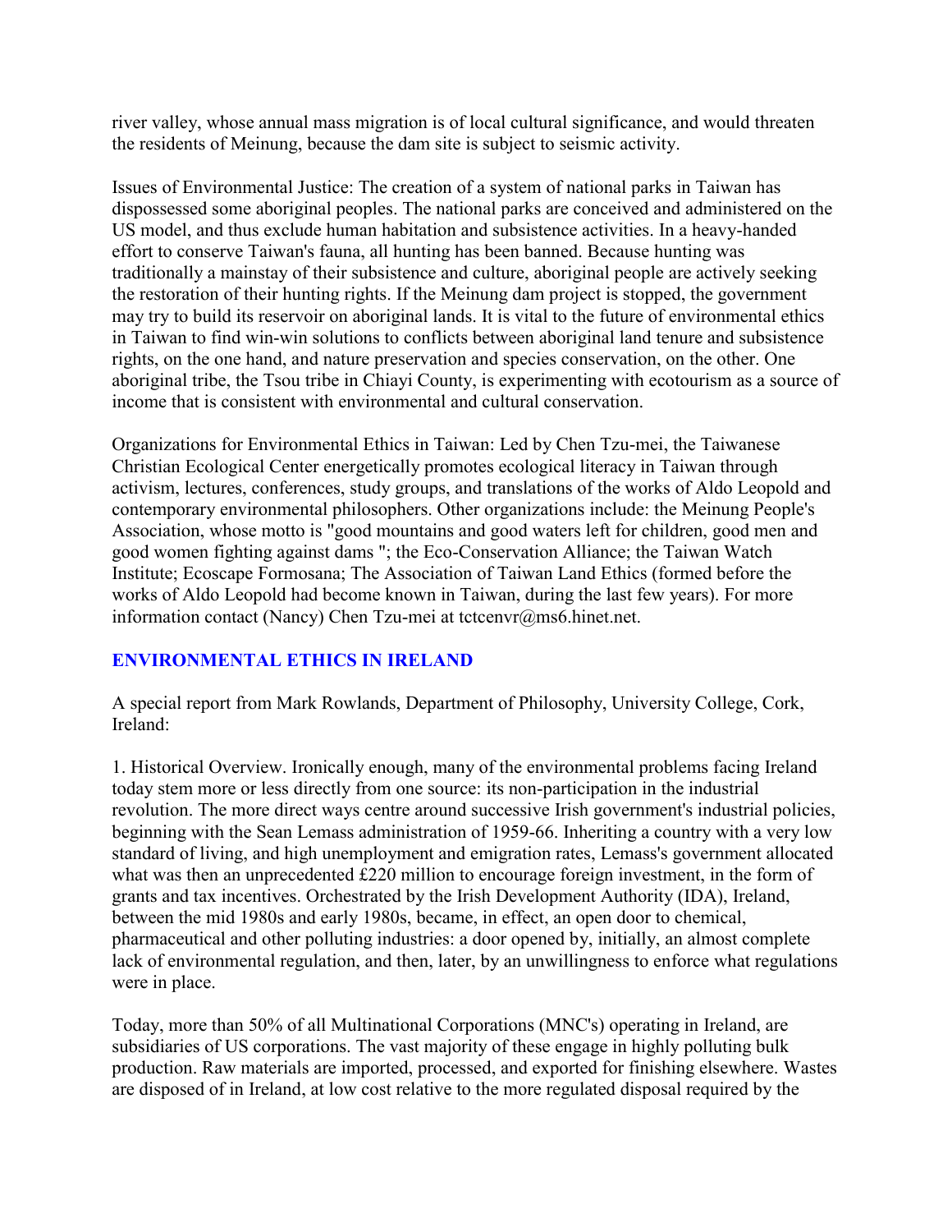river valley, whose annual mass migration is of local cultural significance, and would threaten the residents of Meinung, because the dam site is subject to seismic activity.

Issues of Environmental Justice: The creation of a system of national parks in Taiwan has dispossessed some aboriginal peoples. The national parks are conceived and administered on the US model, and thus exclude human habitation and subsistence activities. In a heavy-handed effort to conserve Taiwan's fauna, all hunting has been banned. Because hunting was traditionally a mainstay of their subsistence and culture, aboriginal people are actively seeking the restoration of their hunting rights. If the Meinung dam project is stopped, the government may try to build its reservoir on aboriginal lands. It is vital to the future of environmental ethics in Taiwan to find win-win solutions to conflicts between aboriginal land tenure and subsistence rights, on the one hand, and nature preservation and species conservation, on the other. One aboriginal tribe, the Tsou tribe in Chiayi County, is experimenting with ecotourism as a source of income that is consistent with environmental and cultural conservation.

Organizations for Environmental Ethics in Taiwan: Led by Chen Tzu-mei, the Taiwanese Christian Ecological Center energetically promotes ecological literacy in Taiwan through activism, lectures, conferences, study groups, and translations of the works of Aldo Leopold and contemporary environmental philosophers. Other organizations include: the Meinung People's Association, whose motto is "good mountains and good waters left for children, good men and good women fighting against dams "; the Eco-Conservation Alliance; the Taiwan Watch Institute; Ecoscape Formosana; The Association of Taiwan Land Ethics (formed before the works of Aldo Leopold had become known in Taiwan, during the last few years). For more information contact (Nancy) Chen Tzu-mei at tctcenvr@ms6.hinet.net.

## ENVIRONMENTAL ETHICS IN IRELAND

A special report from Mark Rowlands, Department of Philosophy, University College, Cork, Ireland:

1. Historical Overview. Ironically enough, many of the environmental problems facing Ireland today stem more or less directly from one source: its non-participation in the industrial revolution. The more direct ways centre around successive Irish government's industrial policies, beginning with the Sean Lemass administration of 1959-66. Inheriting a country with a very low standard of living, and high unemployment and emigration rates, Lemass's government allocated what was then an unprecedented £220 million to encourage foreign investment, in the form of grants and tax incentives. Orchestrated by the Irish Development Authority (IDA), Ireland, between the mid 1980s and early 1980s, became, in effect, an open door to chemical, pharmaceutical and other polluting industries: a door opened by, initially, an almost complete lack of environmental regulation, and then, later, by an unwillingness to enforce what regulations were in place.

Today, more than 50% of all Multinational Corporations (MNC's) operating in Ireland, are subsidiaries of US corporations. The vast majority of these engage in highly polluting bulk production. Raw materials are imported, processed, and exported for finishing elsewhere. Wastes are disposed of in Ireland, at low cost relative to the more regulated disposal required by the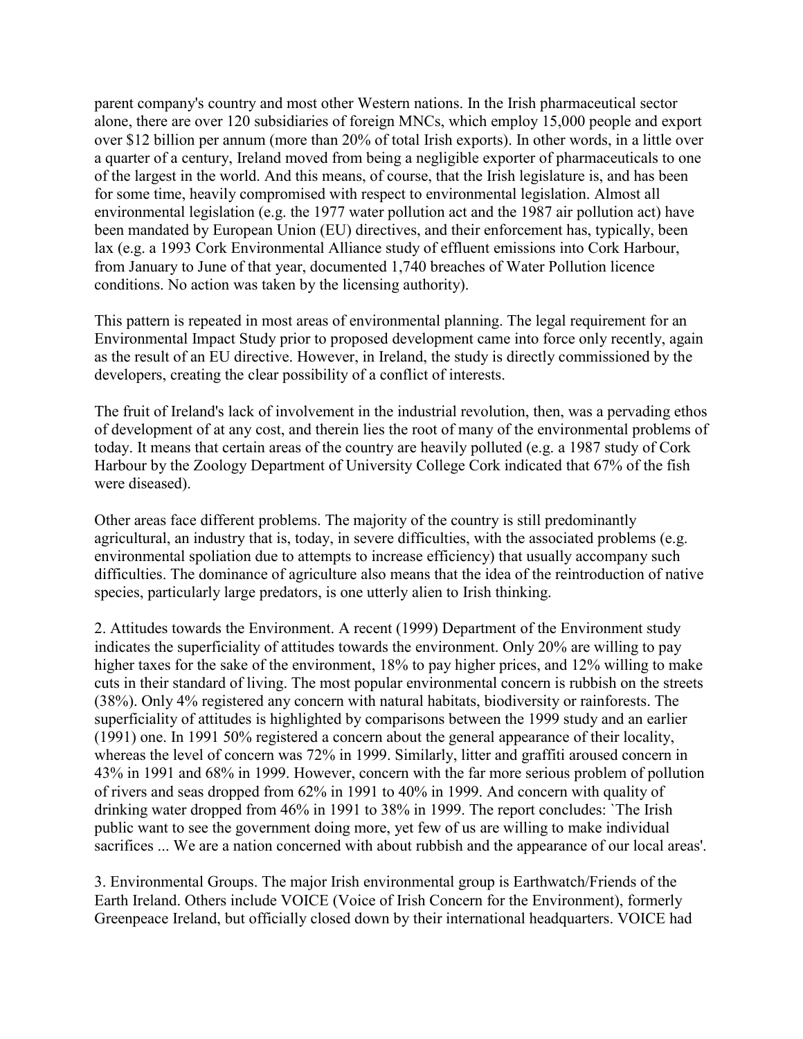parent company's country and most other Western nations. In the Irish pharmaceutical sector alone, there are over 120 subsidiaries of foreign MNCs, which employ 15,000 people and export over $12 billion per annum (more than 20% of total Irish exports). In other words, in a little over a quarter of a century, Ireland moved from being a negligible exporter of pharmaceuticals to one of the largest in the world. And this means, of course, that the Irish legislature is, and has been for some time, heavily compromised with respect to environmental legislation. Almost all environmental legislation (e.g. the 1977 water pollution act and the 1987 air pollution act) have been mandated by European Union (EU) directives, and their enforcement has, typically, been lax (e.g. a 1993 Cork Environmental Alliance study of effluent emissions into Cork Harbour, from January to June of that year, documented 1,740 breaches of Water Pollution licence conditions. No action was taken by the licensing authority).

This pattern is repeated in most areas of environmental planning. The legal requirement for an Environmental Impact Study prior to proposed development came into force only recently, again as the result of an EU directive. However, in Ireland, the study is directly commissioned by the developers, creating the clear possibility of a conflict of interests.

The fruit of Ireland's lack of involvement in the industrial revolution, then, was a pervading ethos of development of at any cost, and therein lies the root of many of the environmental problems of today. It means that certain areas of the country are heavily polluted (e.g. a 1987 study of Cork Harbour by the Zoology Department of University College Cork indicated that 67% of the fish were diseased).

Other areas face different problems. The majority of the country is still predominantly agricultural, an industry that is, today, in severe difficulties, with the associated problems (e.g. environmental spoliation due to attempts to increase efficiency) that usually accompany such difficulties. The dominance of agriculture also means that the idea of the reintroduction of native species, particularly large predators, is one utterly alien to Irish thinking.

2. Attitudes towards the Environment. A recent (1999) Department of the Environment study indicates the superficiality of attitudes towards the environment. Only 20% are willing to pay higher taxes for the sake of the environment, 18% to pay higher prices, and 12% willing to make cuts in their standard of living. The most popular environmental concern is rubbish on the streets (38%). Only 4% registered any concern with natural habitats, biodiversity or rainforests. The superficiality of attitudes is highlighted by comparisons between the 1999 study and an earlier (1991) one. In 1991 50% registered a concern about the general appearance of their locality, whereas the level of concern was 72% in 1999. Similarly, litter and graffiti aroused concern in 43% in 1991 and 68% in 1999. However, concern with the far more serious problem of pollution of rivers and seas dropped from 62% in 1991 to 40% in 1999. And concern with quality of drinking water dropped from 46% in 1991 to 38% in 1999. The report concludes: `The Irish public want to see the government doing more, yet few of us are willing to make individual sacrifices ... We are a nation concerned with about rubbish and the appearance of our local areas'.

3. Environmental Groups. The major Irish environmental group is Earthwatch/Friends of the Earth Ireland. Others include VOICE (Voice of Irish Concern for the Environment), formerly Greenpeace Ireland, but officially closed down by their international headquarters. VOICE had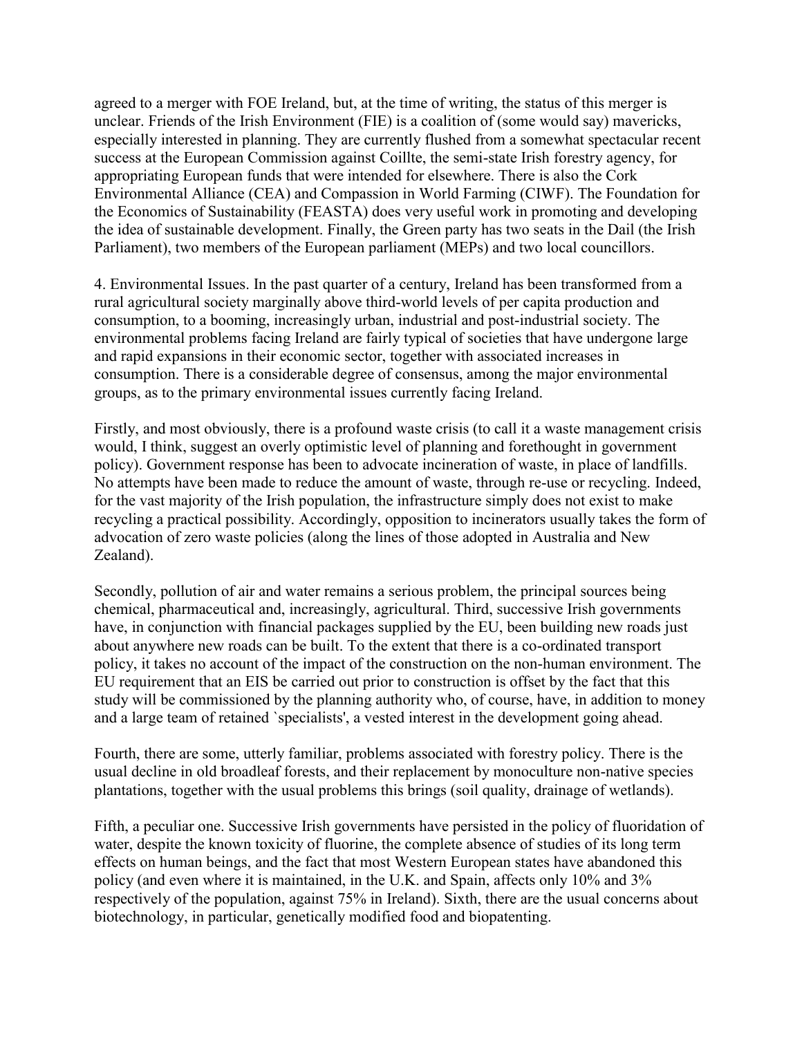agreed to a merger with FOE Ireland, but, at the time of writing, the status of this merger is unclear. Friends of the Irish Environment (FIE) is a coalition of (some would say) mavericks, especially interested in planning. They are currently flushed from a somewhat spectacular recent success at the European Commission against Coillte, the semi-state Irish forestry agency, for appropriating European funds that were intended for elsewhere. There is also the Cork Environmental Alliance (CEA) and Compassion in World Farming (CIWF). The Foundation for the Economics of Sustainability (FEASTA) does very useful work in promoting and developing the idea of sustainable development. Finally, the Green party has two seats in the Dail (the Irish Parliament), two members of the European parliament (MEPs) and two local councillors.

4. Environmental Issues. In the past quarter of a century, Ireland has been transformed from a rural agricultural society marginally above third-world levels of per capita production and consumption, to a booming, increasingly urban, industrial and post-industrial society. The environmental problems facing Ireland are fairly typical of societies that have undergone large and rapid expansions in their economic sector, together with associated increases in consumption. There is a considerable degree of consensus, among the major environmental groups, as to the primary environmental issues currently facing Ireland.

Firstly, and most obviously, there is a profound waste crisis (to call it a waste management crisis would, I think, suggest an overly optimistic level of planning and forethought in government policy). Government response has been to advocate incineration of waste, in place of landfills. No attempts have been made to reduce the amount of waste, through re-use or recycling. Indeed, for the vast majority of the Irish population, the infrastructure simply does not exist to make recycling a practical possibility. Accordingly, opposition to incinerators usually takes the form of advocation of zero waste policies (along the lines of those adopted in Australia and New Zealand).

Secondly, pollution of air and water remains a serious problem, the principal sources being chemical, pharmaceutical and, increasingly, agricultural. Third, successive Irish governments have, in conjunction with financial packages supplied by the EU, been building new roads just about anywhere new roads can be built. To the extent that there is a co-ordinated transport policy, it takes no account of the impact of the construction on the non-human environment. The EU requirement that an EIS be carried out prior to construction is offset by the fact that this study will be commissioned by the planning authority who, of course, have, in addition to money and a large team of retained `specialists', a vested interest in the development going ahead.

Fourth, there are some, utterly familiar, problems associated with forestry policy. There is the usual decline in old broadleaf forests, and their replacement by monoculture non-native species plantations, together with the usual problems this brings (soil quality, drainage of wetlands).

Fifth, a peculiar one. Successive Irish governments have persisted in the policy of fluoridation of water, despite the known toxicity of fluorine, the complete absence of studies of its long term effects on human beings, and the fact that most Western European states have abandoned this policy (and even where it is maintained, in the U.K. and Spain, affects only 10% and 3% respectively of the population, against 75% in Ireland). Sixth, there are the usual concerns about biotechnology, in particular, genetically modified food and biopatenting.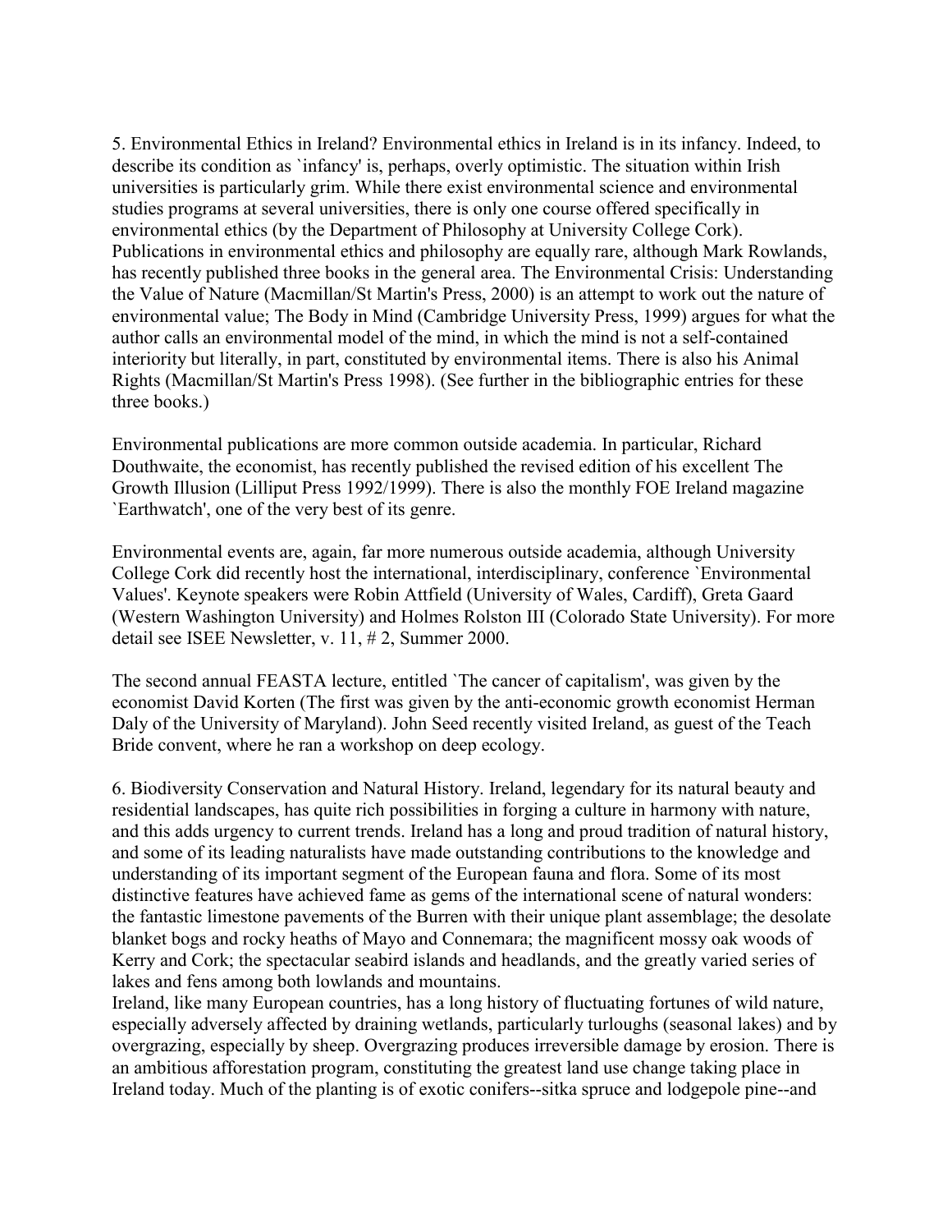5. Environmental Ethics in Ireland? Environmental ethics in Ireland is in its infancy. Indeed, to describe its condition as `infancy' is, perhaps, overly optimistic. The situation within Irish universities is particularly grim. While there exist environmental science and environmental studies programs at several universities, there is only one course offered specifically in environmental ethics (by the Department of Philosophy at University College Cork). Publications in environmental ethics and philosophy are equally rare, although Mark Rowlands, has recently published three books in the general area. The Environmental Crisis: Understanding the Value of Nature (Macmillan/St Martin's Press, 2000) is an attempt to work out the nature of environmental value; The Body in Mind (Cambridge University Press, 1999) argues for what the author calls an environmental model of the mind, in which the mind is not a self-contained interiority but literally, in part, constituted by environmental items. There is also his Animal Rights (Macmillan/St Martin's Press 1998). (See further in the bibliographic entries for these three books.)

Environmental publications are more common outside academia. In particular, Richard Douthwaite, the economist, has recently published the revised edition of his excellent The Growth Illusion (Lilliput Press 1992/1999). There is also the monthly FOE Ireland magazine `Earthwatch', one of the very best of its genre.

Environmental events are, again, far more numerous outside academia, although University College Cork did recently host the international, interdisciplinary, conference `Environmental Values'. Keynote speakers were Robin Attfield (University of Wales, Cardiff), Greta Gaard (Western Washington University) and Holmes Rolston III (Colorado State University). For more detail see ISEE Newsletter, v. 11, # 2, Summer 2000.

The second annual FEASTA lecture, entitled `The cancer of capitalism', was given by the economist David Korten (The first was given by the anti-economic growth economist Herman Daly of the University of Maryland). John Seed recently visited Ireland, as guest of the Teach Bride convent, where he ran a workshop on deep ecology.

6. Biodiversity Conservation and Natural History. Ireland, legendary for its natural beauty and residential landscapes, has quite rich possibilities in forging a culture in harmony with nature, and this adds urgency to current trends. Ireland has a long and proud tradition of natural history, and some of its leading naturalists have made outstanding contributions to the knowledge and understanding of its important segment of the European fauna and flora. Some of its most distinctive features have achieved fame as gems of the international scene of natural wonders: the fantastic limestone pavements of the Burren with their unique plant assemblage; the desolate blanket bogs and rocky heaths of Mayo and Connemara; the magnificent mossy oak woods of Kerry and Cork; the spectacular seabird islands and headlands, and the greatly varied series of lakes and fens among both lowlands and mountains.

Ireland, like many European countries, has a long history of fluctuating fortunes of wild nature, especially adversely affected by draining wetlands, particularly turloughs (seasonal lakes) and by overgrazing, especially by sheep. Overgrazing produces irreversible damage by erosion. There is an ambitious afforestation program, constituting the greatest land use change taking place in Ireland today. Much of the planting is of exotic conifers--sitka spruce and lodgepole pine--and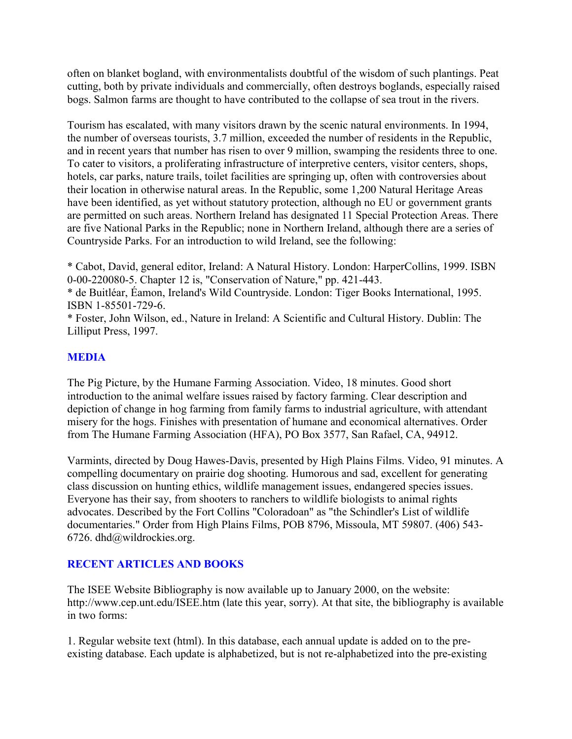often on blanket bogland, with environmentalists doubtful of the wisdom of such plantings. Peat cutting, both by private individuals and commercially, often destroys boglands, especially raised bogs. Salmon farms are thought to have contributed to the collapse of sea trout in the rivers.

Tourism has escalated, with many visitors drawn by the scenic natural environments. In 1994, the number of overseas tourists, 3.7 million, exceeded the number of residents in the Republic, and in recent years that number has risen to over 9 million, swamping the residents three to one. To cater to visitors, a proliferating infrastructure of interpretive centers, visitor centers, shops, hotels, car parks, nature trails, toilet facilities are springing up, often with controversies about their location in otherwise natural areas. In the Republic, some 1,200 Natural Heritage Areas have been identified, as yet without statutory protection, although no EU or government grants are permitted on such areas. Northern Ireland has designated 11 Special Protection Areas. There are five National Parks in the Republic; none in Northern Ireland, although there are a series of Countryside Parks. For an introduction to wild Ireland, see the following:

* Cabot, David, general editor, Ireland: A Natural History. London: HarperCollins, 1999. ISBN 0-00-220080-5. Chapter 12 is, "Conservation of Nature," pp. 421-443.
* de Buitléar, Éamon, Ireland's Wild Countryside. London: Tiger Books International, 1995. ISBN 1-85501-729-6.
* Foster, John Wilson, ed., Nature in Ireland: A Scientific and Cultural History. Dublin: The Lilliput Press, 1997.

## MEDIA

The Pig Picture, by the Humane Farming Association. Video, 18 minutes. Good short introduction to the animal welfare issues raised by factory farming. Clear description and depiction of change in hog farming from family farms to industrial agriculture, with attendant misery for the hogs. Finishes with presentation of humane and economical alternatives. Order from The Humane Farming Association (HFA), PO Box 3577, San Rafael, CA, 94912.

Varmints, directed by Doug Hawes-Davis, presented by High Plains Films. Video, 91 minutes. A compelling documentary on prairie dog shooting. Humorous and sad, excellent for generating class discussion on hunting ethics, wildlife management issues, endangered species issues. Everyone has their say, from shooters to ranchers to wildlife biologists to animal rights advocates. Described by the Fort Collins "Coloradoan" as "the Schindler's List of wildlife documentaries." Order from High Plains Films, POB 8796, Missoula, MT 59807. (406) 543-6726. dhd@wildrockies.org.

## RECENT ARTICLES AND BOOKS

The ISEE Website Bibliography is now available up to January 2000, on the website: http://www.cep.unt.edu/ISEE.htm (late this year, sorry). At that site, the bibliography is available in two forms:

1. Regular website text (html). In this database, each annual update is added on to the pre-existing database. Each update is alphabetized, but is not re-alphabetized into the pre-existing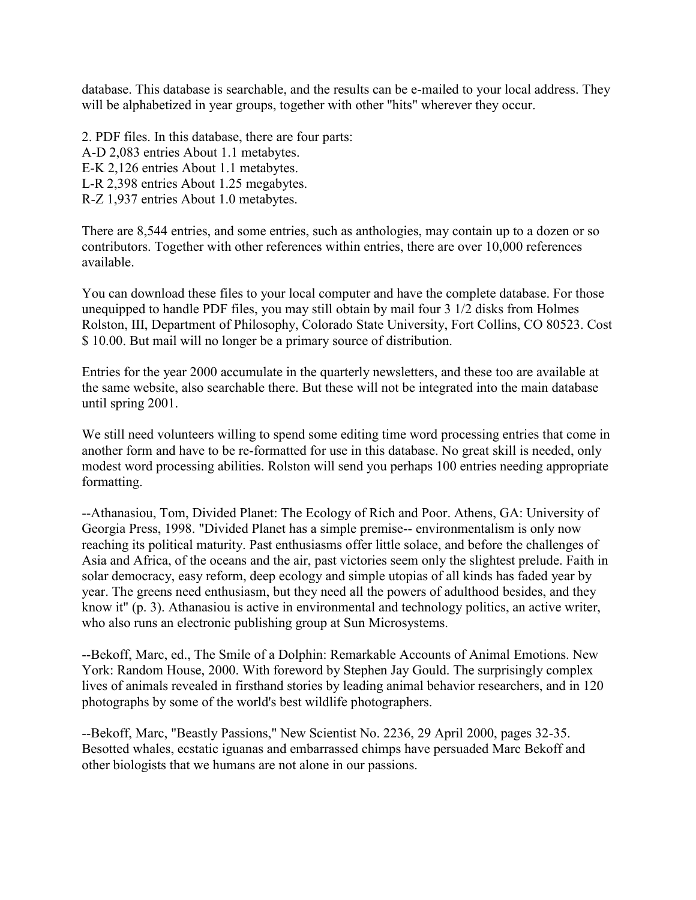database. This database is searchable, and the results can be e-mailed to your local address. They will be alphabetized in year groups, together with other "hits" wherever they occur.

2. PDF files. In this database, there are four parts:
A-D 2,083 entries About 1.1 metabytes.
E-K 2,126 entries About 1.1 metabytes.
L-R 2,398 entries About 1.25 megabytes.
R-Z 1,937 entries About 1.0 metabytes.

There are 8,544 entries, and some entries, such as anthologies, may contain up to a dozen or so contributors. Together with other references within entries, there are over 10,000 references available.

You can download these files to your local computer and have the complete database. For those unequipped to handle PDF files, you may still obtain by mail four 3 1/2 disks from Holmes Rolston, III, Department of Philosophy, Colorado State University, Fort Collins, CO 80523. Cost $ 10.00. But mail will no longer be a primary source of distribution.

Entries for the year 2000 accumulate in the quarterly newsletters, and these too are available at the same website, also searchable there. But these will not be integrated into the main database until spring 2001.

We still need volunteers willing to spend some editing time word processing entries that come in another form and have to be re-formatted for use in this database. No great skill is needed, only modest word processing abilities. Rolston will send you perhaps 100 entries needing appropriate formatting.

--Athanasiou, Tom, Divided Planet: The Ecology of Rich and Poor. Athens, GA: University of Georgia Press, 1998. "Divided Planet has a simple premise-- environmentalism is only now reaching its political maturity. Past enthusiasms offer little solace, and before the challenges of Asia and Africa, of the oceans and the air, past victories seem only the slightest prelude. Faith in solar democracy, easy reform, deep ecology and simple utopias of all kinds has faded year by year. The greens need enthusiasm, but they need all the powers of adulthood besides, and they know it" (p. 3). Athanasiou is active in environmental and technology politics, an active writer, who also runs an electronic publishing group at Sun Microsystems.

--Bekoff, Marc, ed., The Smile of a Dolphin: Remarkable Accounts of Animal Emotions. New York: Random House, 2000. With foreword by Stephen Jay Gould. The surprisingly complex lives of animals revealed in firsthand stories by leading animal behavior researchers, and in 120 photographs by some of the world's best wildlife photographers.

--Bekoff, Marc, "Beastly Passions," New Scientist No. 2236, 29 April 2000, pages 32-35. Besotted whales, ecstatic iguanas and embarrassed chimps have persuaded Marc Bekoff and other biologists that we humans are not alone in our passions.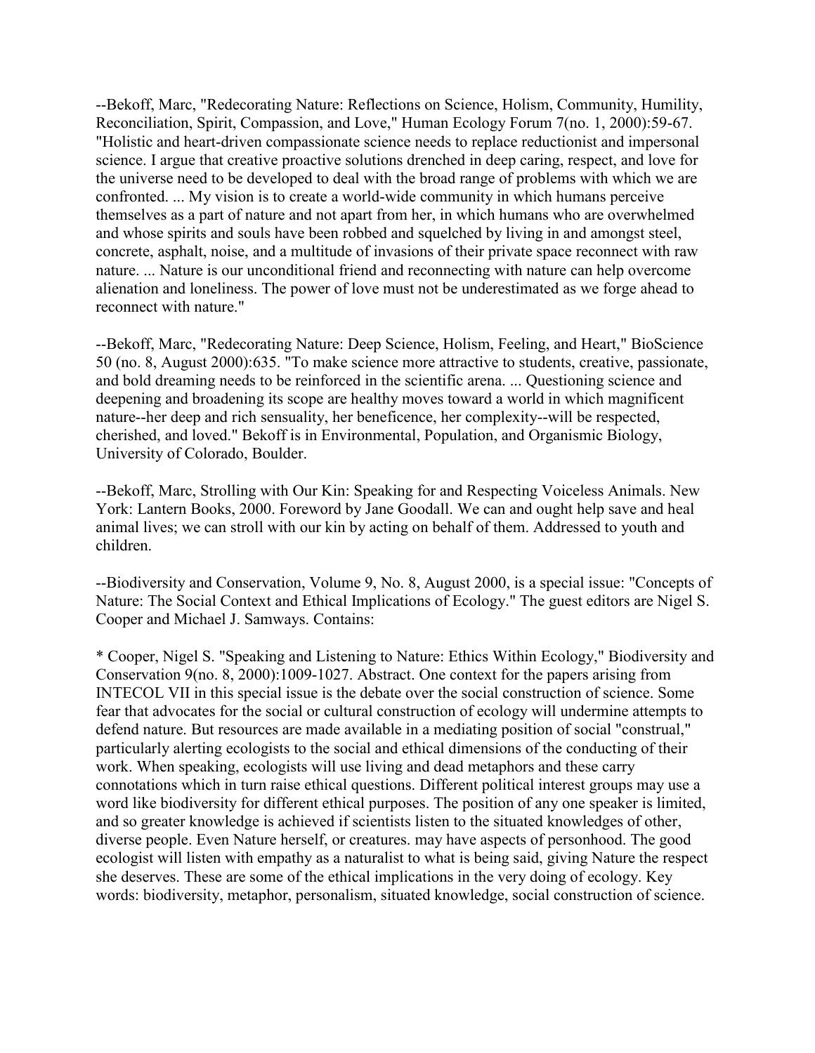--Bekoff, Marc, "Redecorating Nature: Reflections on Science, Holism, Community, Humility, Reconciliation, Spirit, Compassion, and Love," Human Ecology Forum 7(no. 1, 2000):59-67. "Holistic and heart-driven compassionate science needs to replace reductionist and impersonal science. I argue that creative proactive solutions drenched in deep caring, respect, and love for the universe need to be developed to deal with the broad range of problems with which we are confronted. ... My vision is to create a world-wide community in which humans perceive themselves as a part of nature and not apart from her, in which humans who are overwhelmed and whose spirits and souls have been robbed and squelched by living in and amongst steel, concrete, asphalt, noise, and a multitude of invasions of their private space reconnect with raw nature. ... Nature is our unconditional friend and reconnecting with nature can help overcome alienation and loneliness. The power of love must not be underestimated as we forge ahead to reconnect with nature."

--Bekoff, Marc, "Redecorating Nature: Deep Science, Holism, Feeling, and Heart," BioScience 50 (no. 8, August 2000):635. "To make science more attractive to students, creative, passionate, and bold dreaming needs to be reinforced in the scientific arena. ... Questioning science and deepening and broadening its scope are healthy moves toward a world in which magnificent nature--her deep and rich sensuality, her beneficence, her complexity--will be respected, cherished, and loved." Bekoff is in Environmental, Population, and Organismic Biology, University of Colorado, Boulder.

--Bekoff, Marc, Strolling with Our Kin: Speaking for and Respecting Voiceless Animals. New York: Lantern Books, 2000. Foreword by Jane Goodall. We can and ought help save and heal animal lives; we can stroll with our kin by acting on behalf of them. Addressed to youth and children.

--Biodiversity and Conservation, Volume 9, No. 8, August 2000, is a special issue: "Concepts of Nature: The Social Context and Ethical Implications of Ecology." The guest editors are Nigel S. Cooper and Michael J. Samways. Contains:

* Cooper, Nigel S. "Speaking and Listening to Nature: Ethics Within Ecology," Biodiversity and Conservation 9(no. 8, 2000):1009-1027. Abstract. One context for the papers arising from INTECOL VII in this special issue is the debate over the social construction of science. Some fear that advocates for the social or cultural construction of ecology will undermine attempts to defend nature. But resources are made available in a mediating position of social "construal," particularly alerting ecologists to the social and ethical dimensions of the conducting of their work. When speaking, ecologists will use living and dead metaphors and these carry connotations which in turn raise ethical questions. Different political interest groups may use a word like biodiversity for different ethical purposes. The position of any one speaker is limited, and so greater knowledge is achieved if scientists listen to the situated knowledges of other, diverse people. Even Nature herself, or creatures. may have aspects of personhood. The good ecologist will listen with empathy as a naturalist to what is being said, giving Nature the respect she deserves. These are some of the ethical implications in the very doing of ecology. Key words: biodiversity, metaphor, personalism, situated knowledge, social construction of science.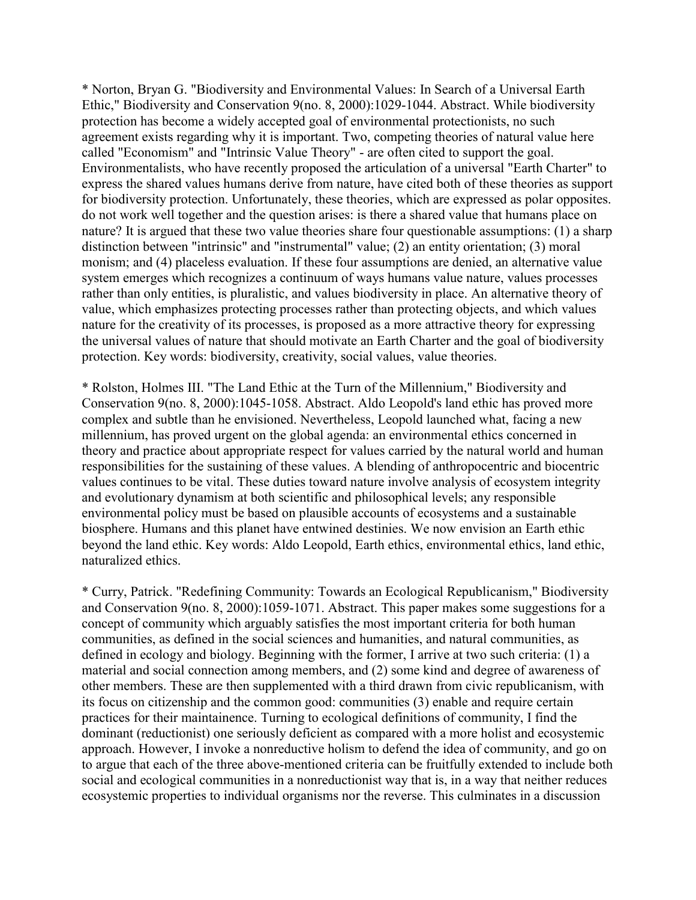* Norton, Bryan G. "Biodiversity and Environmental Values: In Search of a Universal Earth Ethic," Biodiversity and Conservation 9(no. 8, 2000):1029-1044. Abstract. While biodiversity protection has become a widely accepted goal of environmental protectionists, no such agreement exists regarding why it is important. Two, competing theories of natural value here called "Economism" and "Intrinsic Value Theory" - are often cited to support the goal. Environmentalists, who have recently proposed the articulation of a universal "Earth Charter" to express the shared values humans derive from nature, have cited both of these theories as support for biodiversity protection. Unfortunately, these theories, which are expressed as polar opposites. do not work well together and the question arises: is there a shared value that humans place on nature? It is argued that these two value theories share four questionable assumptions: (1) a sharp distinction between "intrinsic" and "instrumental" value; (2) an entity orientation; (3) moral monism; and (4) placeless evaluation. If these four assumptions are denied, an alternative value system emerges which recognizes a continuum of ways humans value nature, values processes rather than only entities, is pluralistic, and values biodiversity in place. An alternative theory of value, which emphasizes protecting processes rather than protecting objects, and which values nature for the creativity of its processes, is proposed as a more attractive theory for expressing the universal values of nature that should motivate an Earth Charter and the goal of biodiversity protection. Key words: biodiversity, creativity, social values, value theories.

* Rolston, Holmes III. "The Land Ethic at the Turn of the Millennium," Biodiversity and Conservation 9(no. 8, 2000):1045-1058. Abstract. Aldo Leopold's land ethic has proved more complex and subtle than he envisioned. Nevertheless, Leopold launched what, facing a new millennium, has proved urgent on the global agenda: an environmental ethics concerned in theory and practice about appropriate respect for values carried by the natural world and human responsibilities for the sustaining of these values. A blending of anthropocentric and biocentric values continues to be vital. These duties toward nature involve analysis of ecosystem integrity and evolutionary dynamism at both scientific and philosophical levels; any responsible environmental policy must be based on plausible accounts of ecosystems and a sustainable biosphere. Humans and this planet have entwined destinies. We now envision an Earth ethic beyond the land ethic. Key words: Aldo Leopold, Earth ethics, environmental ethics, land ethic, naturalized ethics.

* Curry, Patrick. "Redefining Community: Towards an Ecological Republicanism," Biodiversity and Conservation 9(no. 8, 2000):1059-1071. Abstract. This paper makes some suggestions for a concept of community which arguably satisfies the most important criteria for both human communities, as defined in the social sciences and humanities, and natural communities, as defined in ecology and biology. Beginning with the former, I arrive at two such criteria: (1) a material and social connection among members, and (2) some kind and degree of awareness of other members. These are then supplemented with a third drawn from civic republicanism, with its focus on citizenship and the common good: communities (3) enable and require certain practices for their maintainence. Turning to ecological definitions of community, I find the dominant (reductionist) one seriously deficient as compared with a more holist and ecosystemic approach. However, I invoke a nonreductive holism to defend the idea of community, and go on to argue that each of the three above-mentioned criteria can be fruitfully extended to include both social and ecological communities in a nonreductionist way that is, in a way that neither reduces ecosystemic properties to individual organisms nor the reverse. This culminates in a discussion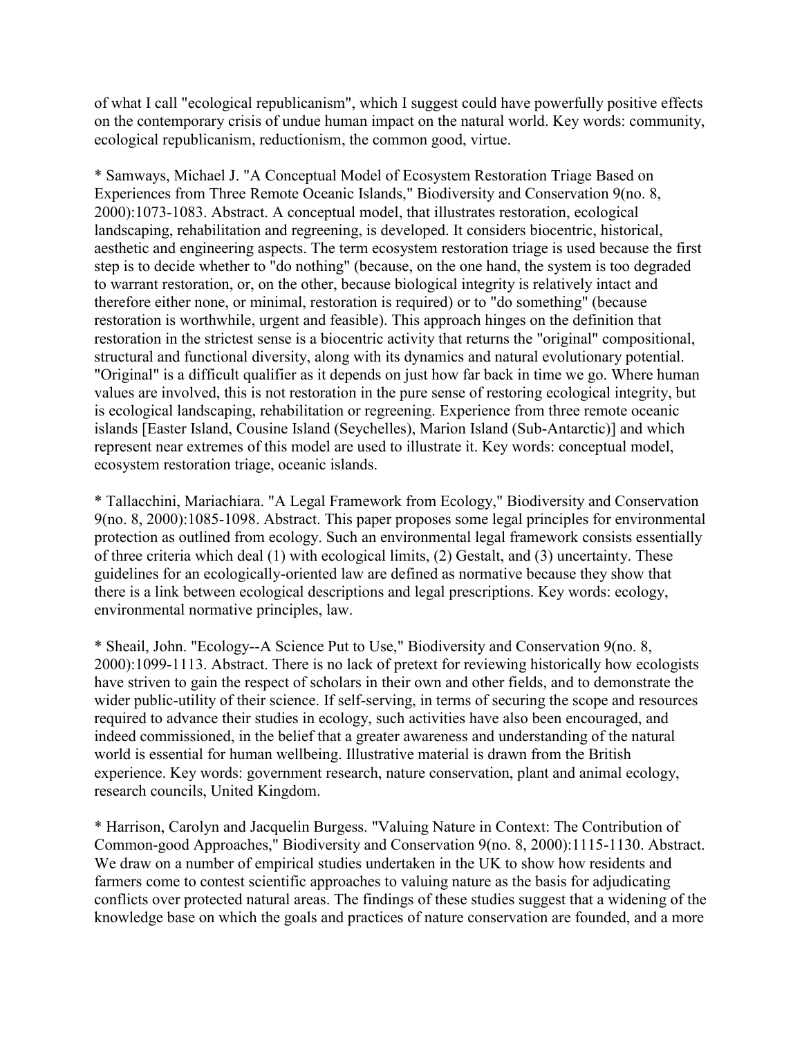of what I call "ecological republicanism", which I suggest could have powerfully positive effects on the contemporary crisis of undue human impact on the natural world. Key words: community, ecological republicanism, reductionism, the common good, virtue.

* Samways, Michael J. "A Conceptual Model of Ecosystem Restoration Triage Based on Experiences from Three Remote Oceanic Islands," Biodiversity and Conservation 9(no. 8, 2000):1073-1083. Abstract. A conceptual model, that illustrates restoration, ecological landscaping, rehabilitation and regreening, is developed. It considers biocentric, historical, aesthetic and engineering aspects. The term ecosystem restoration triage is used because the first step is to decide whether to "do nothing" (because, on the one hand, the system is too degraded to warrant restoration, or, on the other, because biological integrity is relatively intact and therefore either none, or minimal, restoration is required) or to "do something" (because restoration is worthwhile, urgent and feasible). This approach hinges on the definition that restoration in the strictest sense is a biocentric activity that returns the "original" compositional, structural and functional diversity, along with its dynamics and natural evolutionary potential. "Original" is a difficult qualifier as it depends on just how far back in time we go. Where human values are involved, this is not restoration in the pure sense of restoring ecological integrity, but is ecological landscaping, rehabilitation or regreening. Experience from three remote oceanic islands [Easter Island, Cousine Island (Seychelles), Marion Island (Sub-Antarctic)] and which represent near extremes of this model are used to illustrate it. Key words: conceptual model, ecosystem restoration triage, oceanic islands.

* Tallacchini, Mariachiara. "A Legal Framework from Ecology," Biodiversity and Conservation 9(no. 8, 2000):1085-1098. Abstract. This paper proposes some legal principles for environmental protection as outlined from ecology. Such an environmental legal framework consists essentially of three criteria which deal (1) with ecological limits, (2) Gestalt, and (3) uncertainty. These guidelines for an ecologically-oriented law are defined as normative because they show that there is a link between ecological descriptions and legal prescriptions. Key words: ecology, environmental normative principles, law.

* Sheail, John. "Ecology--A Science Put to Use," Biodiversity and Conservation 9(no. 8, 2000):1099-1113. Abstract. There is no lack of pretext for reviewing historically how ecologists have striven to gain the respect of scholars in their own and other fields, and to demonstrate the wider public-utility of their science. If self-serving, in terms of securing the scope and resources required to advance their studies in ecology, such activities have also been encouraged, and indeed commissioned, in the belief that a greater awareness and understanding of the natural world is essential for human wellbeing. Illustrative material is drawn from the British experience. Key words: government research, nature conservation, plant and animal ecology, research councils, United Kingdom.

* Harrison, Carolyn and Jacquelin Burgess. "Valuing Nature in Context: The Contribution of Common-good Approaches," Biodiversity and Conservation 9(no. 8, 2000):1115-1130. Abstract. We draw on a number of empirical studies undertaken in the UK to show how residents and farmers come to contest scientific approaches to valuing nature as the basis for adjudicating conflicts over protected natural areas. The findings of these studies suggest that a widening of the knowledge base on which the goals and practices of nature conservation are founded, and a more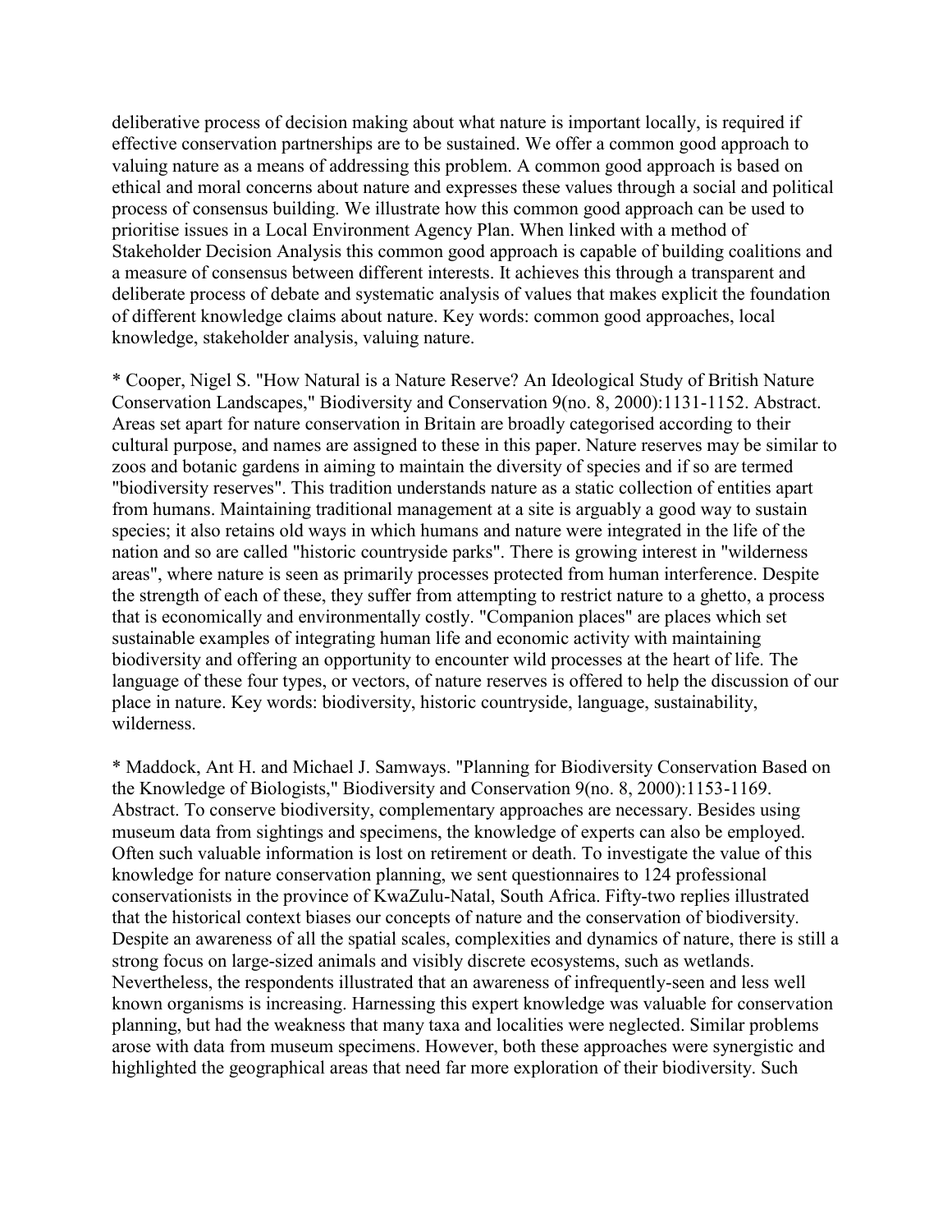deliberative process of decision making about what nature is important locally, is required if effective conservation partnerships are to be sustained. We offer a common good approach to valuing nature as a means of addressing this problem. A common good approach is based on ethical and moral concerns about nature and expresses these values through a social and political process of consensus building. We illustrate how this common good approach can be used to prioritise issues in a Local Environment Agency Plan. When linked with a method of Stakeholder Decision Analysis this common good approach is capable of building coalitions and a measure of consensus between different interests. It achieves this through a transparent and deliberate process of debate and systematic analysis of values that makes explicit the foundation of different knowledge claims about nature. Key words: common good approaches, local knowledge, stakeholder analysis, valuing nature.

* Cooper, Nigel S. "How Natural is a Nature Reserve? An Ideological Study of British Nature Conservation Landscapes," Biodiversity and Conservation 9(no. 8, 2000):1131-1152. Abstract. Areas set apart for nature conservation in Britain are broadly categorised according to their cultural purpose, and names are assigned to these in this paper. Nature reserves may be similar to zoos and botanic gardens in aiming to maintain the diversity of species and if so are termed "biodiversity reserves". This tradition understands nature as a static collection of entities apart from humans. Maintaining traditional management at a site is arguably a good way to sustain species; it also retains old ways in which humans and nature were integrated in the life of the nation and so are called "historic countryside parks". There is growing interest in "wilderness areas", where nature is seen as primarily processes protected from human interference. Despite the strength of each of these, they suffer from attempting to restrict nature to a ghetto, a process that is economically and environmentally costly. "Companion places" are places which set sustainable examples of integrating human life and economic activity with maintaining biodiversity and offering an opportunity to encounter wild processes at the heart of life. The language of these four types, or vectors, of nature reserves is offered to help the discussion of our place in nature. Key words: biodiversity, historic countryside, language, sustainability, wilderness.

* Maddock, Ant H. and Michael J. Samways. "Planning for Biodiversity Conservation Based on the Knowledge of Biologists," Biodiversity and Conservation 9(no. 8, 2000):1153-1169. Abstract. To conserve biodiversity, complementary approaches are necessary. Besides using museum data from sightings and specimens, the knowledge of experts can also be employed. Often such valuable information is lost on retirement or death. To investigate the value of this knowledge for nature conservation planning, we sent questionnaires to 124 professional conservationists in the province of KwaZulu-Natal, South Africa. Fifty-two replies illustrated that the historical context biases our concepts of nature and the conservation of biodiversity. Despite an awareness of all the spatial scales, complexities and dynamics of nature, there is still a strong focus on large-sized animals and visibly discrete ecosystems, such as wetlands. Nevertheless, the respondents illustrated that an awareness of infrequently-seen and less well known organisms is increasing. Harnessing this expert knowledge was valuable for conservation planning, but had the weakness that many taxa and localities were neglected. Similar problems arose with data from museum specimens. However, both these approaches were synergistic and highlighted the geographical areas that need far more exploration of their biodiversity. Such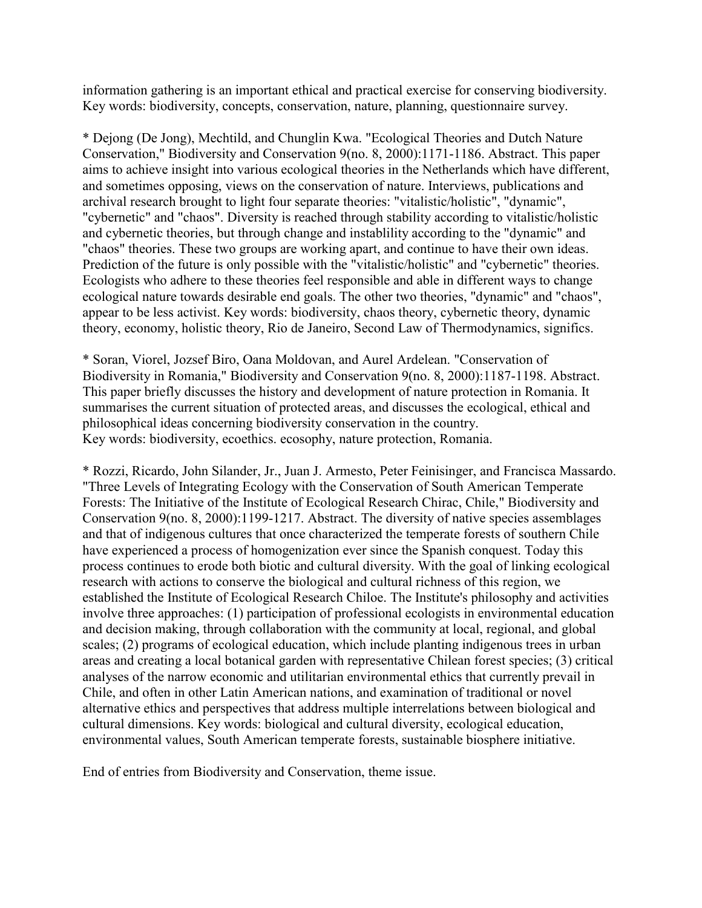information gathering is an important ethical and practical exercise for conserving biodiversity. Key words: biodiversity, concepts, conservation, nature, planning, questionnaire survey.

* Dejong (De Jong), Mechtild, and Chunglin Kwa. "Ecological Theories and Dutch Nature Conservation," Biodiversity and Conservation 9(no. 8, 2000):1171-1186. Abstract. This paper aims to achieve insight into various ecological theories in the Netherlands which have different, and sometimes opposing, views on the conservation of nature. Interviews, publications and archival research brought to light four separate theories: "vitalistic/holistic", "dynamic", "cybernetic" and "chaos". Diversity is reached through stability according to vitalistic/holistic and cybernetic theories, but through change and instablility according to the "dynamic" and "chaos" theories. These two groups are working apart, and continue to have their own ideas. Prediction of the future is only possible with the "vitalistic/holistic" and "cybernetic" theories. Ecologists who adhere to these theories feel responsible and able in different ways to change ecological nature towards desirable end goals. The other two theories, "dynamic" and "chaos", appear to be less activist. Key words: biodiversity, chaos theory, cybernetic theory, dynamic theory, economy, holistic theory, Rio de Janeiro, Second Law of Thermodynamics, significs.

* Soran, Viorel, Jozsef Biro, Oana Moldovan, and Aurel Ardelean. "Conservation of Biodiversity in Romania," Biodiversity and Conservation 9(no. 8, 2000):1187-1198. Abstract. This paper briefly discusses the history and development of nature protection in Romania. It summarises the current situation of protected areas, and discusses the ecological, ethical and philosophical ideas concerning biodiversity conservation in the country.
Key words: biodiversity, ecoethics. ecosophy, nature protection, Romania.

* Rozzi, Ricardo, John Silander, Jr., Juan J. Armesto, Peter Feinisinger, and Francisca Massardo. "Three Levels of Integrating Ecology with the Conservation of South American Temperate Forests: The Initiative of the Institute of Ecological Research Chirac, Chile," Biodiversity and Conservation 9(no. 8, 2000):1199-1217. Abstract. The diversity of native species assemblages and that of indigenous cultures that once characterized the temperate forests of southern Chile have experienced a process of homogenization ever since the Spanish conquest. Today this process continues to erode both biotic and cultural diversity. With the goal of linking ecological research with actions to conserve the biological and cultural richness of this region, we established the Institute of Ecological Research Chiloe. The Institute's philosophy and activities involve three approaches: (1) participation of professional ecologists in environmental education and decision making, through collaboration with the community at local, regional, and global scales; (2) programs of ecological education, which include planting indigenous trees in urban areas and creating a local botanical garden with representative Chilean forest species; (3) critical analyses of the narrow economic and utilitarian environmental ethics that currently prevail in Chile, and often in other Latin American nations, and examination of traditional or novel alternative ethics and perspectives that address multiple interrelations between biological and cultural dimensions. Key words: biological and cultural diversity, ecological education, environmental values, South American temperate forests, sustainable biosphere initiative.

End of entries from Biodiversity and Conservation, theme issue.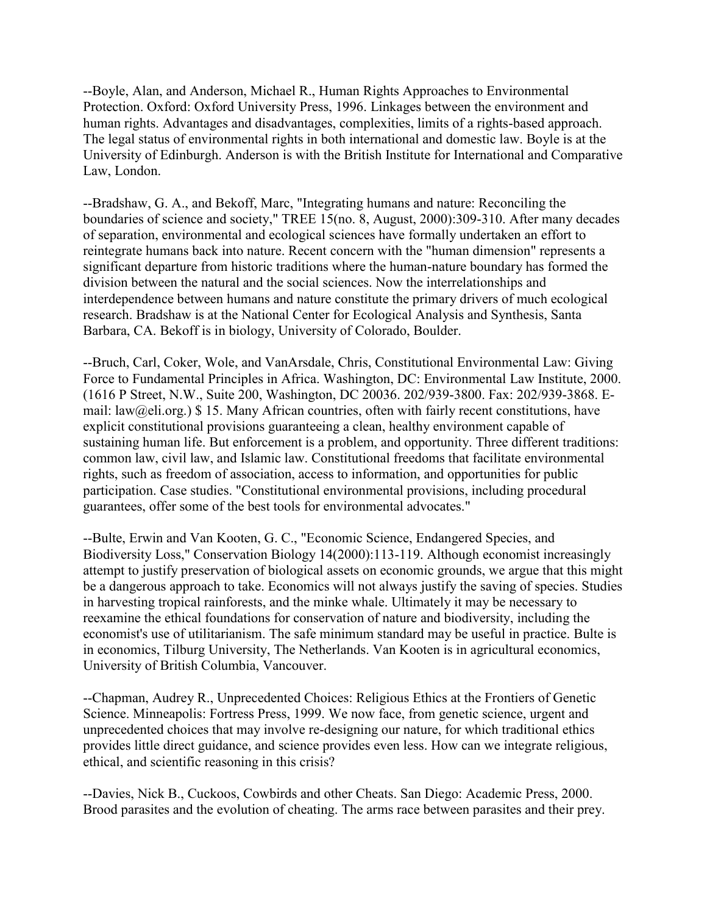--Boyle, Alan, and Anderson, Michael R., Human Rights Approaches to Environmental Protection. Oxford: Oxford University Press, 1996. Linkages between the environment and human rights. Advantages and disadvantages, complexities, limits of a rights-based approach. The legal status of environmental rights in both international and domestic law. Boyle is at the University of Edinburgh. Anderson is with the British Institute for International and Comparative Law, London.

--Bradshaw, G. A., and Bekoff, Marc, "Integrating humans and nature: Reconciling the boundaries of science and society," TREE 15(no. 8, August, 2000):309-310. After many decades of separation, environmental and ecological sciences have formally undertaken an effort to reintegrate humans back into nature. Recent concern with the "human dimension" represents a significant departure from historic traditions where the human-nature boundary has formed the division between the natural and the social sciences. Now the interrelationships and interdependence between humans and nature constitute the primary drivers of much ecological research. Bradshaw is at the National Center for Ecological Analysis and Synthesis, Santa Barbara, CA. Bekoff is in biology, University of Colorado, Boulder.

--Bruch, Carl, Coker, Wole, and VanArsdale, Chris, Constitutional Environmental Law: Giving Force to Fundamental Principles in Africa. Washington, DC: Environmental Law Institute, 2000. (1616 P Street, N.W., Suite 200, Washington, DC 20036. 202/939-3800. Fax: 202/939-3868. E-mail: law@eli.org.) $ 15. Many African countries, often with fairly recent constitutions, have explicit constitutional provisions guaranteeing a clean, healthy environment capable of sustaining human life. But enforcement is a problem, and opportunity. Three different traditions: common law, civil law, and Islamic law. Constitutional freedoms that facilitate environmental rights, such as freedom of association, access to information, and opportunities for public participation. Case studies. "Constitutional environmental provisions, including procedural guarantees, offer some of the best tools for environmental advocates."

--Bulte, Erwin and Van Kooten, G. C., "Economic Science, Endangered Species, and Biodiversity Loss," Conservation Biology 14(2000):113-119. Although economist increasingly attempt to justify preservation of biological assets on economic grounds, we argue that this might be a dangerous approach to take. Economics will not always justify the saving of species. Studies in harvesting tropical rainforests, and the minke whale. Ultimately it may be necessary to reexamine the ethical foundations for conservation of nature and biodiversity, including the economist's use of utilitarianism. The safe minimum standard may be useful in practice. Bulte is in economics, Tilburg University, The Netherlands. Van Kooten is in agricultural economics, University of British Columbia, Vancouver.

--Chapman, Audrey R., Unprecedented Choices: Religious Ethics at the Frontiers of Genetic Science. Minneapolis: Fortress Press, 1999. We now face, from genetic science, urgent and unprecedented choices that may involve re-designing our nature, for which traditional ethics provides little direct guidance, and science provides even less. How can we integrate religious, ethical, and scientific reasoning in this crisis?

--Davies, Nick B., Cuckoos, Cowbirds and other Cheats. San Diego: Academic Press, 2000. Brood parasites and the evolution of cheating. The arms race between parasites and their prey.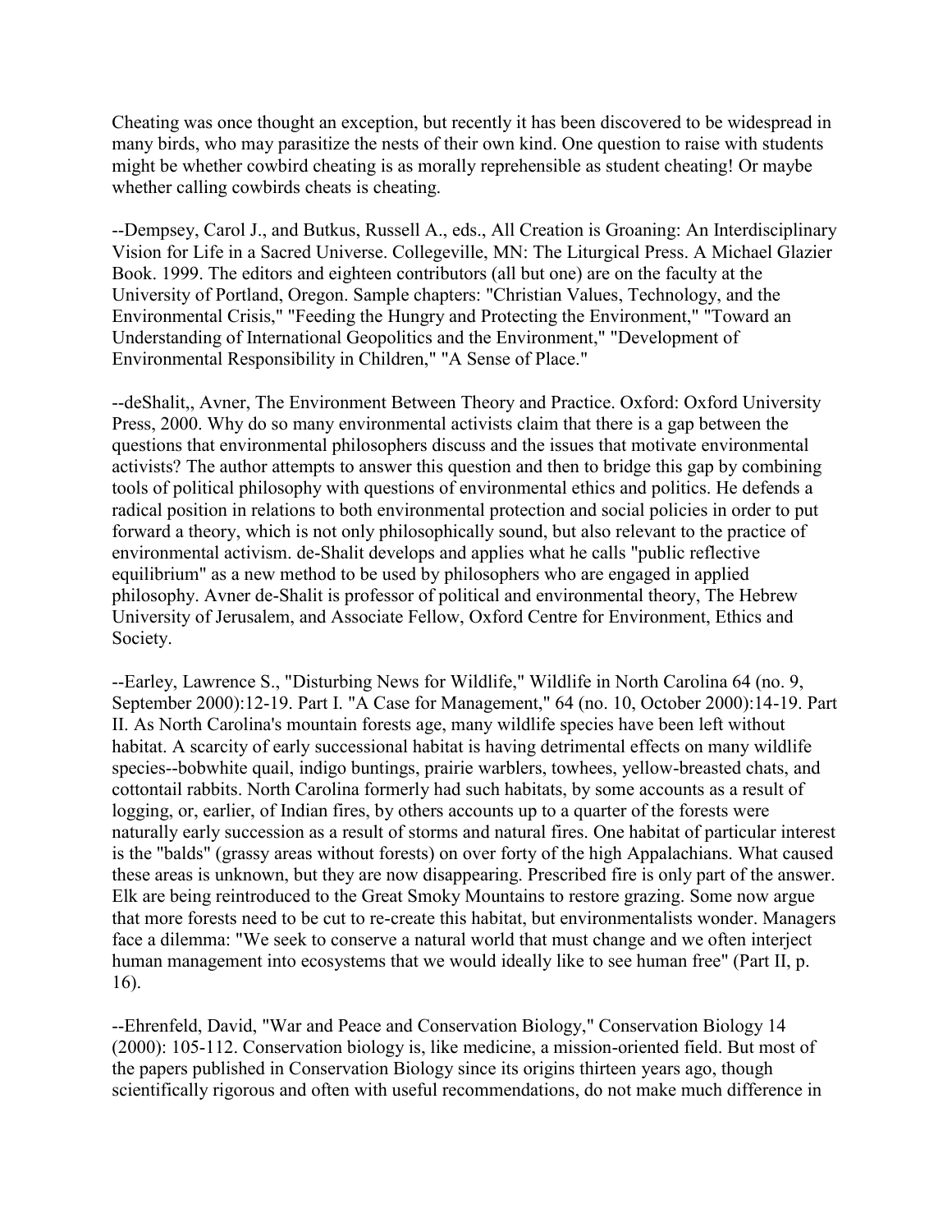Cheating was once thought an exception, but recently it has been discovered to be widespread in many birds, who may parasitize the nests of their own kind. One question to raise with students might be whether cowbird cheating is as morally reprehensible as student cheating! Or maybe whether calling cowbirds cheats is cheating.

--Dempsey, Carol J., and Butkus, Russell A., eds., All Creation is Groaning: An Interdisciplinary Vision for Life in a Sacred Universe. Collegeville, MN: The Liturgical Press. A Michael Glazier Book. 1999. The editors and eighteen contributors (all but one) are on the faculty at the University of Portland, Oregon. Sample chapters: "Christian Values, Technology, and the Environmental Crisis," "Feeding the Hungry and Protecting the Environment," "Toward an Understanding of International Geopolitics and the Environment," "Development of Environmental Responsibility in Children," "A Sense of Place."

--deShalit,, Avner, The Environment Between Theory and Practice. Oxford: Oxford University Press, 2000. Why do so many environmental activists claim that there is a gap between the questions that environmental philosophers discuss and the issues that motivate environmental activists? The author attempts to answer this question and then to bridge this gap by combining tools of political philosophy with questions of environmental ethics and politics. He defends a radical position in relations to both environmental protection and social policies in order to put forward a theory, which is not only philosophically sound, but also relevant to the practice of environmental activism. de-Shalit develops and applies what he calls "public reflective equilibrium" as a new method to be used by philosophers who are engaged in applied philosophy. Avner de-Shalit is professor of political and environmental theory, The Hebrew University of Jerusalem, and Associate Fellow, Oxford Centre for Environment, Ethics and Society.

--Earley, Lawrence S., "Disturbing News for Wildlife," Wildlife in North Carolina 64 (no. 9, September 2000):12-19. Part I. "A Case for Management," 64 (no. 10, October 2000):14-19. Part II. As North Carolina's mountain forests age, many wildlife species have been left without habitat. A scarcity of early successional habitat is having detrimental effects on many wildlife species--bobwhite quail, indigo buntings, prairie warblers, towhees, yellow-breasted chats, and cottontail rabbits. North Carolina formerly had such habitats, by some accounts as a result of logging, or, earlier, of Indian fires, by others accounts up to a quarter of the forests were naturally early succession as a result of storms and natural fires. One habitat of particular interest is the "balds" (grassy areas without forests) on over forty of the high Appalachians. What caused these areas is unknown, but they are now disappearing. Prescribed fire is only part of the answer. Elk are being reintroduced to the Great Smoky Mountains to restore grazing. Some now argue that more forests need to be cut to re-create this habitat, but environmentalists wonder. Managers face a dilemma: "We seek to conserve a natural world that must change and we often interject human management into ecosystems that we would ideally like to see human free" (Part II, p. 16).

--Ehrenfeld, David, "War and Peace and Conservation Biology," Conservation Biology 14 (2000): 105-112. Conservation biology is, like medicine, a mission-oriented field. But most of the papers published in Conservation Biology since its origins thirteen years ago, though scientifically rigorous and often with useful recommendations, do not make much difference in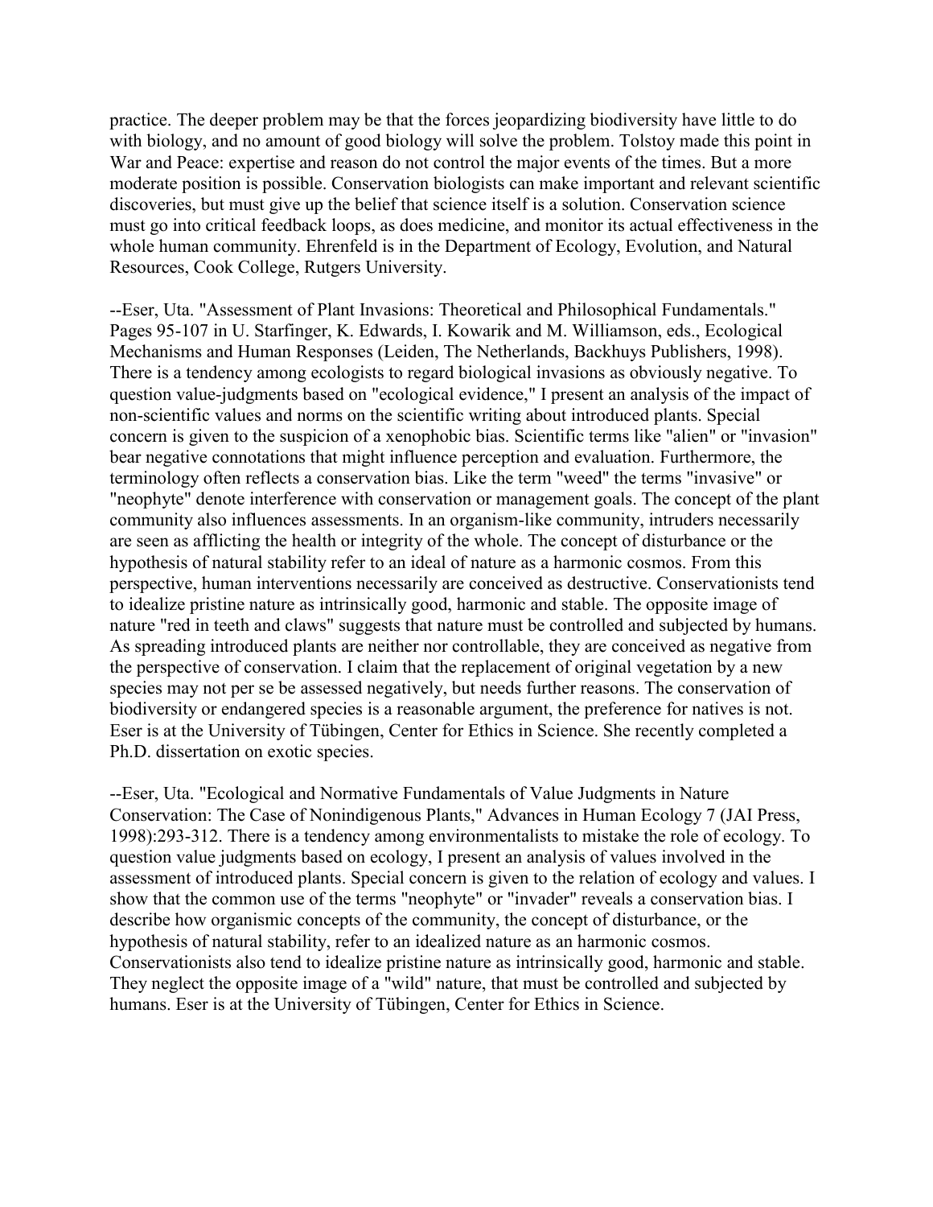practice. The deeper problem may be that the forces jeopardizing biodiversity have little to do with biology, and no amount of good biology will solve the problem. Tolstoy made this point in War and Peace: expertise and reason do not control the major events of the times. But a more moderate position is possible. Conservation biologists can make important and relevant scientific discoveries, but must give up the belief that science itself is a solution. Conservation science must go into critical feedback loops, as does medicine, and monitor its actual effectiveness in the whole human community. Ehrenfeld is in the Department of Ecology, Evolution, and Natural Resources, Cook College, Rutgers University.

--Eser, Uta. "Assessment of Plant Invasions: Theoretical and Philosophical Fundamentals." Pages 95-107 in U. Starfinger, K. Edwards, I. Kowarik and M. Williamson, eds., Ecological Mechanisms and Human Responses (Leiden, The Netherlands, Backhuys Publishers, 1998). There is a tendency among ecologists to regard biological invasions as obviously negative. To question value-judgments based on "ecological evidence," I present an analysis of the impact of non-scientific values and norms on the scientific writing about introduced plants. Special concern is given to the suspicion of a xenophobic bias. Scientific terms like "alien" or "invasion" bear negative connotations that might influence perception and evaluation. Furthermore, the terminology often reflects a conservation bias. Like the term "weed" the terms "invasive" or "neophyte" denote interference with conservation or management goals. The concept of the plant community also influences assessments. In an organism-like community, intruders necessarily are seen as afflicting the health or integrity of the whole. The concept of disturbance or the hypothesis of natural stability refer to an ideal of nature as a harmonic cosmos. From this perspective, human interventions necessarily are conceived as destructive. Conservationists tend to idealize pristine nature as intrinsically good, harmonic and stable. The opposite image of nature "red in teeth and claws" suggests that nature must be controlled and subjected by humans. As spreading introduced plants are neither nor controllable, they are conceived as negative from the perspective of conservation. I claim that the replacement of original vegetation by a new species may not per se be assessed negatively, but needs further reasons. The conservation of biodiversity or endangered species is a reasonable argument, the preference for natives is not. Eser is at the University of Tübingen, Center for Ethics in Science. She recently completed a Ph.D. dissertation on exotic species.

--Eser, Uta. "Ecological and Normative Fundamentals of Value Judgments in Nature Conservation: The Case of Nonindigenous Plants," Advances in Human Ecology 7 (JAI Press, 1998):293-312. There is a tendency among environmentalists to mistake the role of ecology. To question value judgments based on ecology, I present an analysis of values involved in the assessment of introduced plants. Special concern is given to the relation of ecology and values. I show that the common use of the terms "neophyte" or "invader" reveals a conservation bias. I describe how organismic concepts of the community, the concept of disturbance, or the hypothesis of natural stability, refer to an idealized nature as an harmonic cosmos. Conservationists also tend to idealize pristine nature as intrinsically good, harmonic and stable. They neglect the opposite image of a "wild" nature, that must be controlled and subjected by humans. Eser is at the University of Tübingen, Center for Ethics in Science.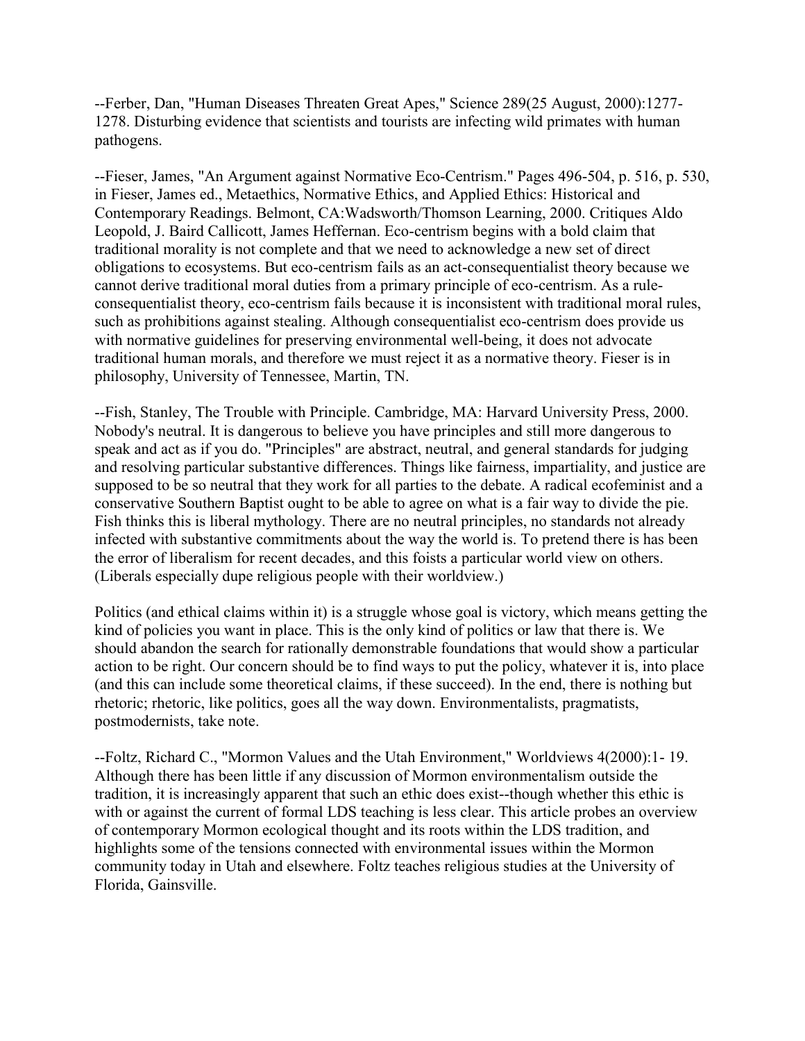--Ferber, Dan, "Human Diseases Threaten Great Apes," Science 289(25 August, 2000):1277-1278. Disturbing evidence that scientists and tourists are infecting wild primates with human pathogens.

--Fieser, James, "An Argument against Normative Eco-Centrism." Pages 496-504, p. 516, p. 530, in Fieser, James ed., Metaethics, Normative Ethics, and Applied Ethics: Historical and Contemporary Readings. Belmont, CA:Wadsworth/Thomson Learning, 2000. Critiques Aldo Leopold, J. Baird Callicott, James Heffernan. Eco-centrism begins with a bold claim that traditional morality is not complete and that we need to acknowledge a new set of direct obligations to ecosystems. But eco-centrism fails as an act-consequentialist theory because we cannot derive traditional moral duties from a primary principle of eco-centrism. As a rule-consequentialist theory, eco-centrism fails because it is inconsistent with traditional moral rules, such as prohibitions against stealing. Although consequentialist eco-centrism does provide us with normative guidelines for preserving environmental well-being, it does not advocate traditional human morals, and therefore we must reject it as a normative theory. Fieser is in philosophy, University of Tennessee, Martin, TN.

--Fish, Stanley, The Trouble with Principle. Cambridge, MA: Harvard University Press, 2000. Nobody's neutral. It is dangerous to believe you have principles and still more dangerous to speak and act as if you do. "Principles" are abstract, neutral, and general standards for judging and resolving particular substantive differences. Things like fairness, impartiality, and justice are supposed to be so neutral that they work for all parties to the debate. A radical ecofeminist and a conservative Southern Baptist ought to be able to agree on what is a fair way to divide the pie. Fish thinks this is liberal mythology. There are no neutral principles, no standards not already infected with substantive commitments about the way the world is. To pretend there is has been the error of liberalism for recent decades, and this foists a particular world view on others. (Liberals especially dupe religious people with their worldview.)

Politics (and ethical claims within it) is a struggle whose goal is victory, which means getting the kind of policies you want in place. This is the only kind of politics or law that there is. We should abandon the search for rationally demonstrable foundations that would show a particular action to be right. Our concern should be to find ways to put the policy, whatever it is, into place (and this can include some theoretical claims, if these succeed). In the end, there is nothing but rhetoric; rhetoric, like politics, goes all the way down. Environmentalists, pragmatists, postmodernists, take note.

--Foltz, Richard C., "Mormon Values and the Utah Environment," Worldviews 4(2000):1- 19. Although there has been little if any discussion of Mormon environmentalism outside the tradition, it is increasingly apparent that such an ethic does exist--though whether this ethic is with or against the current of formal LDS teaching is less clear. This article probes an overview of contemporary Mormon ecological thought and its roots within the LDS tradition, and highlights some of the tensions connected with environmental issues within the Mormon community today in Utah and elsewhere. Foltz teaches religious studies at the University of Florida, Gainsville.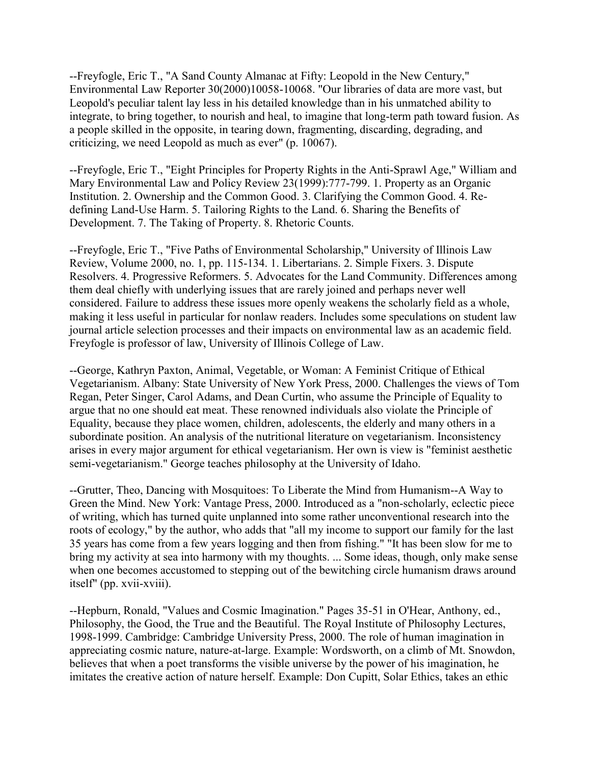--Freyfogle, Eric T., "A Sand County Almanac at Fifty: Leopold in the New Century," Environmental Law Reporter 30(2000)10058-10068. "Our libraries of data are more vast, but Leopold's peculiar talent lay less in his detailed knowledge than in his unmatched ability to integrate, to bring together, to nourish and heal, to imagine that long-term path toward fusion. As a people skilled in the opposite, in tearing down, fragmenting, discarding, degrading, and criticizing, we need Leopold as much as ever" (p. 10067).

--Freyfogle, Eric T., "Eight Principles for Property Rights in the Anti-Sprawl Age," William and Mary Environmental Law and Policy Review 23(1999):777-799. 1. Property as an Organic Institution. 2. Ownership and the Common Good. 3. Clarifying the Common Good. 4. Re-defining Land-Use Harm. 5. Tailoring Rights to the Land. 6. Sharing the Benefits of Development. 7. The Taking of Property. 8. Rhetoric Counts.

--Freyfogle, Eric T., "Five Paths of Environmental Scholarship," University of Illinois Law Review, Volume 2000, no. 1, pp. 115-134. 1. Libertarians. 2. Simple Fixers. 3. Dispute Resolvers. 4. Progressive Reformers. 5. Advocates for the Land Community. Differences among them deal chiefly with underlying issues that are rarely joined and perhaps never well considered. Failure to address these issues more openly weakens the scholarly field as a whole, making it less useful in particular for nonlaw readers. Includes some speculations on student law journal article selection processes and their impacts on environmental law as an academic field. Freyfogle is professor of law, University of Illinois College of Law.

--George, Kathryn Paxton, Animal, Vegetable, or Woman: A Feminist Critique of Ethical Vegetarianism. Albany: State University of New York Press, 2000. Challenges the views of Tom Regan, Peter Singer, Carol Adams, and Dean Curtin, who assume the Principle of Equality to argue that no one should eat meat. These renowned individuals also violate the Principle of Equality, because they place women, children, adolescents, the elderly and many others in a subordinate position. An analysis of the nutritional literature on vegetarianism. Inconsistency arises in every major argument for ethical vegetarianism. Her own is view is "feminist aesthetic semi-vegetarianism." George teaches philosophy at the University of Idaho.

--Grutter, Theo, Dancing with Mosquitoes: To Liberate the Mind from Humanism--A Way to Green the Mind. New York: Vantage Press, 2000. Introduced as a "non-scholarly, eclectic piece of writing, which has turned quite unplanned into some rather unconventional research into the roots of ecology," by the author, who adds that "all my income to support our family for the last 35 years has come from a few years logging and then from fishing." "It has been slow for me to bring my activity at sea into harmony with my thoughts. ... Some ideas, though, only make sense when one becomes accustomed to stepping out of the bewitching circle humanism draws around itself" (pp. xvii-xviii).

--Hepburn, Ronald, "Values and Cosmic Imagination." Pages 35-51 in O'Hear, Anthony, ed., Philosophy, the Good, the True and the Beautiful. The Royal Institute of Philosophy Lectures, 1998-1999. Cambridge: Cambridge University Press, 2000. The role of human imagination in appreciating cosmic nature, nature-at-large. Example: Wordsworth, on a climb of Mt. Snowdon, believes that when a poet transforms the visible universe by the power of his imagination, he imitates the creative action of nature herself. Example: Don Cupitt, Solar Ethics, takes an ethic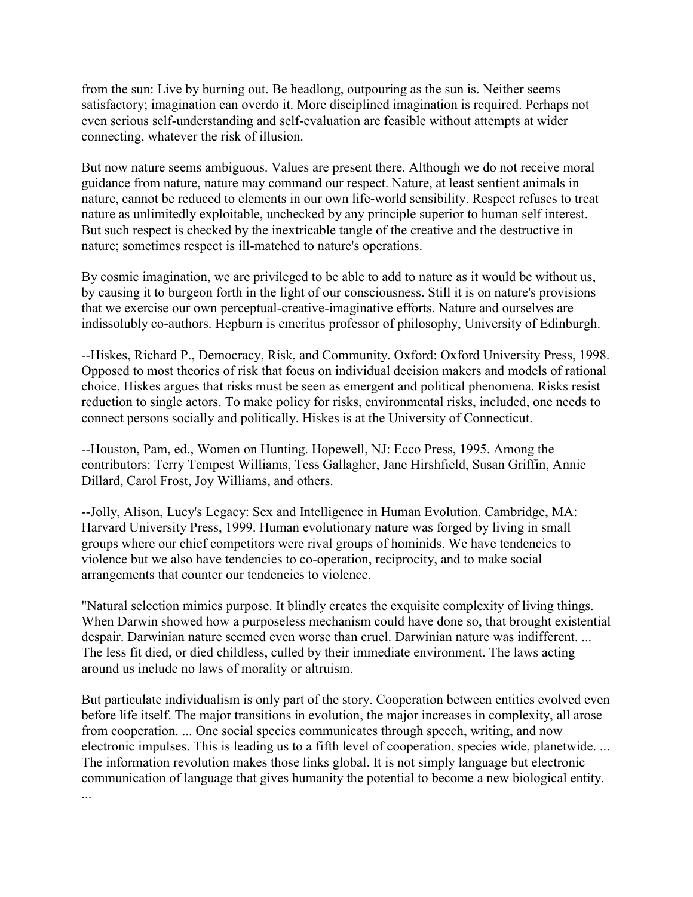from the sun: Live by burning out. Be headlong, outpouring as the sun is. Neither seems satisfactory; imagination can overdo it. More disciplined imagination is required. Perhaps not even serious self-understanding and self-evaluation are feasible without attempts at wider connecting, whatever the risk of illusion.

But now nature seems ambiguous. Values are present there. Although we do not receive moral guidance from nature, nature may command our respect. Nature, at least sentient animals in nature, cannot be reduced to elements in our own life-world sensibility. Respect refuses to treat nature as unlimitedly exploitable, unchecked by any principle superior to human self interest. But such respect is checked by the inextricable tangle of the creative and the destructive in nature; sometimes respect is ill-matched to nature's operations.

By cosmic imagination, we are privileged to be able to add to nature as it would be without us, by causing it to burgeon forth in the light of our consciousness. Still it is on nature's provisions that we exercise our own perceptual-creative-imaginative efforts. Nature and ourselves are indissolubly co-authors. Hepburn is emeritus professor of philosophy, University of Edinburgh.

--Hiskes, Richard P., Democracy, Risk, and Community. Oxford: Oxford University Press, 1998. Opposed to most theories of risk that focus on individual decision makers and models of rational choice, Hiskes argues that risks must be seen as emergent and political phenomena. Risks resist reduction to single actors. To make policy for risks, environmental risks, included, one needs to connect persons socially and politically. Hiskes is at the University of Connecticut.

--Houston, Pam, ed., Women on Hunting. Hopewell, NJ: Ecco Press, 1995. Among the contributors: Terry Tempest Williams, Tess Gallagher, Jane Hirshfield, Susan Griffin, Annie Dillard, Carol Frost, Joy Williams, and others.

--Jolly, Alison, Lucy's Legacy: Sex and Intelligence in Human Evolution. Cambridge, MA: Harvard University Press, 1999. Human evolutionary nature was forged by living in small groups where our chief competitors were rival groups of hominids. We have tendencies to violence but we also have tendencies to co-operation, reciprocity, and to make social arrangements that counter our tendencies to violence.

"Natural selection mimics purpose. It blindly creates the exquisite complexity of living things. When Darwin showed how a purposeless mechanism could have done so, that brought existential despair. Darwinian nature seemed even worse than cruel. Darwinian nature was indifferent. ... The less fit died, or died childless, culled by their immediate environment. The laws acting around us include no laws of morality or altruism.

But particulate individualism is only part of the story. Cooperation between entities evolved even before life itself. The major transitions in evolution, the major increases in complexity, all arose from cooperation. ... One social species communicates through speech, writing, and now electronic impulses. This is leading us to a fifth level of cooperation, species wide, planetwide. ... The information revolution makes those links global. It is not simply language but electronic communication of language that gives humanity the potential to become a new biological entity. ...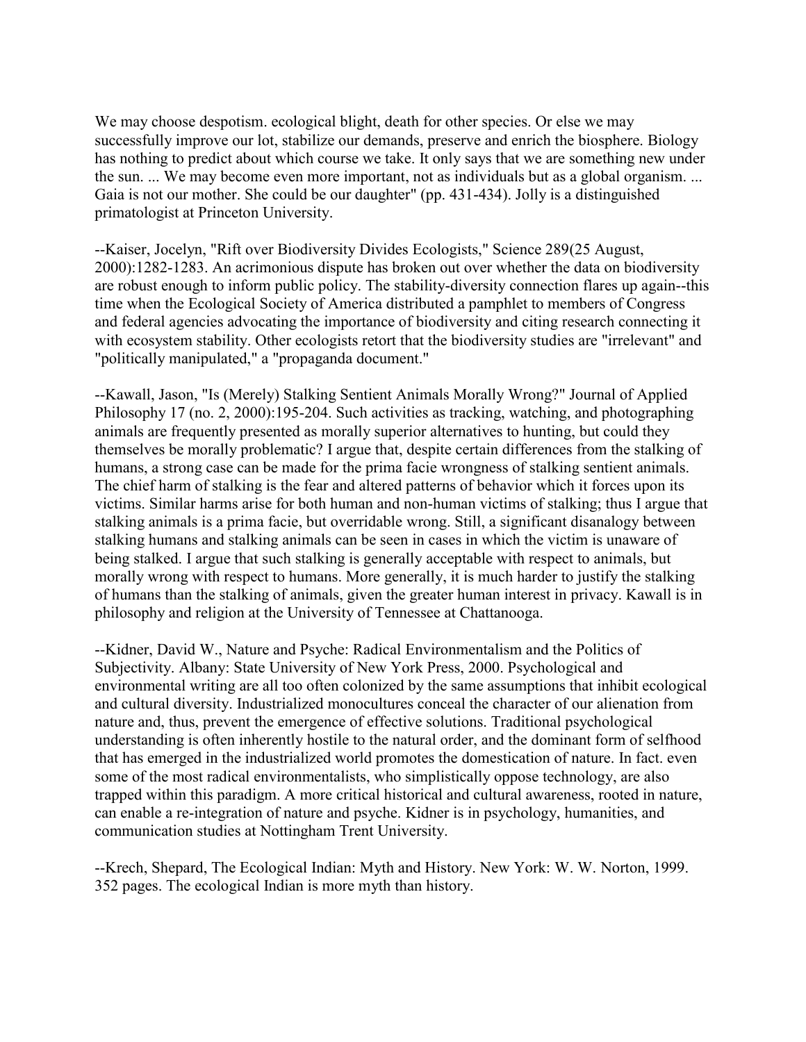We may choose despotism. ecological blight, death for other species. Or else we may successfully improve our lot, stabilize our demands, preserve and enrich the biosphere. Biology has nothing to predict about which course we take. It only says that we are something new under the sun. ... We may become even more important, not as individuals but as a global organism. ... Gaia is not our mother. She could be our daughter" (pp. 431-434). Jolly is a distinguished primatologist at Princeton University.

--Kaiser, Jocelyn, "Rift over Biodiversity Divides Ecologists," Science 289(25 August, 2000):1282-1283. An acrimonious dispute has broken out over whether the data on biodiversity are robust enough to inform public policy. The stability-diversity connection flares up again--this time when the Ecological Society of America distributed a pamphlet to members of Congress and federal agencies advocating the importance of biodiversity and citing research connecting it with ecosystem stability. Other ecologists retort that the biodiversity studies are "irrelevant" and "politically manipulated," a "propaganda document."

--Kawall, Jason, "Is (Merely) Stalking Sentient Animals Morally Wrong?" Journal of Applied Philosophy 17 (no. 2, 2000):195-204. Such activities as tracking, watching, and photographing animals are frequently presented as morally superior alternatives to hunting, but could they themselves be morally problematic? I argue that, despite certain differences from the stalking of humans, a strong case can be made for the prima facie wrongness of stalking sentient animals. The chief harm of stalking is the fear and altered patterns of behavior which it forces upon its victims. Similar harms arise for both human and non-human victims of stalking; thus I argue that stalking animals is a prima facie, but overridable wrong. Still, a significant disanalogy between stalking humans and stalking animals can be seen in cases in which the victim is unaware of being stalked. I argue that such stalking is generally acceptable with respect to animals, but morally wrong with respect to humans. More generally, it is much harder to justify the stalking of humans than the stalking of animals, given the greater human interest in privacy. Kawall is in philosophy and religion at the University of Tennessee at Chattanooga.

--Kidner, David W., Nature and Psyche: Radical Environmentalism and the Politics of Subjectivity. Albany: State University of New York Press, 2000. Psychological and environmental writing are all too often colonized by the same assumptions that inhibit ecological and cultural diversity. Industrialized monocultures conceal the character of our alienation from nature and, thus, prevent the emergence of effective solutions. Traditional psychological understanding is often inherently hostile to the natural order, and the dominant form of selfhood that has emerged in the industrialized world promotes the domestication of nature. In fact. even some of the most radical environmentalists, who simplistically oppose technology, are also trapped within this paradigm. A more critical historical and cultural awareness, rooted in nature, can enable a re-integration of nature and psyche. Kidner is in psychology, humanities, and communication studies at Nottingham Trent University.

--Krech, Shepard, The Ecological Indian: Myth and History. New York: W. W. Norton, 1999. 352 pages. The ecological Indian is more myth than history.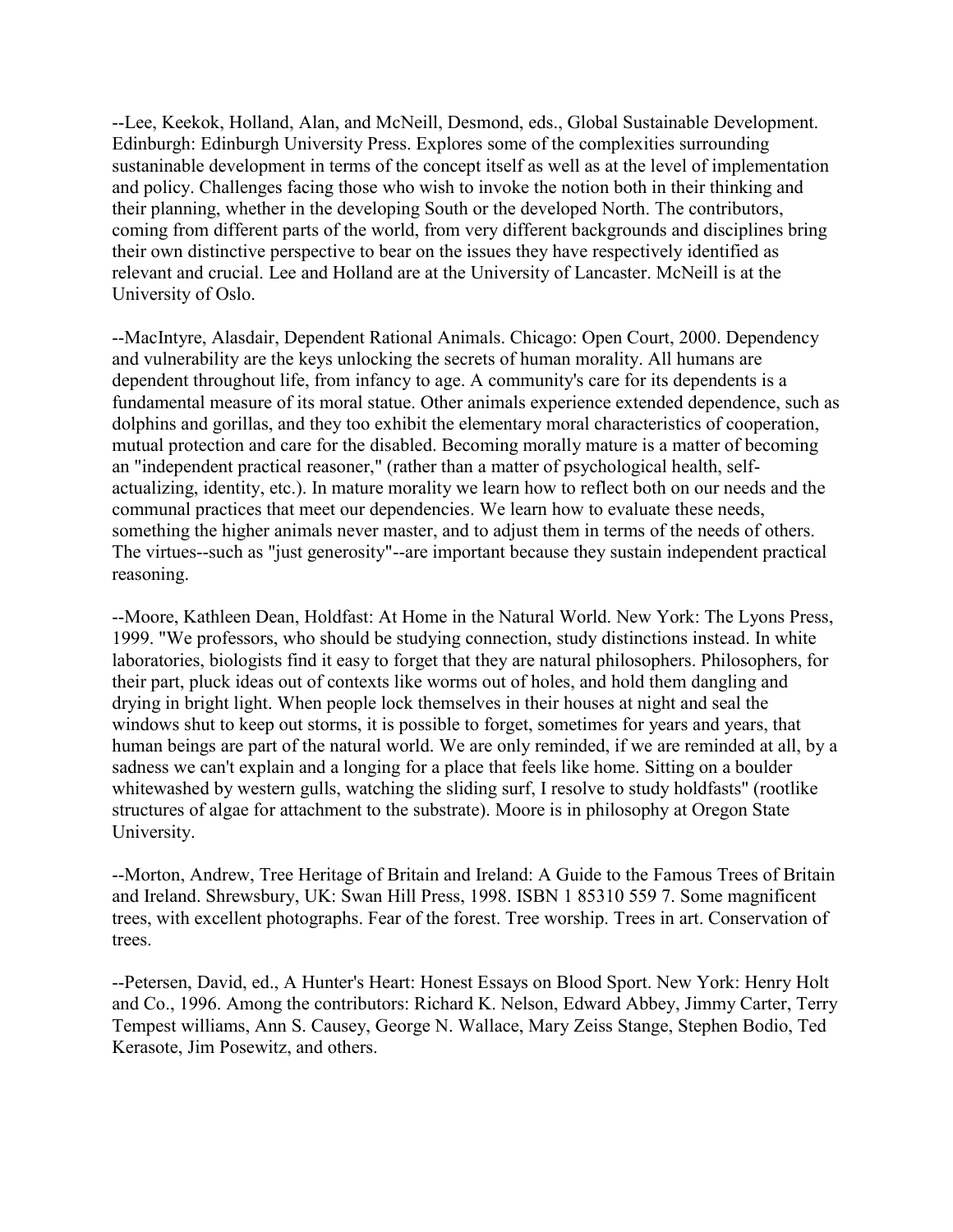--Lee, Keekok, Holland, Alan, and McNeill, Desmond, eds., Global Sustainable Development. Edinburgh: Edinburgh University Press. Explores some of the complexities surrounding sustaninable development in terms of the concept itself as well as at the level of implementation and policy. Challenges facing those who wish to invoke the notion both in their thinking and their planning, whether in the developing South or the developed North. The contributors, coming from different parts of the world, from very different backgrounds and disciplines bring their own distinctive perspective to bear on the issues they have respectively identified as relevant and crucial. Lee and Holland are at the University of Lancaster. McNeill is at the University of Oslo.

--MacIntyre, Alasdair, Dependent Rational Animals. Chicago: Open Court, 2000. Dependency and vulnerability are the keys unlocking the secrets of human morality. All humans are dependent throughout life, from infancy to age. A community's care for its dependents is a fundamental measure of its moral statue. Other animals experience extended dependence, such as dolphins and gorillas, and they too exhibit the elementary moral characteristics of cooperation, mutual protection and care for the disabled. Becoming morally mature is a matter of becoming an "independent practical reasoner," (rather than a matter of psychological health, self-actualizing, identity, etc.). In mature morality we learn how to reflect both on our needs and the communal practices that meet our dependencies. We learn how to evaluate these needs, something the higher animals never master, and to adjust them in terms of the needs of others. The virtues--such as "just generosity"--are important because they sustain independent practical reasoning.

--Moore, Kathleen Dean, Holdfast: At Home in the Natural World. New York: The Lyons Press, 1999. "We professors, who should be studying connection, study distinctions instead. In white laboratories, biologists find it easy to forget that they are natural philosophers. Philosophers, for their part, pluck ideas out of contexts like worms out of holes, and hold them dangling and drying in bright light. When people lock themselves in their houses at night and seal the windows shut to keep out storms, it is possible to forget, sometimes for years and years, that human beings are part of the natural world. We are only reminded, if we are reminded at all, by a sadness we can't explain and a longing for a place that feels like home. Sitting on a boulder whitewashed by western gulls, watching the sliding surf, I resolve to study holdfasts" (rootlike structures of algae for attachment to the substrate). Moore is in philosophy at Oregon State University.

--Morton, Andrew, Tree Heritage of Britain and Ireland: A Guide to the Famous Trees of Britain and Ireland. Shrewsbury, UK: Swan Hill Press, 1998. ISBN 1 85310 559 7. Some magnificent trees, with excellent photographs. Fear of the forest. Tree worship. Trees in art. Conservation of trees.

--Petersen, David, ed., A Hunter's Heart: Honest Essays on Blood Sport. New York: Henry Holt and Co., 1996. Among the contributors: Richard K. Nelson, Edward Abbey, Jimmy Carter, Terry Tempest williams, Ann S. Causey, George N. Wallace, Mary Zeiss Stange, Stephen Bodio, Ted Kerasote, Jim Posewitz, and others.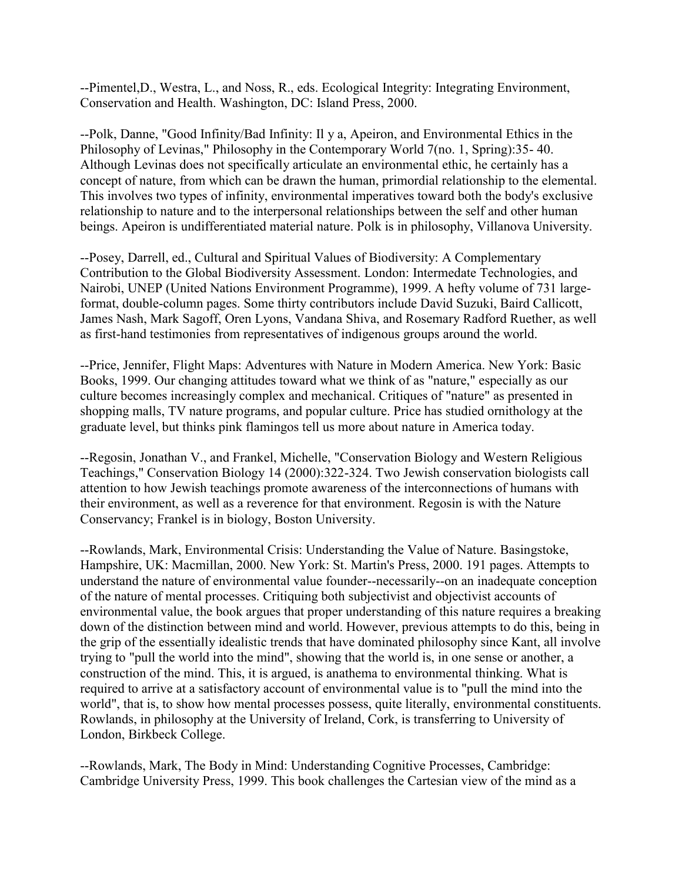--Pimentel,D., Westra, L., and Noss, R., eds. Ecological Integrity: Integrating Environment, Conservation and Health. Washington, DC: Island Press, 2000.

--Polk, Danne, "Good Infinity/Bad Infinity: Il y a, Apeiron, and Environmental Ethics in the Philosophy of Levinas," Philosophy in the Contemporary World 7(no. 1, Spring):35- 40. Although Levinas does not specifically articulate an environmental ethic, he certainly has a concept of nature, from which can be drawn the human, primordial relationship to the elemental. This involves two types of infinity, environmental imperatives toward both the body's exclusive relationship to nature and to the interpersonal relationships between the self and other human beings. Apeiron is undifferentiated material nature. Polk is in philosophy, Villanova University.

--Posey, Darrell, ed., Cultural and Spiritual Values of Biodiversity: A Complementary Contribution to the Global Biodiversity Assessment. London: Intermedate Technologies, and Nairobi, UNEP (United Nations Environment Programme), 1999. A hefty volume of 731 large-format, double-column pages. Some thirty contributors include David Suzuki, Baird Callicott, James Nash, Mark Sagoff, Oren Lyons, Vandana Shiva, and Rosemary Radford Ruether, as well as first-hand testimonies from representatives of indigenous groups around the world.

--Price, Jennifer, Flight Maps: Adventures with Nature in Modern America. New York: Basic Books, 1999. Our changing attitudes toward what we think of as "nature," especially as our culture becomes increasingly complex and mechanical. Critiques of "nature" as presented in shopping malls, TV nature programs, and popular culture. Price has studied ornithology at the graduate level, but thinks pink flamingos tell us more about nature in America today.

--Regosin, Jonathan V., and Frankel, Michelle, "Conservation Biology and Western Religious Teachings," Conservation Biology 14 (2000):322-324. Two Jewish conservation biologists call attention to how Jewish teachings promote awareness of the interconnections of humans with their environment, as well as a reverence for that environment. Regosin is with the Nature Conservancy; Frankel is in biology, Boston University.

--Rowlands, Mark, Environmental Crisis: Understanding the Value of Nature. Basingstoke, Hampshire, UK: Macmillan, 2000. New York: St. Martin's Press, 2000. 191 pages. Attempts to understand the nature of environmental value founder--necessarily--on an inadequate conception of the nature of mental processes. Critiquing both subjectivist and objectivist accounts of environmental value, the book argues that proper understanding of this nature requires a breaking down of the distinction between mind and world. However, previous attempts to do this, being in the grip of the essentially idealistic trends that have dominated philosophy since Kant, all involve trying to "pull the world into the mind", showing that the world is, in one sense or another, a construction of the mind. This, it is argued, is anathema to environmental thinking. What is required to arrive at a satisfactory account of environmental value is to "pull the mind into the world", that is, to show how mental processes possess, quite literally, environmental constituents. Rowlands, in philosophy at the University of Ireland, Cork, is transferring to University of London, Birkbeck College.

--Rowlands, Mark, The Body in Mind: Understanding Cognitive Processes, Cambridge: Cambridge University Press, 1999. This book challenges the Cartesian view of the mind as a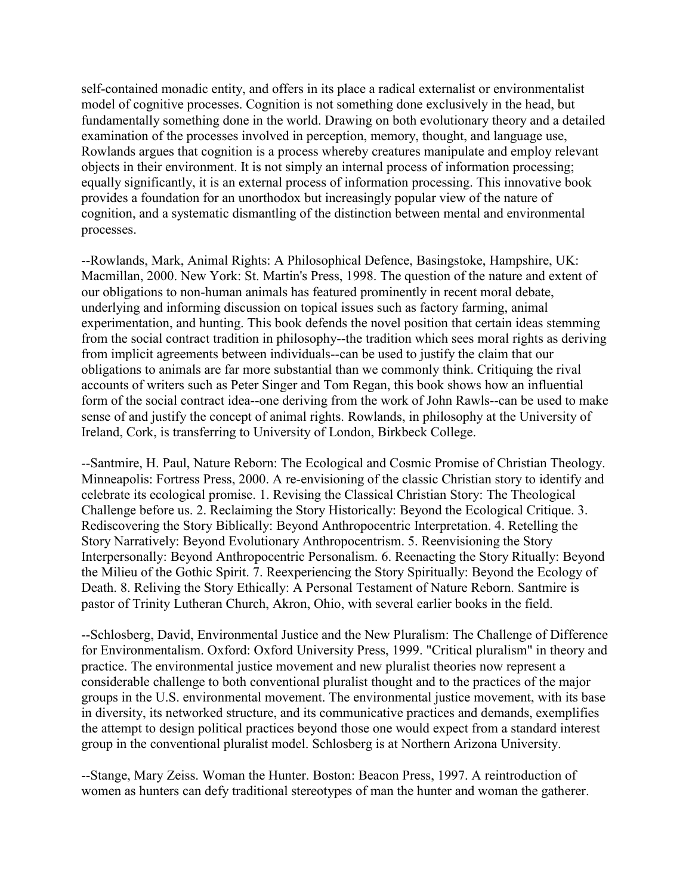self-contained monadic entity, and offers in its place a radical externalist or environmentalist model of cognitive processes. Cognition is not something done exclusively in the head, but fundamentally something done in the world. Drawing on both evolutionary theory and a detailed examination of the processes involved in perception, memory, thought, and language use, Rowlands argues that cognition is a process whereby creatures manipulate and employ relevant objects in their environment. It is not simply an internal process of information processing; equally significantly, it is an external process of information processing. This innovative book provides a foundation for an unorthodox but increasingly popular view of the nature of cognition, and a systematic dismantling of the distinction between mental and environmental processes.

--Rowlands, Mark, Animal Rights: A Philosophical Defence, Basingstoke, Hampshire, UK: Macmillan, 2000. New York: St. Martin's Press, 1998. The question of the nature and extent of our obligations to non-human animals has featured prominently in recent moral debate, underlying and informing discussion on topical issues such as factory farming, animal experimentation, and hunting. This book defends the novel position that certain ideas stemming from the social contract tradition in philosophy--the tradition which sees moral rights as deriving from implicit agreements between individuals--can be used to justify the claim that our obligations to animals are far more substantial than we commonly think. Critiquing the rival accounts of writers such as Peter Singer and Tom Regan, this book shows how an influential form of the social contract idea--one deriving from the work of John Rawls--can be used to make sense of and justify the concept of animal rights. Rowlands, in philosophy at the University of Ireland, Cork, is transferring to University of London, Birkbeck College.

--Santmire, H. Paul, Nature Reborn: The Ecological and Cosmic Promise of Christian Theology. Minneapolis: Fortress Press, 2000. A re-envisioning of the classic Christian story to identify and celebrate its ecological promise. 1. Revising the Classical Christian Story: The Theological Challenge before us. 2. Reclaiming the Story Historically: Beyond the Ecological Critique. 3. Rediscovering the Story Biblically: Beyond Anthropocentric Interpretation. 4. Retelling the Story Narratively: Beyond Evolutionary Anthropocentrism. 5. Reenvisioning the Story Interpersonally: Beyond Anthropocentric Personalism. 6. Reenacting the Story Ritually: Beyond the Milieu of the Gothic Spirit. 7. Reexperiencing the Story Spiritually: Beyond the Ecology of Death. 8. Reliving the Story Ethically: A Personal Testament of Nature Reborn. Santmire is pastor of Trinity Lutheran Church, Akron, Ohio, with several earlier books in the field.

--Schlosberg, David, Environmental Justice and the New Pluralism: The Challenge of Difference for Environmentalism. Oxford: Oxford University Press, 1999. "Critical pluralism" in theory and practice. The environmental justice movement and new pluralist theories now represent a considerable challenge to both conventional pluralist thought and to the practices of the major groups in the U.S. environmental movement. The environmental justice movement, with its base in diversity, its networked structure, and its communicative practices and demands, exemplifies the attempt to design political practices beyond those one would expect from a standard interest group in the conventional pluralist model. Schlosberg is at Northern Arizona University.

--Stange, Mary Zeiss. Woman the Hunter. Boston: Beacon Press, 1997. A reintroduction of women as hunters can defy traditional stereotypes of man the hunter and woman the gatherer.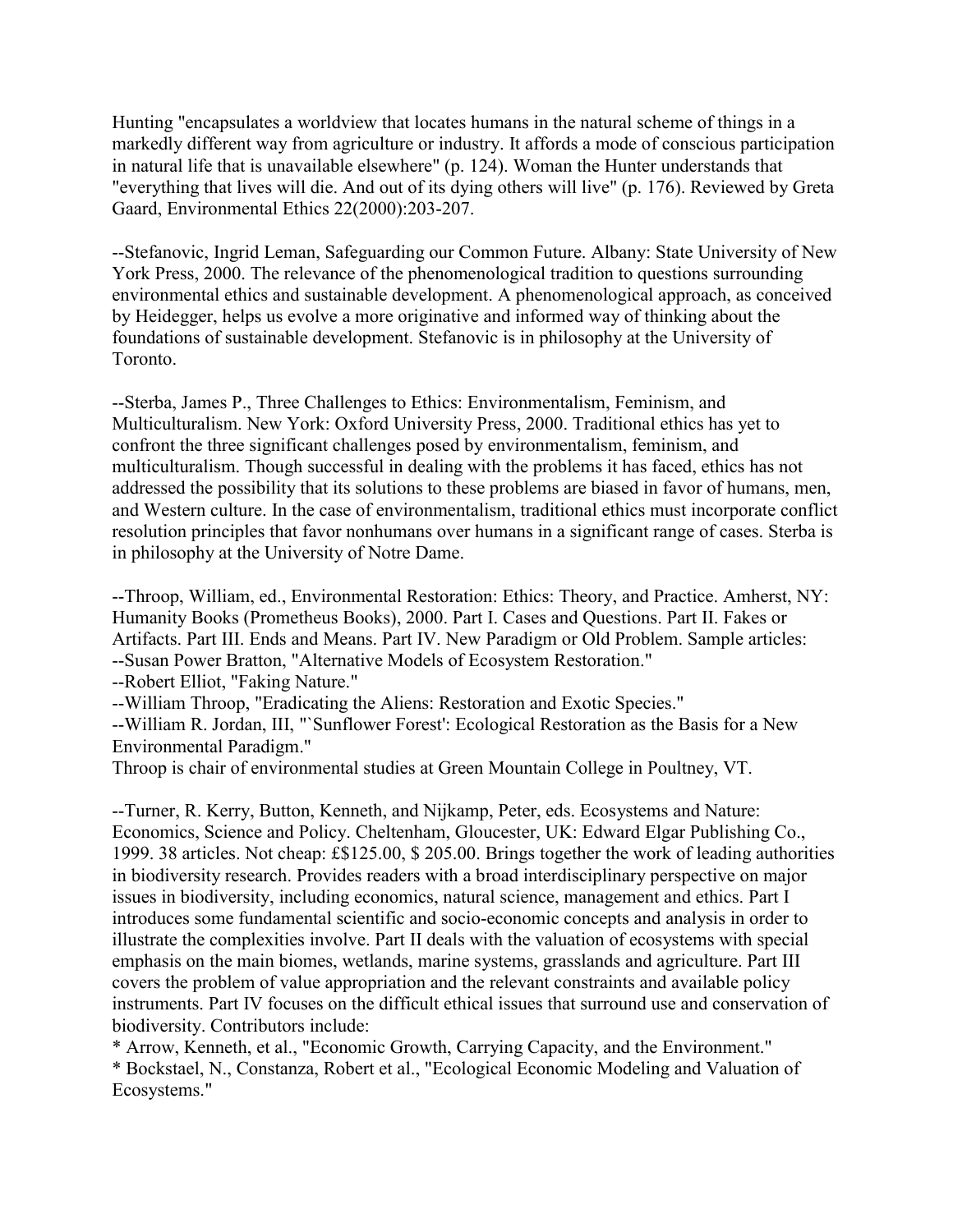Hunting "encapsulates a worldview that locates humans in the natural scheme of things in a markedly different way from agriculture or industry. It affords a mode of conscious participation in natural life that is unavailable elsewhere" (p. 124). Woman the Hunter understands that "everything that lives will die. And out of its dying others will live" (p. 176). Reviewed by Greta Gaard, Environmental Ethics 22(2000):203-207.

--Stefanovic, Ingrid Leman, Safeguarding our Common Future. Albany: State University of New York Press, 2000. The relevance of the phenomenological tradition to questions surrounding environmental ethics and sustainable development. A phenomenological approach, as conceived by Heidegger, helps us evolve a more originative and informed way of thinking about the foundations of sustainable development. Stefanovic is in philosophy at the University of Toronto.

--Sterba, James P., Three Challenges to Ethics: Environmentalism, Feminism, and Multiculturalism. New York: Oxford University Press, 2000. Traditional ethics has yet to confront the three significant challenges posed by environmentalism, feminism, and multiculturalism. Though successful in dealing with the problems it has faced, ethics has not addressed the possibility that its solutions to these problems are biased in favor of humans, men, and Western culture. In the case of environmentalism, traditional ethics must incorporate conflict resolution principles that favor nonhumans over humans in a significant range of cases. Sterba is in philosophy at the University of Notre Dame.

--Throop, William, ed., Environmental Restoration: Ethics: Theory, and Practice. Amherst, NY: Humanity Books (Prometheus Books), 2000. Part I. Cases and Questions. Part II. Fakes or Artifacts. Part III. Ends and Means. Part IV. New Paradigm or Old Problem. Sample articles:
--Susan Power Bratton, "Alternative Models of Ecosystem Restoration."
--Robert Elliot, "Faking Nature."
--William Throop, "Eradicating the Aliens: Restoration and Exotic Species."
--William R. Jordan, III, "`Sunflower Forest': Ecological Restoration as the Basis for a New Environmental Paradigm."
Throop is chair of environmental studies at Green Mountain College in Poultney, VT.

--Turner, R. Kerry, Button, Kenneth, and Nijkamp, Peter, eds. Ecosystems and Nature: Economics, Science and Policy. Cheltenham, Gloucester, UK: Edward Elgar Publishing Co., 1999. 38 articles. Not cheap: £$125.00, $ 205.00. Brings together the work of leading authorities in biodiversity research. Provides readers with a broad interdisciplinary perspective on major issues in biodiversity, including economics, natural science, management and ethics. Part I introduces some fundamental scientific and socio-economic concepts and analysis in order to illustrate the complexities involve. Part II deals with the valuation of ecosystems with special emphasis on the main biomes, wetlands, marine systems, grasslands and agriculture. Part III covers the problem of value appropriation and the relevant constraints and available policy instruments. Part IV focuses on the difficult ethical issues that surround use and conservation of biodiversity. Contributors include:
* Arrow, Kenneth, et al., "Economic Growth, Carrying Capacity, and the Environment."
* Bockstael, N., Constanza, Robert et al., "Ecological Economic Modeling and Valuation of Ecosystems."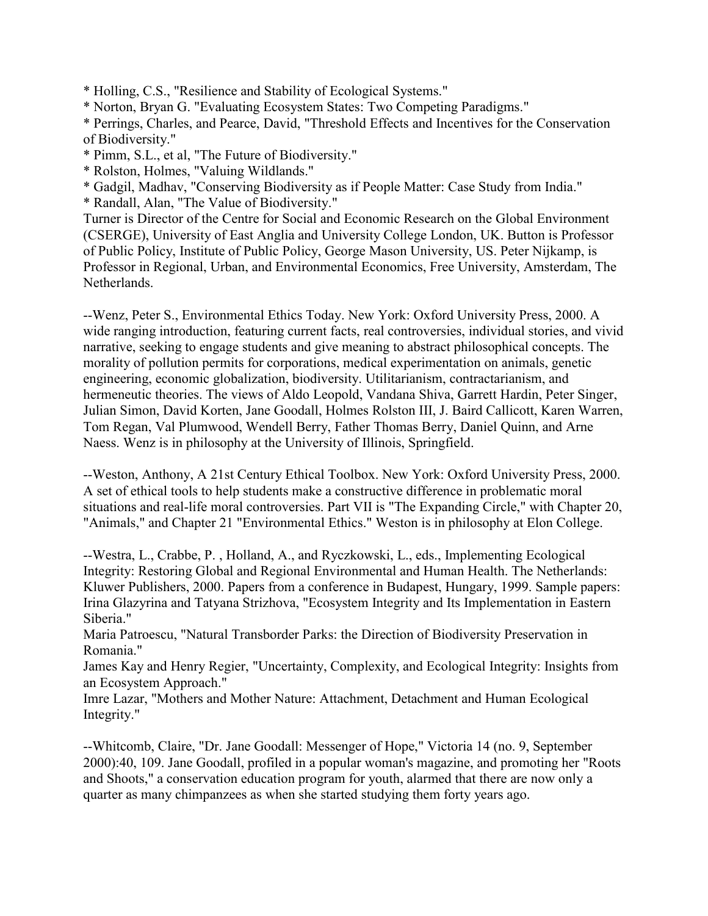* Holling, C.S., "Resilience and Stability of Ecological Systems."
* Norton, Bryan G. "Evaluating Ecosystem States: Two Competing Paradigms."
* Perrings, Charles, and Pearce, David, "Threshold Effects and Incentives for the Conservation of Biodiversity."
* Pimm, S.L., et al, "The Future of Biodiversity."
* Rolston, Holmes, "Valuing Wildlands."
* Gadgil, Madhav, "Conserving Biodiversity as if People Matter: Case Study from India."
* Randall, Alan, "The Value of Biodiversity."

Turner is Director of the Centre for Social and Economic Research on the Global Environment (CSERGE), University of East Anglia and University College London, UK. Button is Professor of Public Policy, Institute of Public Policy, George Mason University, US. Peter Nijkamp, is Professor in Regional, Urban, and Environmental Economics, Free University, Amsterdam, The Netherlands.

--Wenz, Peter S., Environmental Ethics Today. New York: Oxford University Press, 2000. A wide ranging introduction, featuring current facts, real controversies, individual stories, and vivid narrative, seeking to engage students and give meaning to abstract philosophical concepts. The morality of pollution permits for corporations, medical experimentation on animals, genetic engineering, economic globalization, biodiversity. Utilitarianism, contractarianism, and hermeneutic theories. The views of Aldo Leopold, Vandana Shiva, Garrett Hardin, Peter Singer, Julian Simon, David Korten, Jane Goodall, Holmes Rolston III, J. Baird Callicott, Karen Warren, Tom Regan, Val Plumwood, Wendell Berry, Father Thomas Berry, Daniel Quinn, and Arne Naess. Wenz is in philosophy at the University of Illinois, Springfield.

--Weston, Anthony, A 21st Century Ethical Toolbox. New York: Oxford University Press, 2000. A set of ethical tools to help students make a constructive difference in problematic moral situations and real-life moral controversies. Part VII is "The Expanding Circle," with Chapter 20, "Animals," and Chapter 21 "Environmental Ethics." Weston is in philosophy at Elon College.

--Westra, L., Crabbe, P. , Holland, A., and Ryczkowski, L., eds., Implementing Ecological Integrity: Restoring Global and Regional Environmental and Human Health. The Netherlands: Kluwer Publishers, 2000. Papers from a conference in Budapest, Hungary, 1999. Sample papers: Irina Glazyrina and Tatyana Strizhova, "Ecosystem Integrity and Its Implementation in Eastern Siberia."
Maria Patroescu, "Natural Transborder Parks: the Direction of Biodiversity Preservation in Romania."
James Kay and Henry Regier, "Uncertainty, Complexity, and Ecological Integrity: Insights from an Ecosystem Approach."
Imre Lazar, "Mothers and Mother Nature: Attachment, Detachment and Human Ecological Integrity."

--Whitcomb, Claire, "Dr. Jane Goodall: Messenger of Hope," Victoria 14 (no. 9, September 2000):40, 109. Jane Goodall, profiled in a popular woman's magazine, and promoting her "Roots and Shoots," a conservation education program for youth, alarmed that there are now only a quarter as many chimpanzees as when she started studying them forty years ago.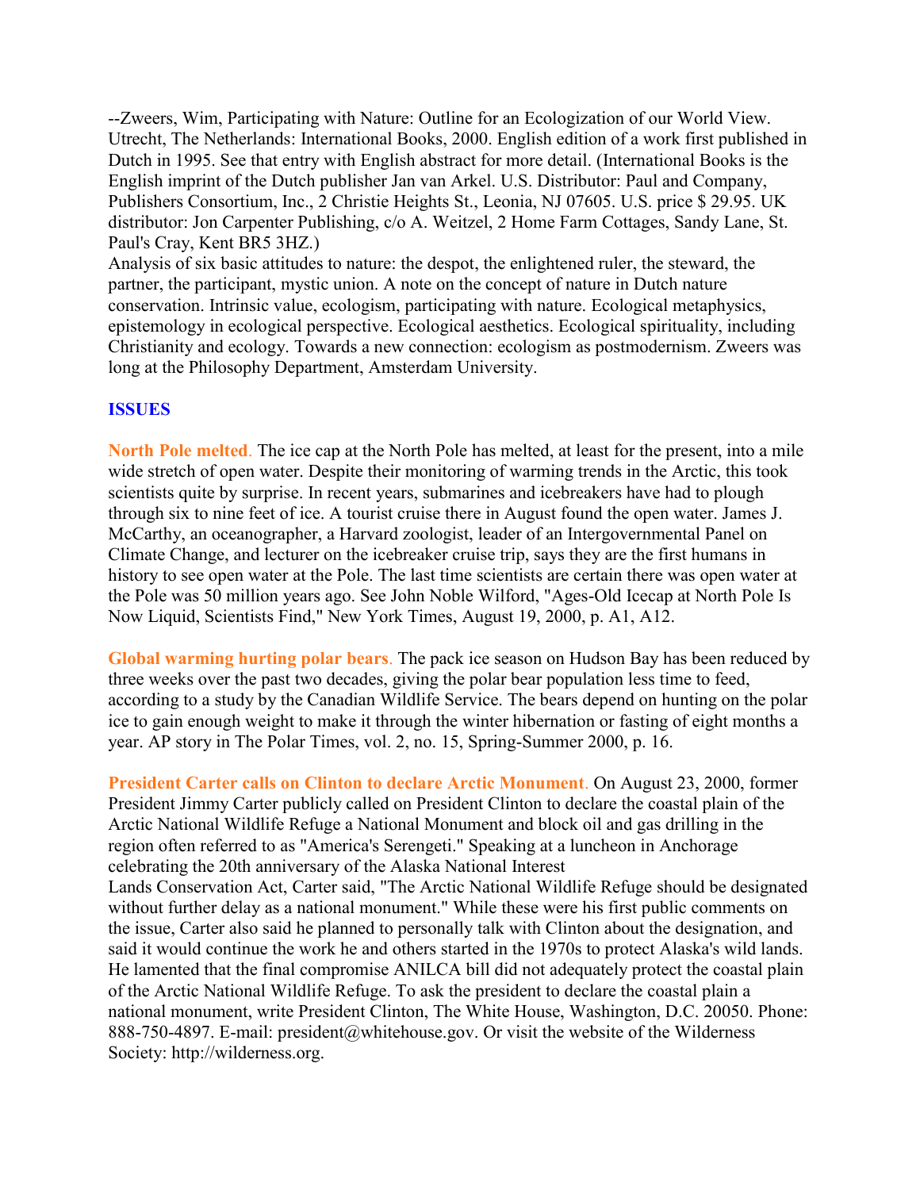--Zweers, Wim, Participating with Nature: Outline for an Ecologization of our World View. Utrecht, The Netherlands: International Books, 2000. English edition of a work first published in Dutch in 1995. See that entry with English abstract for more detail. (International Books is the English imprint of the Dutch publisher Jan van Arkel. U.S. Distributor: Paul and Company, Publishers Consortium, Inc., 2 Christie Heights St., Leonia, NJ 07605. U.S. price $ 29.95. UK distributor: Jon Carpenter Publishing, c/o A. Weitzel, 2 Home Farm Cottages, Sandy Lane, St. Paul's Cray, Kent BR5 3HZ.)
Analysis of six basic attitudes to nature: the despot, the enlightened ruler, the steward, the partner, the participant, mystic union. A note on the concept of nature in Dutch nature conservation. Intrinsic value, ecologism, participating with nature. Ecological metaphysics, epistemology in ecological perspective. Ecological aesthetics. Ecological spirituality, including Christianity and ecology. Towards a new connection: ecologism as postmodernism. Zweers was long at the Philosophy Department, Amsterdam University.

## ISSUES

**North Pole melted**. The ice cap at the North Pole has melted, at least for the present, into a mile wide stretch of open water. Despite their monitoring of warming trends in the Arctic, this took scientists quite by surprise. In recent years, submarines and icebreakers have had to plough through six to nine feet of ice. A tourist cruise there in August found the open water. James J. McCarthy, an oceanographer, a Harvard zoologist, leader of an Intergovernmental Panel on Climate Change, and lecturer on the icebreaker cruise trip, says they are the first humans in history to see open water at the Pole. The last time scientists are certain there was open water at the Pole was 50 million years ago. See John Noble Wilford, "Ages-Old Icecap at North Pole Is Now Liquid, Scientists Find," New York Times, August 19, 2000, p. A1, A12.

**Global warming hurting polar bears**. The pack ice season on Hudson Bay has been reduced by three weeks over the past two decades, giving the polar bear population less time to feed, according to a study by the Canadian Wildlife Service. The bears depend on hunting on the polar ice to gain enough weight to make it through the winter hibernation or fasting of eight months a year. AP story in The Polar Times, vol. 2, no. 15, Spring-Summer 2000, p. 16.

**President Carter calls on Clinton to declare Arctic Monument**. On August 23, 2000, former President Jimmy Carter publicly called on President Clinton to declare the coastal plain of the Arctic National Wildlife Refuge a National Monument and block oil and gas drilling in the region often referred to as "America's Serengeti." Speaking at a luncheon in Anchorage celebrating the 20th anniversary of the Alaska National Interest Lands Conservation Act, Carter said, "The Arctic National Wildlife Refuge should be designated without further delay as a national monument." While these were his first public comments on the issue, Carter also said he planned to personally talk with Clinton about the designation, and said it would continue the work he and others started in the 1970s to protect Alaska's wild lands. He lamented that the final compromise ANILCA bill did not adequately protect the coastal plain of the Arctic National Wildlife Refuge. To ask the president to declare the coastal plain a national monument, write President Clinton, The White House, Washington, D.C. 20050. Phone: 888-750-4897. E-mail: president@whitehouse.gov. Or visit the website of the Wilderness Society: http://wilderness.org.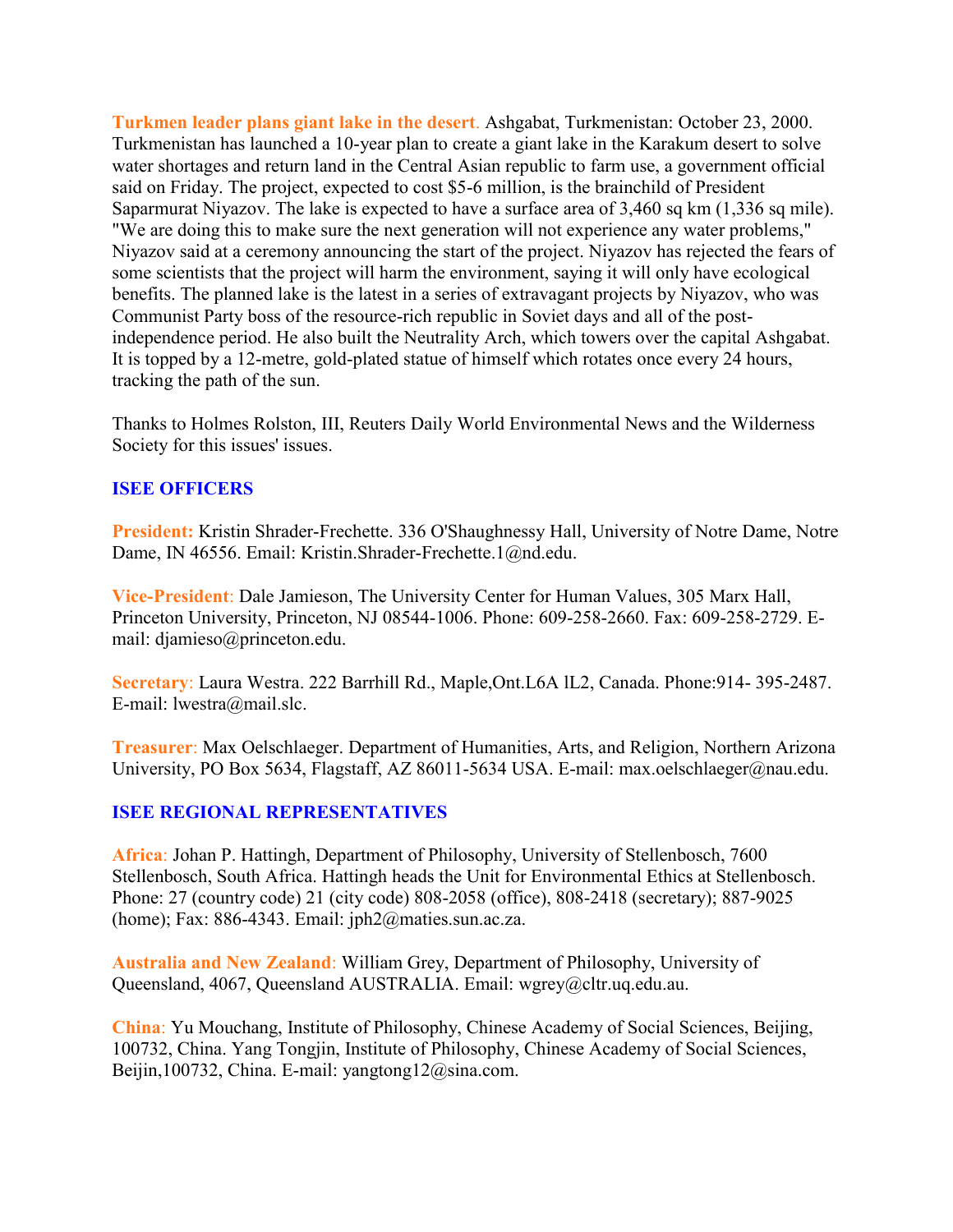**Turkmen leader plans giant lake in the desert**. Ashgabat, Turkmenistan: October 23, 2000. Turkmenistan has launched a 10-year plan to create a giant lake in the Karakum desert to solve water shortages and return land in the Central Asian republic to farm use, a government official said on Friday. The project, expected to cost $5-6 million, is the brainchild of President Saparmurat Niyazov. The lake is expected to have a surface area of 3,460 sq km (1,336 sq mile). "We are doing this to make sure the next generation will not experience any water problems," Niyazov said at a ceremony announcing the start of the project. Niyazov has rejected the fears of some scientists that the project will harm the environment, saying it will only have ecological benefits. The planned lake is the latest in a series of extravagant projects by Niyazov, who was Communist Party boss of the resource-rich republic in Soviet days and all of the post-independence period. He also built the Neutrality Arch, which towers over the capital Ashgabat. It is topped by a 12-metre, gold-plated statue of himself which rotates once every 24 hours, tracking the path of the sun.

Thanks to Holmes Rolston, III, Reuters Daily World Environmental News and the Wilderness Society for this issues' issues.

## ISEE OFFICERS

**President:** Kristin Shrader-Frechette. 336 O'Shaughnessy Hall, University of Notre Dame, Notre Dame, IN 46556. Email: Kristin.Shrader-Frechette.1@nd.edu.

**Vice-President**: Dale Jamieson, The University Center for Human Values, 305 Marx Hall, Princeton University, Princeton, NJ 08544-1006. Phone: 609-258-2660. Fax: 609-258-2729. E-mail: djamieso@princeton.edu.

**Secretary**: Laura Westra. 222 Barrhill Rd., Maple,Ont.L6A lL2, Canada. Phone:914- 395-2487. E-mail: lwestra@mail.slc.

**Treasurer**: Max Oelschlaeger. Department of Humanities, Arts, and Religion, Northern Arizona University, PO Box 5634, Flagstaff, AZ 86011-5634 USA. E-mail: max.oelschlaeger@nau.edu.

## ISEE REGIONAL REPRESENTATIVES

**Africa**: Johan P. Hattingh, Department of Philosophy, University of Stellenbosch, 7600 Stellenbosch, South Africa. Hattingh heads the Unit for Environmental Ethics at Stellenbosch. Phone: 27 (country code) 21 (city code) 808-2058 (office), 808-2418 (secretary); 887-9025 (home); Fax: 886-4343. Email: jph2@maties.sun.ac.za.

**Australia and New Zealand**: William Grey, Department of Philosophy, University of Queensland, 4067, Queensland AUSTRALIA. Email: wgrey@cltr.uq.edu.au.

**China**: Yu Mouchang, Institute of Philosophy, Chinese Academy of Social Sciences, Beijing, 100732, China. Yang Tongjin, Institute of Philosophy, Chinese Academy of Social Sciences, Beijin,100732, China. E-mail: yangtong12@sina.com.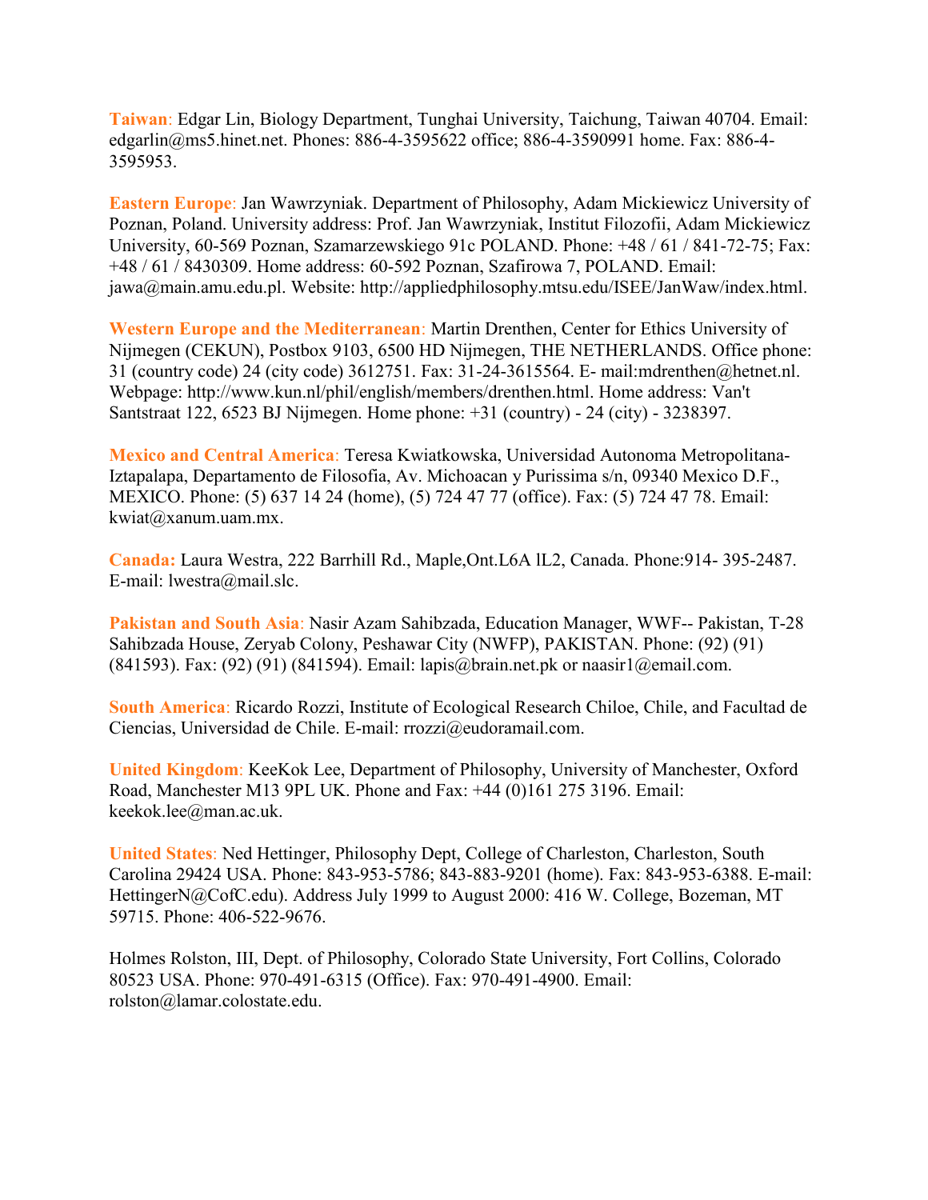**Taiwan**: Edgar Lin, Biology Department, Tunghai University, Taichung, Taiwan 40704. Email: edgarlin@ms5.hinet.net. Phones: 886-4-3595622 office; 886-4-3590991 home. Fax: 886-4-3595953.

**Eastern Europe**: Jan Wawrzyniak. Department of Philosophy, Adam Mickiewicz University of Poznan, Poland. University address: Prof. Jan Wawrzyniak, Institut Filozofii, Adam Mickiewicz University, 60-569 Poznan, Szamarzewskiego 91c POLAND. Phone: +48 / 61 / 841-72-75; Fax: +48 / 61 / 8430309. Home address: 60-592 Poznan, Szafirowa 7, POLAND. Email: jawa@main.amu.edu.pl. Website: http://appliedphilosophy.mtsu.edu/ISEE/JanWaw/index.html.

**Western Europe and the Mediterranean**: Martin Drenthen, Center for Ethics University of Nijmegen (CEKUN), Postbox 9103, 6500 HD Nijmegen, THE NETHERLANDS. Office phone: 31 (country code) 24 (city code) 3612751. Fax: 31-24-3615564. E- mail:mdrenthen@hetnet.nl. Webpage: http://www.kun.nl/phil/english/members/drenthen.html. Home address: Van't Santstraat 122, 6523 BJ Nijmegen. Home phone: +31 (country) - 24 (city) - 3238397.

**Mexico and Central America**: Teresa Kwiatkowska, Universidad Autonoma Metropolitana-Iztapalapa, Departamento de Filosofia, Av. Michoacan y Purissima s/n, 09340 Mexico D.F., MEXICO. Phone: (5) 637 14 24 (home), (5) 724 47 77 (office). Fax: (5) 724 47 78. Email: kwiat@xanum.uam.mx.

**Canada:** Laura Westra, 222 Barrhill Rd., Maple,Ont.L6A lL2, Canada. Phone:914- 395-2487. E-mail: lwestra@mail.slc.

**Pakistan and South Asia**: Nasir Azam Sahibzada, Education Manager, WWF-- Pakistan, T-28 Sahibzada House, Zeryab Colony, Peshawar City (NWFP), PAKISTAN. Phone: (92) (91) (841593). Fax: (92) (91) (841594). Email: lapis@brain.net.pk or naasir1@email.com.

**South America**: Ricardo Rozzi, Institute of Ecological Research Chiloe, Chile, and Facultad de Ciencias, Universidad de Chile. E-mail: rrozzi@eudoramail.com.

**United Kingdom**: KeeKok Lee, Department of Philosophy, University of Manchester, Oxford Road, Manchester M13 9PL UK. Phone and Fax: +44 (0)161 275 3196. Email: keekok.lee@man.ac.uk.

**United States**: Ned Hettinger, Philosophy Dept, College of Charleston, Charleston, South Carolina 29424 USA. Phone: 843-953-5786; 843-883-9201 (home). Fax: 843-953-6388. E-mail: HettingerN@CofC.edu). Address July 1999 to August 2000: 416 W. College, Bozeman, MT 59715. Phone: 406-522-9676.

Holmes Rolston, III, Dept. of Philosophy, Colorado State University, Fort Collins, Colorado 80523 USA. Phone: 970-491-6315 (Office). Fax: 970-491-4900. Email: rolston@lamar.colostate.edu.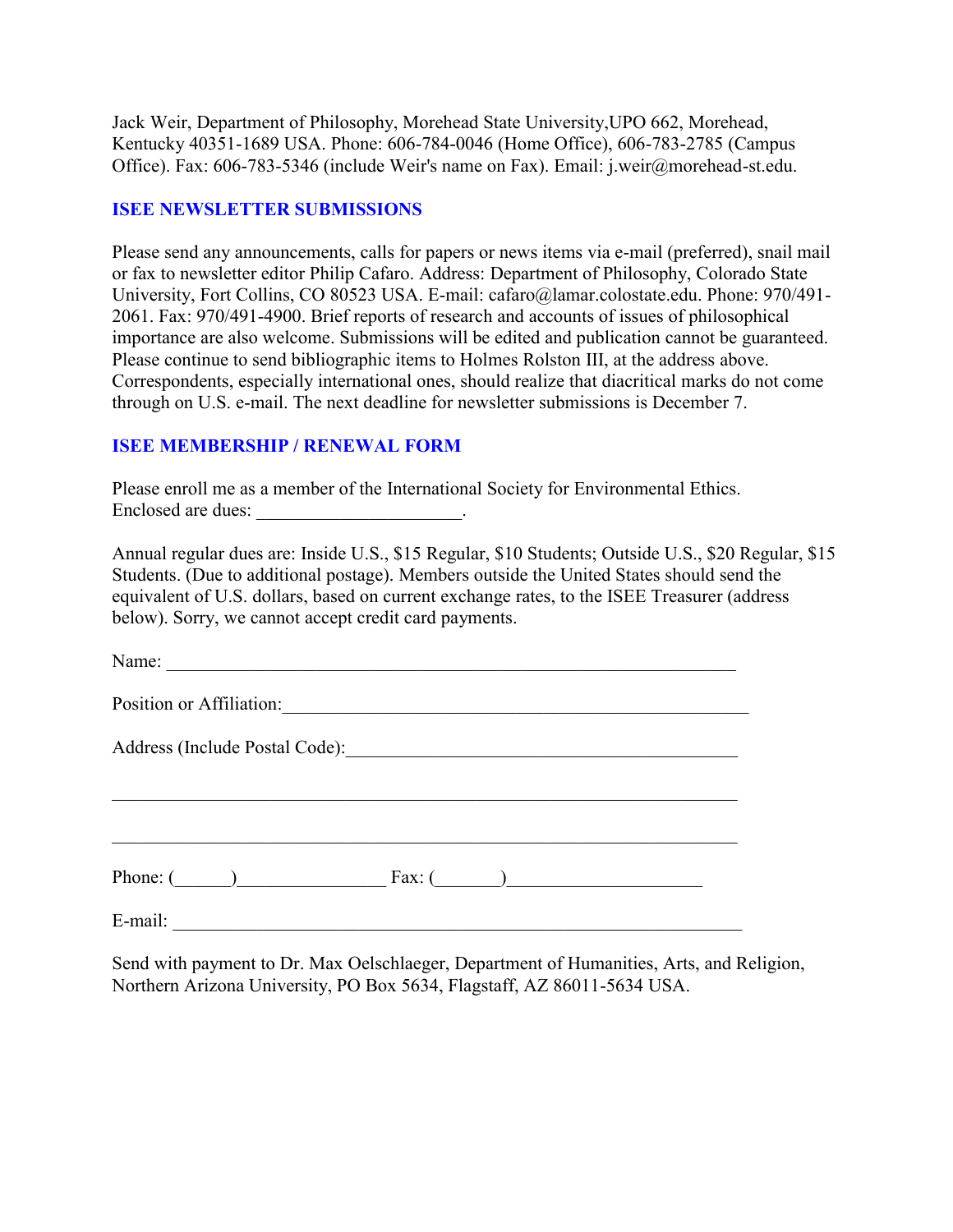Jack Weir, Department of Philosophy, Morehead State University,UPO 662, Morehead, Kentucky 40351-1689 USA. Phone: 606-784-0046 (Home Office), 606-783-2785 (Campus Office). Fax: 606-783-5346 (include Weir's name on Fax). Email: j.weir@morehead-st.edu.

## ISEE NEWSLETTER SUBMISSIONS

Please send any announcements, calls for papers or news items via e-mail (preferred), snail mail or fax to newsletter editor Philip Cafaro. Address: Department of Philosophy, Colorado State University, Fort Collins, CO 80523 USA. E-mail: cafaro@lamar.colostate.edu. Phone: 970/491-2061. Fax: 970/491-4900. Brief reports of research and accounts of issues of philosophical importance are also welcome. Submissions will be edited and publication cannot be guaranteed. Please continue to send bibliographic items to Holmes Rolston III, at the address above. Correspondents, especially international ones, should realize that diacritical marks do not come through on U.S. e-mail. The next deadline for newsletter submissions is December 7.

## ISEE MEMBERSHIP / RENEWAL FORM

Please enroll me as a member of the International Society for Environmental Ethics. Enclosed are dues: ______________________.

Annual regular dues are: Inside U.S., $15 Regular, $10 Students; Outside U.S., $20 Regular, $15 Students. (Due to additional postage). Members outside the United States should send the equivalent of U.S. dollars, based on current exchange rates, to the ISEE Treasurer (address below). Sorry, we cannot accept credit card payments.

Name: _______________________________________________________________

Position or Affiliation:_____________________________________________________

Address (Include Postal Code):__________________________________________

_____________________________________________________________________

_____________________________________________________________________

Phone: (______)________________ Fax: (_______)_____________________

E-mail: _______________________________________________________________

Send with payment to Dr. Max Oelschlaeger, Department of Humanities, Arts, and Religion, Northern Arizona University, PO Box 5634, Flagstaff, AZ 86011-5634 USA.